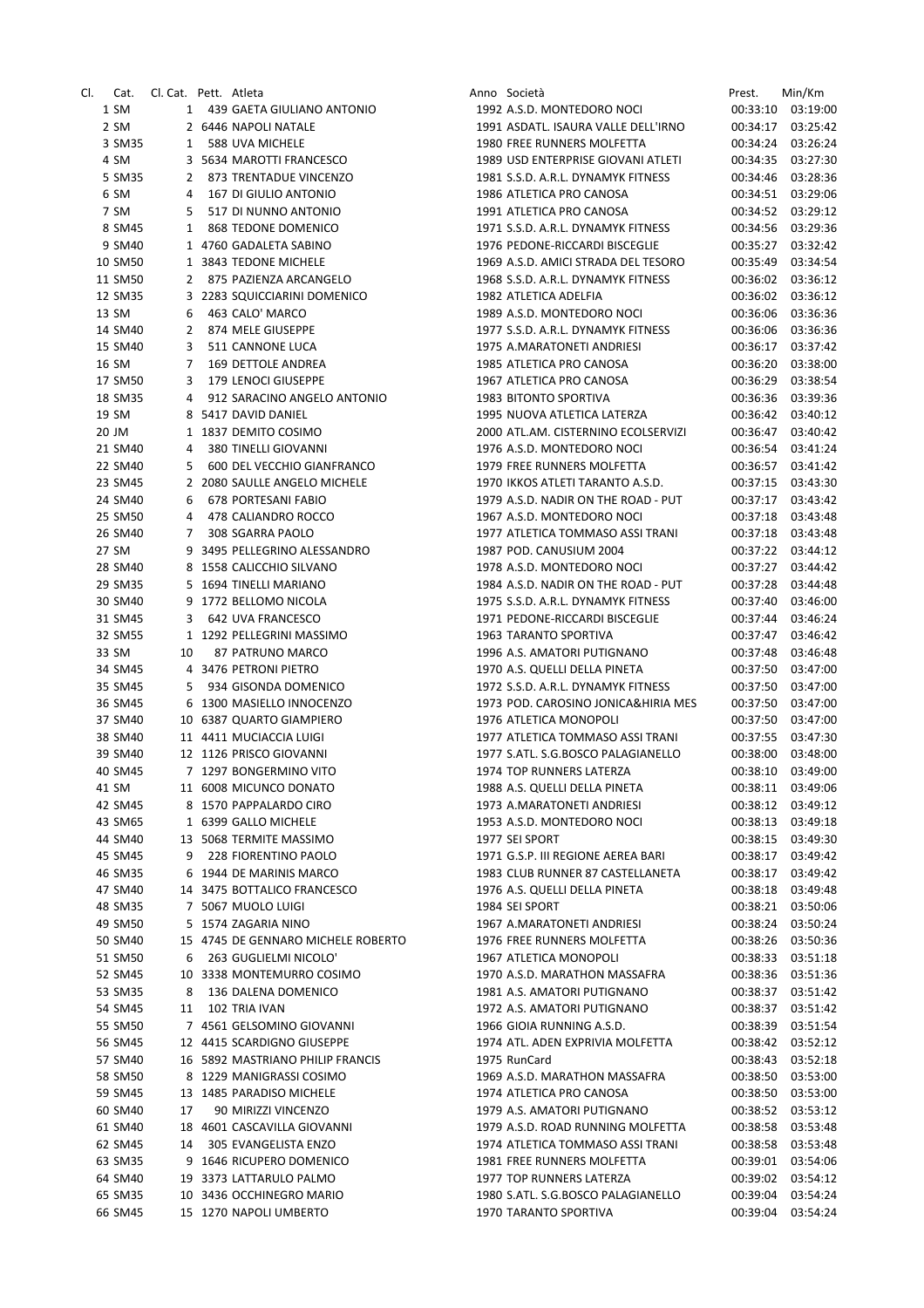| Cl. | Cat. | Cl. Cat. | Pett. | Atleta | Anno | Società | Prest. | Min/Km |
|---|---|---|---|---|---|---|---|---|
| 1 | SM | 1 | 439 | GAETA GIULIANO ANTONIO | 1992 | A.S.D. MONTEDORO NOCI | 00:33:10 | 03:19:00 |
| 2 | SM | 2 | 6446 | NAPOLI NATALE | 1991 | ASDATL. ISAURA VALLE DELL'IRNO | 00:34:17 | 03:25:42 |
| 3 | SM35 | 1 | 588 | UVA MICHELE | 1980 | FREE RUNNERS MOLFETTA | 00:34:24 | 03:26:24 |
| 4 | SM | 3 | 5634 | MAROTTI FRANCESCO | 1989 | USD ENTERPRISE GIOVANI ATLETI | 00:34:35 | 03:27:30 |
| 5 | SM35 | 2 | 873 | TRENTADUE VINCENZO | 1981 | S.S.D. A.R.L. DYNAMYK FITNESS | 00:34:46 | 03:28:36 |
| 6 | SM | 4 | 167 | DI GIULIO ANTONIO | 1986 | ATLETICA PRO CANOSA | 00:34:51 | 03:29:06 |
| 7 | SM | 5 | 517 | DI NUNNO ANTONIO | 1991 | ATLETICA PRO CANOSA | 00:34:52 | 03:29:12 |
| 8 | SM45 | 1 | 868 | TEDONE DOMENICO | 1971 | S.S.D. A.R.L. DYNAMYK FITNESS | 00:34:56 | 03:29:36 |
| 9 | SM40 | 1 | 4760 | GADALETA SABINO | 1976 | PEDONE-RICCARDI BISCEGLIE | 00:35:27 | 03:32:42 |
| 10 | SM50 | 1 | 3843 | TEDONE MICHELE | 1969 | A.S.D. AMICI STRADA DEL TESORO | 00:35:49 | 03:34:54 |
| 11 | SM50 | 2 | 875 | PAZIENZA ARCANGELO | 1968 | S.S.D. A.R.L. DYNAMYK FITNESS | 00:36:02 | 03:36:12 |
| 12 | SM35 | 3 | 2283 | SQUICCIARINI DOMENICO | 1982 | ATLETICA ADELFIA | 00:36:02 | 03:36:12 |
| 13 | SM | 6 | 463 | CALO' MARCO | 1989 | A.S.D. MONTEDORO NOCI | 00:36:06 | 03:36:36 |
| 14 | SM40 | 2 | 874 | MELE GIUSEPPE | 1977 | S.S.D. A.R.L. DYNAMYK FITNESS | 00:36:06 | 03:36:36 |
| 15 | SM40 | 3 | 511 | CANNONE LUCA | 1975 | A.MARATONETI ANDRIESI | 00:36:17 | 03:37:42 |
| 16 | SM | 7 | 169 | DETTOLE ANDREA | 1985 | ATLETICA PRO CANOSA | 00:36:20 | 03:38:00 |
| 17 | SM50 | 3 | 179 | LENOCI GIUSEPPE | 1967 | ATLETICA PRO CANOSA | 00:36:29 | 03:38:54 |
| 18 | SM35 | 4 | 912 | SARACINO ANGELO ANTONIO | 1983 | BITONTO SPORTIVA | 00:36:36 | 03:39:36 |
| 19 | SM | 8 | 5417 | DAVID DANIEL | 1995 | NUOVA ATLETICA LATERZA | 00:36:42 | 03:40:12 |
| 20 | JM | 1 | 1837 | DEMITO COSIMO | 2000 | ATL.AM. CISTERNINO ECOLSERVIZI | 00:36:47 | 03:40:42 |
| 21 | SM40 | 4 | 380 | TINELLI GIOVANNI | 1976 | A.S.D. MONTEDORO NOCI | 00:36:54 | 03:41:24 |
| 22 | SM40 | 5 | 600 | DEL VECCHIO GIANFRANCO | 1979 | FREE RUNNERS MOLFETTA | 00:36:57 | 03:41:42 |
| 23 | SM45 | 2 | 2080 | SAULLE ANGELO MICHELE | 1970 | IKKOS ATLETI TARANTO A.S.D. | 00:37:15 | 03:43:30 |
| 24 | SM40 | 6 | 678 | PORTESANI FABIO | 1979 | A.S.D. NADIR ON THE ROAD - PUT | 00:37:17 | 03:43:42 |
| 25 | SM50 | 4 | 478 | CALIANDRO ROCCO | 1967 | A.S.D. MONTEDORO NOCI | 00:37:18 | 03:43:48 |
| 26 | SM40 | 7 | 308 | SGARRA PAOLO | 1977 | ATLETICA TOMMASO ASSI TRANI | 00:37:18 | 03:43:48 |
| 27 | SM | 9 | 3495 | PELLEGRINO ALESSANDRO | 1987 | POD. CANUSIUM 2004 | 00:37:22 | 03:44:12 |
| 28 | SM40 | 8 | 1558 | CALICCHIO SILVANO | 1978 | A.S.D. MONTEDORO NOCI | 00:37:27 | 03:44:42 |
| 29 | SM35 | 5 | 1694 | TINELLI MARIANO | 1984 | A.S.D. NADIR ON THE ROAD - PUT | 00:37:28 | 03:44:48 |
| 30 | SM40 | 9 | 1772 | BELLOMO NICOLA | 1975 | S.S.D. A.R.L. DYNAMYK FITNESS | 00:37:40 | 03:46:00 |
| 31 | SM45 | 3 | 642 | UVA FRANCESCO | 1971 | PEDONE-RICCARDI BISCEGLIE | 00:37:44 | 03:46:24 |
| 32 | SM55 | 1 | 1292 | PELLEGRINI MASSIMO | 1963 | TARANTO SPORTIVA | 00:37:47 | 03:46:42 |
| 33 | SM | 10 | 87 | PATRUNO MARCO | 1996 | A.S. AMATORI PUTIGNANO | 00:37:48 | 03:46:48 |
| 34 | SM45 | 4 | 3476 | PETRONI PIETRO | 1970 | A.S. QUELLI DELLA PINETA | 00:37:50 | 03:47:00 |
| 35 | SM45 | 5 | 934 | GISONDA DOMENICO | 1972 | S.S.D. A.R.L. DYNAMYK FITNESS | 00:37:50 | 03:47:00 |
| 36 | SM45 | 6 | 1300 | MASIELLO INNOCENZO | 1973 | POD. CAROSINO JONICA&HIRIA MES | 00:37:50 | 03:47:00 |
| 37 | SM40 | 10 | 6387 | QUARTO GIAMPIERO | 1976 | ATLETICA MONOPOLI | 00:37:50 | 03:47:00 |
| 38 | SM40 | 11 | 4411 | MUCIACCIA LUIGI | 1977 | ATLETICA TOMMASO ASSI TRANI | 00:37:55 | 03:47:30 |
| 39 | SM40 | 12 | 1126 | PRISCO GIOVANNI | 1977 | S.ATL. S.G.BOSCO PALAGIANELLO | 00:38:00 | 03:48:00 |
| 40 | SM45 | 7 | 1297 | BONGERMINO VITO | 1974 | TOP RUNNERS LATERZA | 00:38:10 | 03:49:00 |
| 41 | SM | 11 | 6008 | MICUNCO DONATO | 1988 | A.S. QUELLI DELLA PINETA | 00:38:11 | 03:49:06 |
| 42 | SM45 | 8 | 1570 | PAPPALARDO CIRO | 1973 | A.MARATONETI ANDRIESI | 00:38:12 | 03:49:12 |
| 43 | SM65 | 1 | 6399 | GALLO MICHELE | 1953 | A.S.D. MONTEDORO NOCI | 00:38:13 | 03:49:18 |
| 44 | SM40 | 13 | 5068 | TERMITE MASSIMO | 1977 | SEI SPORT | 00:38:15 | 03:49:30 |
| 45 | SM45 | 9 | 228 | FIORENTINO PAOLO | 1971 | G.S.P. III REGIONE AEREA BARI | 00:38:17 | 03:49:42 |
| 46 | SM35 | 6 | 1944 | DE MARINIS MARCO | 1983 | CLUB RUNNER 87 CASTELLANETA | 00:38:17 | 03:49:42 |
| 47 | SM40 | 14 | 3475 | BOTTALICO FRANCESCO | 1976 | A.S. QUELLI DELLA PINETA | 00:38:18 | 03:49:48 |
| 48 | SM35 | 7 | 5067 | MUOLO LUIGI | 1984 | SEI SPORT | 00:38:21 | 03:50:06 |
| 49 | SM50 | 5 | 1574 | ZAGARIA NINO | 1967 | A.MARATONETI ANDRIESI | 00:38:24 | 03:50:24 |
| 50 | SM40 | 15 | 4745 | DE GENNARO MICHELE ROBERTO | 1976 | FREE RUNNERS MOLFETTA | 00:38:26 | 03:50:36 |
| 51 | SM50 | 6 | 263 | GUGLIELMI NICOLO' | 1967 | ATLETICA MONOPOLI | 00:38:33 | 03:51:18 |
| 52 | SM45 | 10 | 3338 | MONTEMURRO COSIMO | 1970 | A.S.D. MARATHON MASSAFRA | 00:38:36 | 03:51:36 |
| 53 | SM35 | 8 | 136 | DALENA DOMENICO | 1981 | A.S. AMATORI PUTIGNANO | 00:38:37 | 03:51:42 |
| 54 | SM45 | 11 | 102 | TRIA IVAN | 1972 | A.S. AMATORI PUTIGNANO | 00:38:37 | 03:51:42 |
| 55 | SM50 | 7 | 4561 | GELSOMINO GIOVANNI | 1966 | GIOIA RUNNING A.S.D. | 00:38:39 | 03:51:54 |
| 56 | SM45 | 12 | 4415 | SCARDIGNO GIUSEPPE | 1974 | ATL. ADEN EXPRIVIA MOLFETTA | 00:38:42 | 03:52:12 |
| 57 | SM40 | 16 | 5892 | MASTRIANO PHILIP FRANCIS | 1975 | RunCard | 00:38:43 | 03:52:18 |
| 58 | SM50 | 8 | 1229 | MANIGRASSI COSIMO | 1969 | A.S.D. MARATHON MASSAFRA | 00:38:50 | 03:53:00 |
| 59 | SM45 | 13 | 1485 | PARADISO MICHELE | 1974 | ATLETICA PRO CANOSA | 00:38:50 | 03:53:00 |
| 60 | SM40 | 17 | 90 | MIRIZZI VINCENZO | 1979 | A.S. AMATORI PUTIGNANO | 00:38:52 | 03:53:12 |
| 61 | SM40 | 18 | 4601 | CASCAVILLA GIOVANNI | 1979 | A.S.D. ROAD RUNNING MOLFETTA | 00:38:58 | 03:53:48 |
| 62 | SM45 | 14 | 305 | EVANGELISTA ENZO | 1974 | ATLETICA TOMMASO ASSI TRANI | 00:38:58 | 03:53:48 |
| 63 | SM35 | 9 | 1646 | RICUPERO DOMENICO | 1981 | FREE RUNNERS MOLFETTA | 00:39:01 | 03:54:06 |
| 64 | SM40 | 19 | 3373 | LATTARULO PALMO | 1977 | TOP RUNNERS LATERZA | 00:39:02 | 03:54:12 |
| 65 | SM35 | 10 | 3436 | OCCHINEGRO MARIO | 1980 | S.ATL. S.G.BOSCO PALAGIANELLO | 00:39:04 | 03:54:24 |
| 66 | SM45 | 15 | 1270 | NAPOLI UMBERTO | 1970 | TARANTO SPORTIVA | 00:39:04 | 03:54:24 |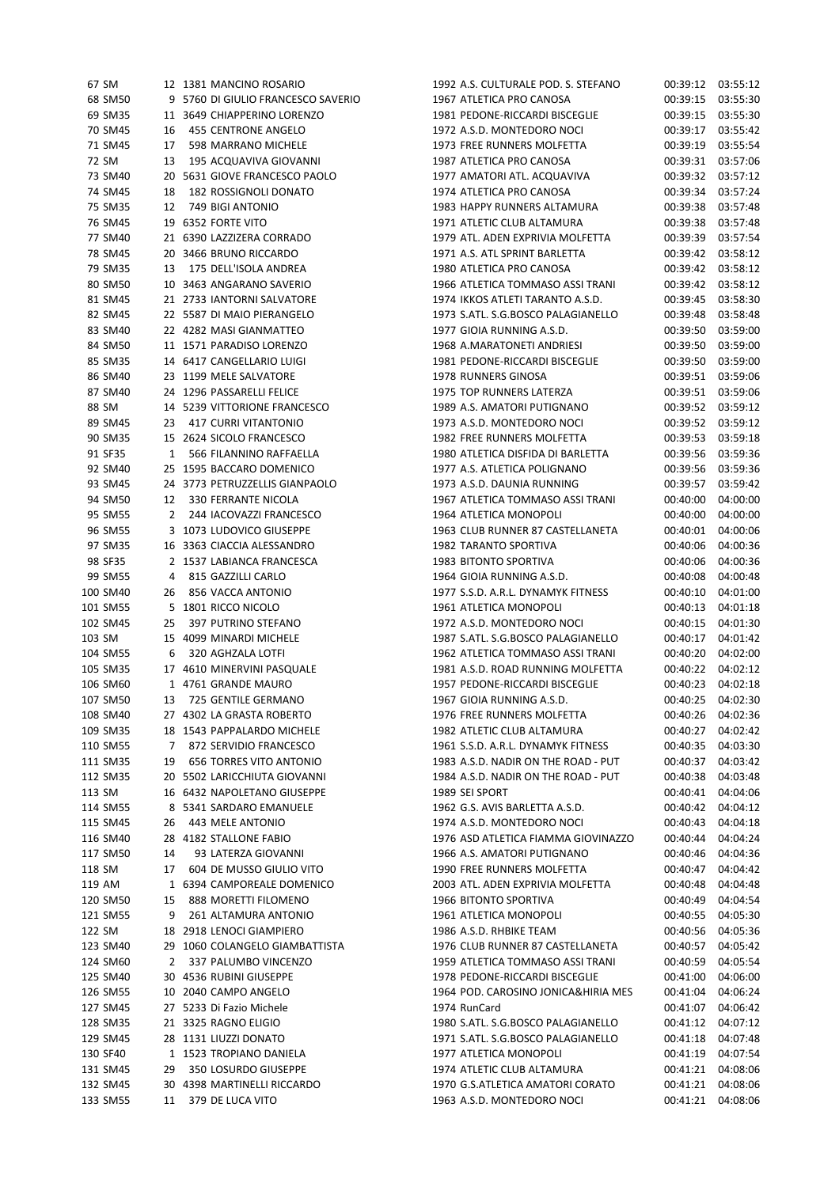| Pos | Cat | Pos Cat | Pett. | Nome | Anno | Società | Tempo | Media |
|---|---|---|---|---|---|---|---|---|
| 67 | SM | 12 | 1381 | MANCINO ROSARIO | 1992 | A.S. CULTURALE POD. S. STEFANO | 00:39:12 | 03:55:12 |
| 68 | SM50 | 9 | 5760 | DI GIULIO FRANCESCO SAVERIO | 1967 | ATLETICA PRO CANOSA | 00:39:15 | 03:55:30 |
| 69 | SM35 | 11 | 3649 | CHIAPPERINO LORENZO | 1981 | PEDONE-RICCARDI BISCEGLIE | 00:39:15 | 03:55:30 |
| 70 | SM45 | 16 | 455 | CENTRONE ANGELO | 1972 | A.S.D. MONTEDORO NOCI | 00:39:17 | 03:55:42 |
| 71 | SM45 | 17 | 598 | MARRANO MICHELE | 1973 | FREE RUNNERS MOLFETTA | 00:39:19 | 03:55:54 |
| 72 | SM | 13 | 195 | ACQUAVIVA GIOVANNI | 1987 | ATLETICA PRO CANOSA | 00:39:31 | 03:57:06 |
| 73 | SM40 | 20 | 5631 | GIOVE FRANCESCO PAOLO | 1977 | AMATORI ATL. ACQUAVIVA | 00:39:32 | 03:57:12 |
| 74 | SM45 | 18 | 182 | ROSSIGNOLI DONATO | 1974 | ATLETICA PRO CANOSA | 00:39:34 | 03:57:24 |
| 75 | SM35 | 12 | 749 | BIGI ANTONIO | 1983 | HAPPY RUNNERS ALTAMURA | 00:39:38 | 03:57:48 |
| 76 | SM45 | 19 | 6352 | FORTE VITO | 1971 | ATLETIC CLUB ALTAMURA | 00:39:38 | 03:57:48 |
| 77 | SM40 | 21 | 6390 | LAZZIZERA CORRADO | 1979 | ATL. ADEN EXPRIVIA MOLFETTA | 00:39:39 | 03:57:54 |
| 78 | SM45 | 20 | 3466 | BRUNO RICCARDO | 1971 | A.S. ATL SPRINT BARLETTA | 00:39:42 | 03:58:12 |
| 79 | SM35 | 13 | 175 | DELL'ISOLA ANDREA | 1980 | ATLETICA PRO CANOSA | 00:39:42 | 03:58:12 |
| 80 | SM50 | 10 | 3463 | ANGARANO SAVERIO | 1966 | ATLETICA TOMMASO ASSI TRANI | 00:39:42 | 03:58:12 |
| 81 | SM45 | 21 | 2733 | IANTORNI SALVATORE | 1974 | IKKOS ATLETI TARANTO A.S.D. | 00:39:45 | 03:58:30 |
| 82 | SM45 | 22 | 5587 | DI MAIO PIERANGELO | 1973 | S.ATL. S.G.BOSCO PALAGIANELLO | 00:39:48 | 03:58:48 |
| 83 | SM40 | 22 | 4282 | MASI GIANMATTEO | 1977 | GIOIA RUNNING A.S.D. | 00:39:50 | 03:59:00 |
| 84 | SM50 | 11 | 1571 | PARADISO LORENZO | 1968 | A.MARATONETI ANDRIESI | 00:39:50 | 03:59:00 |
| 85 | SM35 | 14 | 6417 | CANGELLARIO LUIGI | 1981 | PEDONE-RICCARDI BISCEGLIE | 00:39:50 | 03:59:00 |
| 86 | SM40 | 23 | 1199 | MELE SALVATORE | 1978 | RUNNERS GINOSA | 00:39:51 | 03:59:06 |
| 87 | SM40 | 24 | 1296 | PASSARELLI FELICE | 1975 | TOP RUNNERS LATERZA | 00:39:51 | 03:59:06 |
| 88 | SM | 14 | 5239 | VITTORIONE FRANCESCO | 1989 | A.S. AMATORI PUTIGNANO | 00:39:52 | 03:59:12 |
| 89 | SM45 | 23 | 417 | CURRI VITANTONIO | 1973 | A.S.D. MONTEDORO NOCI | 00:39:52 | 03:59:12 |
| 90 | SM35 | 15 | 2624 | SICOLO FRANCESCO | 1982 | FREE RUNNERS MOLFETTA | 00:39:53 | 03:59:18 |
| 91 | SF35 | 1 | 566 | FILANNINO RAFFAELLA | 1980 | ATLETICA DISFIDA DI BARLETTA | 00:39:56 | 03:59:36 |
| 92 | SM40 | 25 | 1595 | BACCARO DOMENICO | 1977 | A.S. ATLETICA POLIGNANO | 00:39:56 | 03:59:36 |
| 93 | SM45 | 24 | 3773 | PETRUZZELLIS GIANPAOLO | 1973 | A.S.D. DAUNIA RUNNING | 00:39:57 | 03:59:42 |
| 94 | SM50 | 12 | 330 | FERRANTE NICOLA | 1967 | ATLETICA TOMMASO ASSI TRANI | 00:40:00 | 04:00:00 |
| 95 | SM55 | 2 | 244 | IACOVAZZI FRANCESCO | 1964 | ATLETICA MONOPOLI | 00:40:00 | 04:00:00 |
| 96 | SM55 | 3 | 1073 | LUDOVICO GIUSEPPE | 1963 | CLUB RUNNER 87 CASTELLANETA | 00:40:01 | 04:00:06 |
| 97 | SM35 | 16 | 3363 | CIACCIA ALESSANDRO | 1982 | TARANTO SPORTIVA | 00:40:06 | 04:00:36 |
| 98 | SF35 | 2 | 1537 | LABIANCA FRANCESCA | 1983 | BITONTO SPORTIVA | 00:40:06 | 04:00:36 |
| 99 | SM55 | 4 | 815 | GAZZILLI CARLO | 1964 | GIOIA RUNNING A.S.D. | 00:40:08 | 04:00:48 |
| 100 | SM40 | 26 | 856 | VACCA ANTONIO | 1977 | S.S.D. A.R.L. DYNAMYK FITNESS | 00:40:10 | 04:01:00 |
| 101 | SM55 | 5 | 1801 | RICCO NICOLO | 1961 | ATLETICA MONOPOLI | 00:40:13 | 04:01:18 |
| 102 | SM45 | 25 | 397 | PUTRINO STEFANO | 1972 | A.S.D. MONTEDORO NOCI | 00:40:15 | 04:01:30 |
| 103 | SM | 15 | 4099 | MINARDI MICHELE | 1987 | S.ATL. S.G.BOSCO PALAGIANELLO | 00:40:17 | 04:01:42 |
| 104 | SM55 | 6 | 320 | AGHZALA LOTFI | 1962 | ATLETICA TOMMASO ASSI TRANI | 00:40:20 | 04:02:00 |
| 105 | SM35 | 17 | 4610 | MINERVINI PASQUALE | 1981 | A.S.D. ROAD RUNNING MOLFETTA | 00:40:22 | 04:02:12 |
| 106 | SM60 | 1 | 4761 | GRANDE MAURO | 1957 | PEDONE-RICCARDI BISCEGLIE | 00:40:23 | 04:02:18 |
| 107 | SM50 | 13 | 725 | GENTILE GERMANO | 1967 | GIOIA RUNNING A.S.D. | 00:40:25 | 04:02:30 |
| 108 | SM40 | 27 | 4302 | LA GRASTA ROBERTO | 1976 | FREE RUNNERS MOLFETTA | 00:40:26 | 04:02:36 |
| 109 | SM35 | 18 | 1543 | PAPPALARDO MICHELE | 1982 | ATLETIC CLUB ALTAMURA | 00:40:27 | 04:02:42 |
| 110 | SM55 | 7 | 872 | SERVIDIO FRANCESCO | 1961 | S.S.D. A.R.L. DYNAMYK FITNESS | 00:40:35 | 04:03:30 |
| 111 | SM35 | 19 | 656 | TORRES VITO ANTONIO | 1983 | A.S.D. NADIR ON THE ROAD - PUT | 00:40:37 | 04:03:42 |
| 112 | SM35 | 20 | 5502 | LARICCHIUTA GIOVANNI | 1984 | A.S.D. NADIR ON THE ROAD - PUT | 00:40:38 | 04:03:48 |
| 113 | SM | 16 | 6432 | NAPOLETANO GIUSEPPE | 1989 | SEI SPORT | 00:40:41 | 04:04:06 |
| 114 | SM55 | 8 | 5341 | SARDARO EMANUELE | 1962 | G.S. AVIS BARLETTA A.S.D. | 00:40:42 | 04:04:12 |
| 115 | SM45 | 26 | 443 | MELE ANTONIO | 1974 | A.S.D. MONTEDORO NOCI | 00:40:43 | 04:04:18 |
| 116 | SM40 | 28 | 4182 | STALLONE FABIO | 1976 | ASD ATLETICA FIAMMA GIOVINAZZO | 00:40:44 | 04:04:24 |
| 117 | SM50 | 14 | 93 | LATERZA GIOVANNI | 1966 | A.S. AMATORI PUTIGNANO | 00:40:46 | 04:04:36 |
| 118 | SM | 17 | 604 | DE MUSSO GIULIO VITO | 1990 | FREE RUNNERS MOLFETTA | 00:40:47 | 04:04:42 |
| 119 | AM | 1 | 6394 | CAMPOREALE DOMENICO | 2003 | ATL. ADEN EXPRIVIA MOLFETTA | 00:40:48 | 04:04:48 |
| 120 | SM50 | 15 | 888 | MORETTI FILOMENO | 1966 | BITONTO SPORTIVA | 00:40:49 | 04:04:54 |
| 121 | SM55 | 9 | 261 | ALTAMURA ANTONIO | 1961 | ATLETICA MONOPOLI | 00:40:55 | 04:05:30 |
| 122 | SM | 18 | 2918 | LENOCI GIAMPIERO | 1986 | A.S.D. RHBIKE TEAM | 00:40:56 | 04:05:36 |
| 123 | SM40 | 29 | 1060 | COLANGELO GIAMBATTISTA | 1976 | CLUB RUNNER 87 CASTELLANETA | 00:40:57 | 04:05:42 |
| 124 | SM60 | 2 | 337 | PALUMBO VINCENZO | 1959 | ATLETICA TOMMASO ASSI TRANI | 00:40:59 | 04:05:54 |
| 125 | SM40 | 30 | 4536 | RUBINI GIUSEPPE | 1978 | PEDONE-RICCARDI BISCEGLIE | 00:41:00 | 04:06:00 |
| 126 | SM55 | 10 | 2040 | CAMPO ANGELO | 1964 | POD. CAROSINO JONICA&HIRIA MES | 00:41:04 | 04:06:24 |
| 127 | SM45 | 27 | 5233 | Di Fazio Michele | 1974 | RunCard | 00:41:07 | 04:06:42 |
| 128 | SM35 | 21 | 3325 | RAGNO ELIGIO | 1980 | S.ATL. S.G.BOSCO PALAGIANELLO | 00:41:12 | 04:07:12 |
| 129 | SM45 | 28 | 1131 | LIUZZI DONATO | 1971 | S.ATL. S.G.BOSCO PALAGIANELLO | 00:41:18 | 04:07:48 |
| 130 | SF40 | 1 | 1523 | TROPIANO DANIELA | 1977 | ATLETICA MONOPOLI | 00:41:19 | 04:07:54 |
| 131 | SM45 | 29 | 350 | LOSURDO GIUSEPPE | 1974 | ATLETIC CLUB ALTAMURA | 00:41:21 | 04:08:06 |
| 132 | SM45 | 30 | 4398 | MARTINELLI RICCARDO | 1970 | G.S.ATLETICA AMATORI CORATO | 00:41:21 | 04:08:06 |
| 133 | SM55 | 11 | 379 | DE LUCA VITO | 1963 | A.S.D. MONTEDORO NOCI | 00:41:21 | 04:08:06 |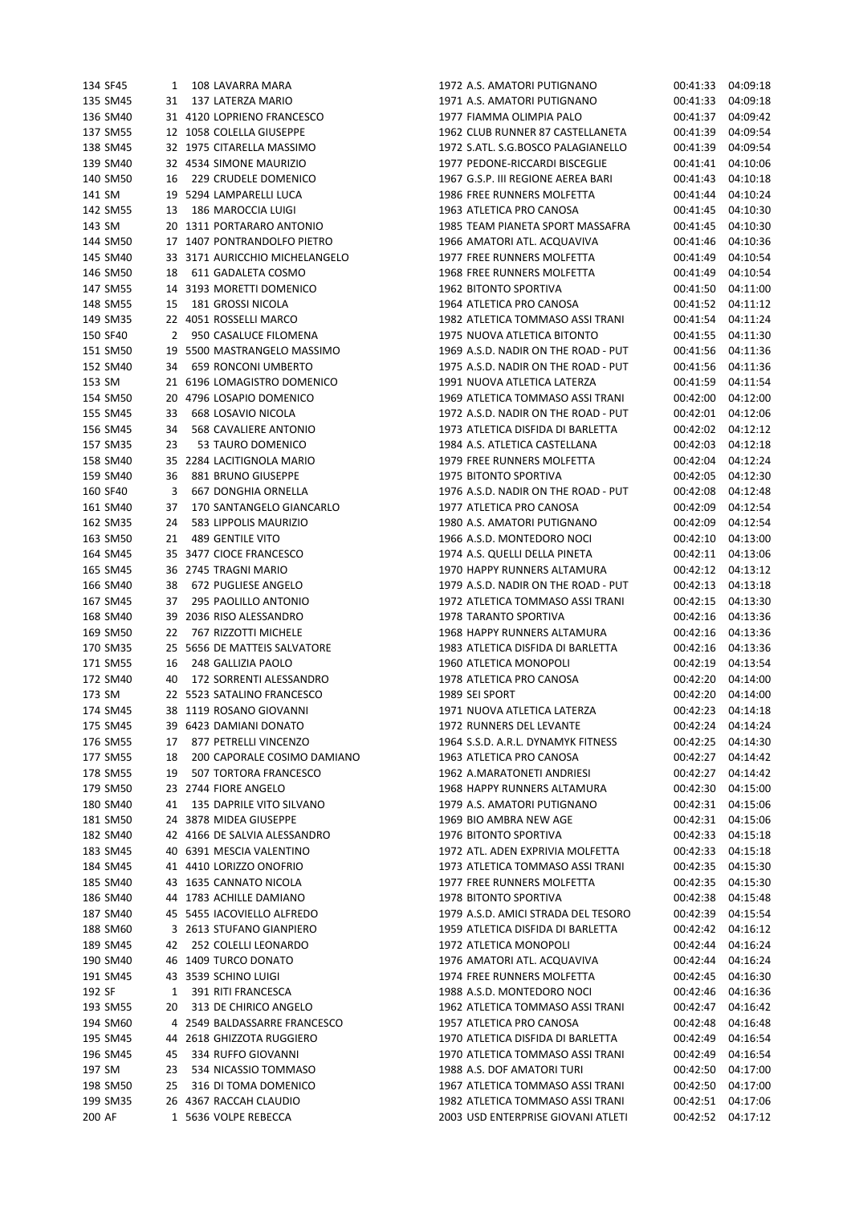| Pos | Cat | Pos Cat | Pett | Nome | Anno | Società | Tempo | Media |
|---|---|---|---|---|---|---|---|---|
| 134 | SF45 | 1 | 108 | LAVARRA MARA | 1972 | A.S. AMATORI PUTIGNANO | 00:41:33 | 04:09:18 |
| 135 | SM45 | 31 | 137 | LATERZA MARIO | 1971 | A.S. AMATORI PUTIGNANO | 00:41:33 | 04:09:18 |
| 136 | SM40 | 31 | 4120 | LOPRIENO FRANCESCO | 1977 | FIAMMA OLIMPIA PALO | 00:41:37 | 04:09:42 |
| 137 | SM55 | 12 | 1058 | COLELLA GIUSEPPE | 1962 | CLUB RUNNER 87 CASTELLANETA | 00:41:39 | 04:09:54 |
| 138 | SM45 | 32 | 1975 | CITARELLA MASSIMO | 1972 | S.ATL. S.G.BOSCO PALAGIANELLO | 00:41:39 | 04:09:54 |
| 139 | SM40 | 32 | 4534 | SIMONE MAURIZIO | 1977 | PEDONE-RICCARDI BISCEGLIE | 00:41:41 | 04:10:06 |
| 140 | SM50 | 16 | 229 | CRUDELE DOMENICO | 1967 | G.S.P. III REGIONE AEREA BARI | 00:41:43 | 04:10:18 |
| 141 | SM | 19 | 5294 | LAMPARELLI LUCA | 1986 | FREE RUNNERS MOLFETTA | 00:41:44 | 04:10:24 |
| 142 | SM55 | 13 | 186 | MAROCCIA LUIGI | 1963 | ATLETICA PRO CANOSA | 00:41:45 | 04:10:30 |
| 143 | SM | 20 | 1311 | PORTARARO ANTONIO | 1985 | TEAM PIANETA SPORT MASSAFRA | 00:41:45 | 04:10:30 |
| 144 | SM50 | 17 | 1407 | PONTRANDOLFO PIETRO | 1966 | AMATORI ATL. ACQUAVIVA | 00:41:46 | 04:10:36 |
| 145 | SM40 | 33 | 3171 | AURICCHIO MICHELANGELO | 1977 | FREE RUNNERS MOLFETTA | 00:41:49 | 04:10:54 |
| 146 | SM50 | 18 | 611 | GADALETA COSMO | 1968 | FREE RUNNERS MOLFETTA | 00:41:49 | 04:10:54 |
| 147 | SM55 | 14 | 3193 | MORETTI DOMENICO | 1962 | BITONTO SPORTIVA | 00:41:50 | 04:11:00 |
| 148 | SM55 | 15 | 181 | GROSSI NICOLA | 1964 | ATLETICA PRO CANOSA | 00:41:52 | 04:11:12 |
| 149 | SM35 | 22 | 4051 | ROSSELLI MARCO | 1982 | ATLETICA TOMMASO ASSI TRANI | 00:41:54 | 04:11:24 |
| 150 | SF40 | 2 | 950 | CASALUCE FILOMENA | 1975 | NUOVA ATLETICA BITONTO | 00:41:55 | 04:11:30 |
| 151 | SM50 | 19 | 5500 | MASTRANGELO MASSIMO | 1969 | A.S.D. NADIR ON THE ROAD - PUT | 00:41:56 | 04:11:36 |
| 152 | SM40 | 34 | 659 | RONCONI UMBERTO | 1975 | A.S.D. NADIR ON THE ROAD - PUT | 00:41:56 | 04:11:36 |
| 153 | SM | 21 | 6196 | LOMAGISTRO DOMENICO | 1991 | NUOVA ATLETICA LATERZA | 00:41:59 | 04:11:54 |
| 154 | SM50 | 20 | 4796 | LOSAPIO DOMENICO | 1969 | ATLETICA TOMMASO ASSI TRANI | 00:42:00 | 04:12:00 |
| 155 | SM45 | 33 | 668 | LOSAVIO NICOLA | 1972 | A.S.D. NADIR ON THE ROAD - PUT | 00:42:01 | 04:12:06 |
| 156 | SM45 | 34 | 568 | CAVALIERE ANTONIO | 1973 | ATLETICA DISFIDA DI BARLETTA | 00:42:02 | 04:12:12 |
| 157 | SM35 | 23 | 53 | TAURO DOMENICO | 1984 | A.S. ATLETICA CASTELLANA | 00:42:03 | 04:12:18 |
| 158 | SM40 | 35 | 2284 | LACITIGNOLA MARIO | 1979 | FREE RUNNERS MOLFETTA | 00:42:04 | 04:12:24 |
| 159 | SM40 | 36 | 881 | BRUNO GIUSEPPE | 1975 | BITONTO SPORTIVA | 00:42:05 | 04:12:30 |
| 160 | SF40 | 3 | 667 | DONGHIA ORNELLA | 1976 | A.S.D. NADIR ON THE ROAD - PUT | 00:42:08 | 04:12:48 |
| 161 | SM40 | 37 | 170 | SANTANGELO GIANCARLO | 1977 | ATLETICA PRO CANOSA | 00:42:09 | 04:12:54 |
| 162 | SM35 | 24 | 583 | LIPPOLIS MAURIZIO | 1980 | A.S. AMATORI PUTIGNANO | 00:42:09 | 04:12:54 |
| 163 | SM50 | 21 | 489 | GENTILE VITO | 1966 | A.S.D. MONTEDORO NOCI | 00:42:10 | 04:13:00 |
| 164 | SM45 | 35 | 3477 | CIOCE FRANCESCO | 1974 | A.S. QUELLI DELLA PINETA | 00:42:11 | 04:13:06 |
| 165 | SM45 | 36 | 2745 | TRAGNI MARIO | 1970 | HAPPY RUNNERS ALTAMURA | 00:42:12 | 04:13:12 |
| 166 | SM40 | 38 | 672 | PUGLIESE ANGELO | 1979 | A.S.D. NADIR ON THE ROAD - PUT | 00:42:13 | 04:13:18 |
| 167 | SM45 | 37 | 295 | PAOLILLO ANTONIO | 1972 | ATLETICA TOMMASO ASSI TRANI | 00:42:15 | 04:13:30 |
| 168 | SM40 | 39 | 2036 | RISO ALESSANDRO | 1978 | TARANTO SPORTIVA | 00:42:16 | 04:13:36 |
| 169 | SM50 | 22 | 767 | RIZZOTTI MICHELE | 1968 | HAPPY RUNNERS ALTAMURA | 00:42:16 | 04:13:36 |
| 170 | SM35 | 25 | 5656 | DE MATTEIS SALVATORE | 1983 | ATLETICA DISFIDA DI BARLETTA | 00:42:16 | 04:13:36 |
| 171 | SM55 | 16 | 248 | GALLIZIA PAOLO | 1960 | ATLETICA MONOPOLI | 00:42:19 | 04:13:54 |
| 172 | SM40 | 40 | 172 | SORRENTI ALESSANDRO | 1978 | ATLETICA PRO CANOSA | 00:42:20 | 04:14:00 |
| 173 | SM | 22 | 5523 | SATALINO FRANCESCO | 1989 | SEI SPORT | 00:42:20 | 04:14:00 |
| 174 | SM45 | 38 | 1119 | ROSANO GIOVANNI | 1971 | NUOVA ATLETICA LATERZA | 00:42:23 | 04:14:18 |
| 175 | SM45 | 39 | 6423 | DAMIANI DONATO | 1972 | RUNNERS DEL LEVANTE | 00:42:24 | 04:14:24 |
| 176 | SM55 | 17 | 877 | PETRELLI VINCENZO | 1964 | S.S.D. A.R.L. DYNAMYK FITNESS | 00:42:25 | 04:14:30 |
| 177 | SM55 | 18 | 200 | CAPORALE COSIMO DAMIANO | 1963 | ATLETICA PRO CANOSA | 00:42:27 | 04:14:42 |
| 178 | SM55 | 19 | 507 | TORTORA FRANCESCO | 1962 | A.MARATONETI ANDRIESI | 00:42:27 | 04:14:42 |
| 179 | SM50 | 23 | 2744 | FIORE ANGELO | 1968 | HAPPY RUNNERS ALTAMURA | 00:42:30 | 04:15:00 |
| 180 | SM40 | 41 | 135 | DAPRILE VITO SILVANO | 1979 | A.S. AMATORI PUTIGNANO | 00:42:31 | 04:15:06 |
| 181 | SM50 | 24 | 3878 | MIDEA GIUSEPPE | 1969 | BIO AMBRA NEW AGE | 00:42:31 | 04:15:06 |
| 182 | SM40 | 42 | 4166 | DE SALVIA ALESSANDRO | 1976 | BITONTO SPORTIVA | 00:42:33 | 04:15:18 |
| 183 | SM45 | 40 | 6391 | MESCIA VALENTINO | 1972 | ATL. ADEN EXPRIVIA MOLFETTA | 00:42:33 | 04:15:18 |
| 184 | SM45 | 41 | 4410 | LORIZZO ONOFRIO | 1973 | ATLETICA TOMMASO ASSI TRANI | 00:42:35 | 04:15:30 |
| 185 | SM40 | 43 | 1635 | CANNATO NICOLA | 1977 | FREE RUNNERS MOLFETTA | 00:42:35 | 04:15:30 |
| 186 | SM40 | 44 | 1783 | ACHILLE DAMIANO | 1978 | BITONTO SPORTIVA | 00:42:38 | 04:15:48 |
| 187 | SM40 | 45 | 5455 | IACOVIELLO ALFREDO | 1979 | A.S.D. AMICI STRADA DEL TESORO | 00:42:39 | 04:15:54 |
| 188 | SM60 | 3 | 2613 | STUFANO GIANPIERO | 1959 | ATLETICA DISFIDA DI BARLETTA | 00:42:42 | 04:16:12 |
| 189 | SM45 | 42 | 252 | COLELLI LEONARDO | 1972 | ATLETICA MONOPOLI | 00:42:44 | 04:16:24 |
| 190 | SM40 | 46 | 1409 | TURCO DONATO | 1976 | AMATORI ATL. ACQUAVIVA | 00:42:44 | 04:16:24 |
| 191 | SM45 | 43 | 3539 | SCHINO LUIGI | 1974 | FREE RUNNERS MOLFETTA | 00:42:45 | 04:16:30 |
| 192 | SF | 1 | 391 | RITI FRANCESCA | 1988 | A.S.D. MONTEDORO NOCI | 00:42:46 | 04:16:36 |
| 193 | SM55 | 20 | 313 | DE CHIRICO ANGELO | 1962 | ATLETICA TOMMASO ASSI TRANI | 00:42:47 | 04:16:42 |
| 194 | SM60 | 4 | 2549 | BALDASSARRE FRANCESCO | 1957 | ATLETICA PRO CANOSA | 00:42:48 | 04:16:48 |
| 195 | SM45 | 44 | 2618 | GHIZZOTA RUGGIERO | 1970 | ATLETICA DISFIDA DI BARLETTA | 00:42:49 | 04:16:54 |
| 196 | SM45 | 45 | 334 | RUFFO GIOVANNI | 1970 | ATLETICA TOMMASO ASSI TRANI | 00:42:49 | 04:16:54 |
| 197 | SM | 23 | 534 | NICASSIO TOMMASO | 1988 | A.S. DOF AMATORI TURI | 00:42:50 | 04:17:00 |
| 198 | SM50 | 25 | 316 | DI TOMA DOMENICO | 1967 | ATLETICA TOMMASO ASSI TRANI | 00:42:50 | 04:17:00 |
| 199 | SM35 | 26 | 4367 | RACCAH CLAUDIO | 1982 | ATLETICA TOMMASO ASSI TRANI | 00:42:51 | 04:17:06 |
| 200 | AF | 1 | 5636 | VOLPE REBECCA | 2003 | USD ENTERPRISE GIOVANI ATLETI | 00:42:52 | 04:17:12 |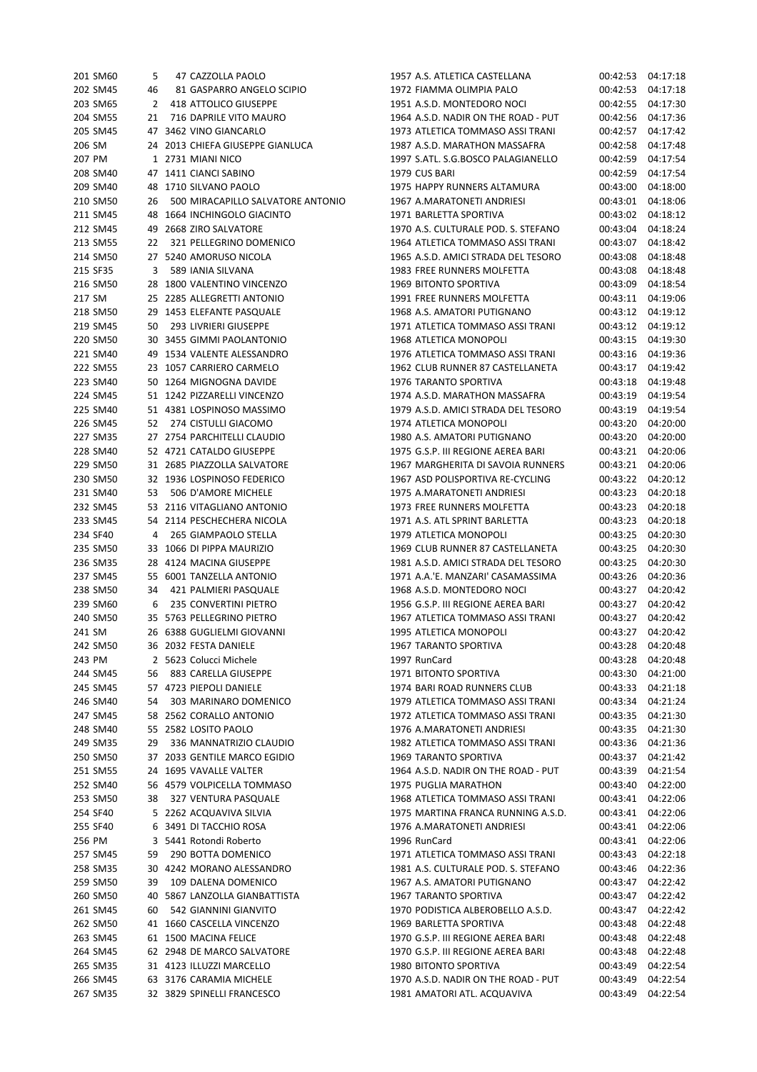| | | | | | | | | |
|---|---|---|---|---|---|---|---|---|
| 201 | SM60 | 5 | 47 | CAZZOLLA PAOLO | 1957 | A.S. ATLETICA CASTELLANA | 00:42:53 | 04:17:18 |
| 202 | SM45 | 46 | 81 | GASPARRO ANGELO SCIPIO | 1972 | FIAMMA OLIMPIA PALO | 00:42:53 | 04:17:18 |
| 203 | SM65 | 2 | 418 | ATTOLICO GIUSEPPE | 1951 | A.S.D. MONTEDORO NOCI | 00:42:55 | 04:17:30 |
| 204 | SM55 | 21 | 716 | DAPRILE VITO MAURO | 1964 | A.S.D. NADIR ON THE ROAD - PUT | 00:42:56 | 04:17:36 |
| 205 | SM45 | 47 | 3462 | VINO GIANCARLO | 1973 | ATLETICA TOMMASO ASSI TRANI | 00:42:57 | 04:17:42 |
| 206 | SM | 24 | 2013 | CHIEFA GIUSEPPE GIANLUCA | 1987 | A.S.D. MARATHON MASSAFRA | 00:42:58 | 04:17:48 |
| 207 | PM | 1 | 2731 | MIANI NICO | 1997 | S.ATL. S.G.BOSCO PALAGIANELLO | 00:42:59 | 04:17:54 |
| 208 | SM40 | 47 | 1411 | CIANCI SABINO | 1979 | CUS BARI | 00:42:59 | 04:17:54 |
| 209 | SM40 | 48 | 1710 | SILVANO PAOLO | 1975 | HAPPY RUNNERS ALTAMURA | 00:43:00 | 04:18:00 |
| 210 | SM50 | 26 | 500 | MIRACAPILLO SALVATORE ANTONIO | 1967 | A.MARATONETI ANDRIESI | 00:43:01 | 04:18:06 |
| 211 | SM45 | 48 | 1664 | INCHINGOLO GIACINTO | 1971 | BARLETTA SPORTIVA | 00:43:02 | 04:18:12 |
| 212 | SM45 | 49 | 2668 | ZIRO SALVATORE | 1970 | A.S. CULTURALE POD. S. STEFANO | 00:43:04 | 04:18:24 |
| 213 | SM55 | 22 | 321 | PELLEGRINO DOMENICO | 1964 | ATLETICA TOMMASO ASSI TRANI | 00:43:07 | 04:18:42 |
| 214 | SM50 | 27 | 5240 | AMORUSO NICOLA | 1965 | A.S.D. AMICI STRADA DEL TESORO | 00:43:08 | 04:18:48 |
| 215 | SF35 | 3 | 589 | IANIA SILVANA | 1983 | FREE RUNNERS MOLFETTA | 00:43:08 | 04:18:48 |
| 216 | SM50 | 28 | 1800 | VALENTINO VINCENZO | 1969 | BITONTO SPORTIVA | 00:43:09 | 04:18:54 |
| 217 | SM | 25 | 2285 | ALLEGRETTI ANTONIO | 1991 | FREE RUNNERS MOLFETTA | 00:43:11 | 04:19:06 |
| 218 | SM50 | 29 | 1453 | ELEFANTE PASQUALE | 1968 | A.S. AMATORI PUTIGNANO | 00:43:12 | 04:19:12 |
| 219 | SM45 | 50 | 293 | LIVRIERI GIUSEPPE | 1971 | ATLETICA TOMMASO ASSI TRANI | 00:43:12 | 04:19:12 |
| 220 | SM50 | 30 | 3455 | GIMMI PAOLANTONIO | 1968 | ATLETICA MONOPOLI | 00:43:15 | 04:19:30 |
| 221 | SM40 | 49 | 1534 | VALENTE ALESSANDRO | 1976 | ATLETICA TOMMASO ASSI TRANI | 00:43:16 | 04:19:36 |
| 222 | SM55 | 23 | 1057 | CARRIERO CARMELO | 1962 | CLUB RUNNER 87 CASTELLANETA | 00:43:17 | 04:19:42 |
| 223 | SM40 | 50 | 1264 | MIGNOGNA DAVIDE | 1976 | TARANTO SPORTIVA | 00:43:18 | 04:19:48 |
| 224 | SM45 | 51 | 1242 | PIZZARELLI VINCENZO | 1974 | A.S.D. MARATHON MASSAFRA | 00:43:19 | 04:19:54 |
| 225 | SM40 | 51 | 4381 | LOSPINOSO MASSIMO | 1979 | A.S.D. AMICI STRADA DEL TESORO | 00:43:19 | 04:19:54 |
| 226 | SM45 | 52 | 274 | CISTULLI GIACOMO | 1974 | ATLETICA MONOPOLI | 00:43:20 | 04:20:00 |
| 227 | SM35 | 27 | 2754 | PARCHITELLI CLAUDIO | 1980 | A.S. AMATORI PUTIGNANO | 00:43:20 | 04:20:00 |
| 228 | SM40 | 52 | 4721 | CATALDO GIUSEPPE | 1975 | G.S.P. III REGIONE AEREA BARI | 00:43:21 | 04:20:06 |
| 229 | SM50 | 31 | 2685 | PIAZZOLLA SALVATORE | 1967 | MARGHERITA DI SAVOIA RUNNERS | 00:43:21 | 04:20:06 |
| 230 | SM50 | 32 | 1936 | LOSPINOSO FEDERICO | 1967 | ASD POLISPORTIVA RE-CYCLING | 00:43:22 | 04:20:12 |
| 231 | SM40 | 53 | 506 | D'AMORE MICHELE | 1975 | A.MARATONETI ANDRIESI | 00:43:23 | 04:20:18 |
| 232 | SM45 | 53 | 2116 | VITAGLIANO ANTONIO | 1973 | FREE RUNNERS MOLFETTA | 00:43:23 | 04:20:18 |
| 233 | SM45 | 54 | 2114 | PESCHECHERA NICOLA | 1971 | A.S. ATL SPRINT BARLETTA | 00:43:23 | 04:20:18 |
| 234 | SF40 | 4 | 265 | GIAMPAOLO STELLA | 1979 | ATLETICA MONOPOLI | 00:43:25 | 04:20:30 |
| 235 | SM50 | 33 | 1066 | DI PIPPA MAURIZIO | 1969 | CLUB RUNNER 87 CASTELLANETA | 00:43:25 | 04:20:30 |
| 236 | SM35 | 28 | 4124 | MACINA GIUSEPPE | 1981 | A.S.D. AMICI STRADA DEL TESORO | 00:43:25 | 04:20:30 |
| 237 | SM45 | 55 | 6001 | TANZELLA ANTONIO | 1971 | A.A.'E. MANZARI' CASAMASSIMA | 00:43:26 | 04:20:36 |
| 238 | SM50 | 34 | 421 | PALMIERI PASQUALE | 1968 | A.S.D. MONTEDORO NOCI | 00:43:27 | 04:20:42 |
| 239 | SM60 | 6 | 235 | CONVERTINI PIETRO | 1956 | G.S.P. III REGIONE AEREA BARI | 00:43:27 | 04:20:42 |
| 240 | SM50 | 35 | 5763 | PELLEGRINO PIETRO | 1967 | ATLETICA TOMMASO ASSI TRANI | 00:43:27 | 04:20:42 |
| 241 | SM | 26 | 6388 | GUGLIELMI GIOVANNI | 1995 | ATLETICA MONOPOLI | 00:43:27 | 04:20:42 |
| 242 | SM50 | 36 | 2032 | FESTA DANIELE | 1967 | TARANTO SPORTIVA | 00:43:28 | 04:20:48 |
| 243 | PM | 2 | 5623 | Colucci Michele | 1997 | RunCard | 00:43:28 | 04:20:48 |
| 244 | SM45 | 56 | 883 | CARELLA GIUSEPPE | 1971 | BITONTO SPORTIVA | 00:43:30 | 04:21:00 |
| 245 | SM45 | 57 | 4723 | PIEPOLI DANIELE | 1974 | BARI ROAD RUNNERS CLUB | 00:43:33 | 04:21:18 |
| 246 | SM40 | 54 | 303 | MARINARO DOMENICO | 1979 | ATLETICA TOMMASO ASSI TRANI | 00:43:34 | 04:21:24 |
| 247 | SM45 | 58 | 2562 | CORALLO ANTONIO | 1972 | ATLETICA TOMMASO ASSI TRANI | 00:43:35 | 04:21:30 |
| 248 | SM40 | 55 | 2582 | LOSITO PAOLO | 1976 | A.MARATONETI ANDRIESI | 00:43:35 | 04:21:30 |
| 249 | SM35 | 29 | 336 | MANNATRIZIO CLAUDIO | 1982 | ATLETICA TOMMASO ASSI TRANI | 00:43:36 | 04:21:36 |
| 250 | SM50 | 37 | 2033 | GENTILE MARCO EGIDIO | 1969 | TARANTO SPORTIVA | 00:43:37 | 04:21:42 |
| 251 | SM55 | 24 | 1695 | VAVALLE VALTER | 1964 | A.S.D. NADIR ON THE ROAD - PUT | 00:43:39 | 04:21:54 |
| 252 | SM40 | 56 | 4579 | VOLPICELLA TOMMASO | 1975 | PUGLIA MARATHON | 00:43:40 | 04:22:00 |
| 253 | SM50 | 38 | 327 | VENTURA PASQUALE | 1968 | ATLETICA TOMMASO ASSI TRANI | 00:43:41 | 04:22:06 |
| 254 | SF40 | 5 | 2262 | ACQUAVIVA SILVIA | 1975 | MARTINA FRANCA RUNNING A.S.D. | 00:43:41 | 04:22:06 |
| 255 | SF40 | 6 | 3491 | DI TACCHIO ROSA | 1976 | A.MARATONETI ANDRIESI | 00:43:41 | 04:22:06 |
| 256 | PM | 3 | 5441 | Rotondi Roberto | 1996 | RunCard | 00:43:41 | 04:22:06 |
| 257 | SM45 | 59 | 290 | BOTTA DOMENICO | 1971 | ATLETICA TOMMASO ASSI TRANI | 00:43:43 | 04:22:18 |
| 258 | SM35 | 30 | 4242 | MORANO ALESSANDRO | 1981 | A.S. CULTURALE POD. S. STEFANO | 00:43:46 | 04:22:36 |
| 259 | SM50 | 39 | 109 | DALENA DOMENICO | 1967 | A.S. AMATORI PUTIGNANO | 00:43:47 | 04:22:42 |
| 260 | SM50 | 40 | 5867 | LANZOLLA GIANBATTISTA | 1967 | TARANTO SPORTIVA | 00:43:47 | 04:22:42 |
| 261 | SM45 | 60 | 542 | GIANNINI GIANVITO | 1970 | PODISTICA ALBEROBELLO A.S.D. | 00:43:47 | 04:22:42 |
| 262 | SM50 | 41 | 1660 | CASCELLA VINCENZO | 1969 | BARLETTA SPORTIVA | 00:43:48 | 04:22:48 |
| 263 | SM45 | 61 | 1500 | MACINA FELICE | 1970 | G.S.P. III REGIONE AEREA BARI | 00:43:48 | 04:22:48 |
| 264 | SM45 | 62 | 2948 | DE MARCO SALVATORE | 1970 | G.S.P. III REGIONE AEREA BARI | 00:43:48 | 04:22:48 |
| 265 | SM35 | 31 | 4123 | ILLUZZI MARCELLO | 1980 | BITONTO SPORTIVA | 00:43:49 | 04:22:54 |
| 266 | SM45 | 63 | 3176 | CARAMIA MICHELE | 1970 | A.S.D. NADIR ON THE ROAD - PUT | 00:43:49 | 04:22:54 |
| 267 | SM35 | 32 | 3829 | SPINELLI FRANCESCO | 1981 | AMATORI ATL. ACQUAVIVA | 00:43:49 | 04:22:54 |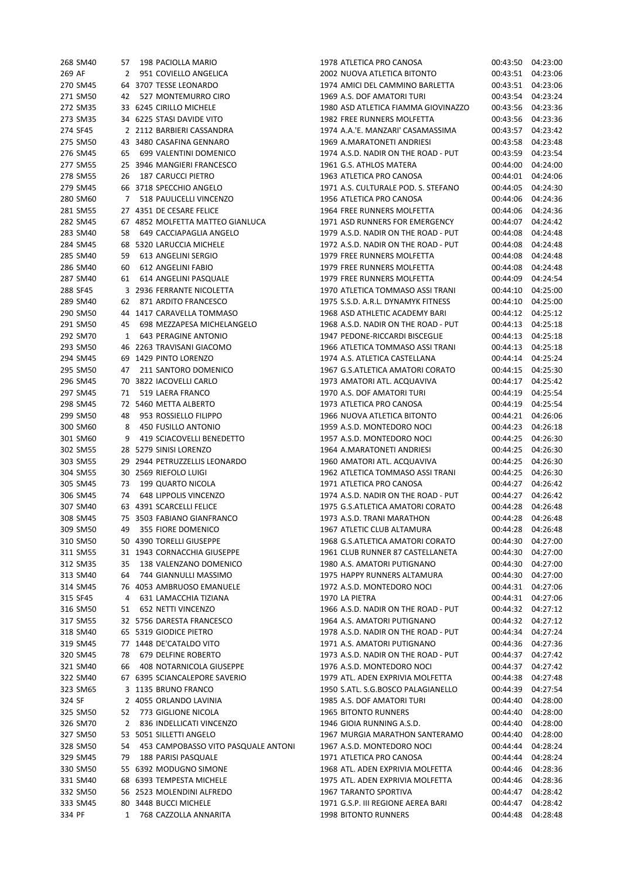| Pos | Cat | Pos Cat | Pett | Nome | Anno | Società | Tempo | Media |
|---|---|---|---|---|---|---|---|---|
| 268 | SM40 | 57 | 198 | PACIOLLA MARIO | 1978 | ATLETICA PRO CANOSA | 00:43:50 | 04:23:00 |
| 269 | AF | 2 | 951 | COVIELLO ANGELICA | 2002 | NUOVA ATLETICA BITONTO | 00:43:51 | 04:23:06 |
| 270 | SM45 | 64 | 3707 | TESSE LEONARDO | 1974 | AMICI DEL CAMMINO BARLETTA | 00:43:51 | 04:23:06 |
| 271 | SM50 | 42 | 527 | MONTEMURRO CIRO | 1969 | A.S. DOF AMATORI TURI | 00:43:54 | 04:23:24 |
| 272 | SM35 | 33 | 6245 | CIRILLO MICHELE | 1980 | ASD ATLETICA FIAMMA GIOVINAZZO | 00:43:56 | 04:23:36 |
| 273 | SM35 | 34 | 6225 | STASI DAVIDE VITO | 1982 | FREE RUNNERS MOLFETTA | 00:43:56 | 04:23:36 |
| 274 | SF45 | 2 | 2112 | BARBIERI CASSANDRA | 1974 | A.A.'E. MANZARI' CASAMASSIMA | 00:43:57 | 04:23:42 |
| 275 | SM50 | 43 | 3480 | CASAFINA GENNARO | 1969 | A.MARATONETI ANDRIESI | 00:43:58 | 04:23:48 |
| 276 | SM45 | 65 | 699 | VALENTINI DOMENICO | 1974 | A.S.D. NADIR ON THE ROAD - PUT | 00:43:59 | 04:23:54 |
| 277 | SM55 | 25 | 3946 | MANGIERI FRANCESCO | 1961 | G.S. ATHLOS MATERA | 00:44:00 | 04:24:00 |
| 278 | SM55 | 26 | 187 | CARUCCI PIETRO | 1963 | ATLETICA PRO CANOSA | 00:44:01 | 04:24:06 |
| 279 | SM45 | 66 | 3718 | SPECCHIO ANGELO | 1971 | A.S. CULTURALE POD. S. STEFANO | 00:44:05 | 04:24:30 |
| 280 | SM60 | 7 | 518 | PAULICELLI VINCENZO | 1956 | ATLETICA PRO CANOSA | 00:44:06 | 04:24:36 |
| 281 | SM55 | 27 | 4351 | DE CESARE FELICE | 1964 | FREE RUNNERS MOLFETTA | 00:44:06 | 04:24:36 |
| 282 | SM45 | 67 | 4852 | MOLFETTA MATTEO GIANLUCA | 1971 | ASD RUNNERS FOR EMERGENCY | 00:44:07 | 04:24:42 |
| 283 | SM40 | 58 | 649 | CACCIAPAGLIA ANGELO | 1979 | A.S.D. NADIR ON THE ROAD - PUT | 00:44:08 | 04:24:48 |
| 284 | SM45 | 68 | 5320 | LARUCCIA MICHELE | 1972 | A.S.D. NADIR ON THE ROAD - PUT | 00:44:08 | 04:24:48 |
| 285 | SM40 | 59 | 613 | ANGELINI SERGIO | 1979 | FREE RUNNERS MOLFETTA | 00:44:08 | 04:24:48 |
| 286 | SM40 | 60 | 612 | ANGELINI FABIO | 1979 | FREE RUNNERS MOLFETTA | 00:44:08 | 04:24:48 |
| 287 | SM40 | 61 | 614 | ANGELINI PASQUALE | 1979 | FREE RUNNERS MOLFETTA | 00:44:09 | 04:24:54 |
| 288 | SF45 | 3 | 2936 | FERRANTE NICOLETTA | 1970 | ATLETICA TOMMASO ASSI TRANI | 00:44:10 | 04:25:00 |
| 289 | SM40 | 62 | 871 | ARDITO FRANCESCO | 1975 | S.S.D. A.R.L. DYNAMYK FITNESS | 00:44:10 | 04:25:00 |
| 290 | SM50 | 44 | 1417 | CARAVELLA TOMMASO | 1968 | ASD ATHLETIC ACADEMY BARI | 00:44:12 | 04:25:12 |
| 291 | SM50 | 45 | 698 | MEZZAPESA MICHELANGELO | 1968 | A.S.D. NADIR ON THE ROAD - PUT | 00:44:13 | 04:25:18 |
| 292 | SM70 | 1 | 643 | PERAGINE ANTONIO | 1947 | PEDONE-RICCARDI BISCEGLIE | 00:44:13 | 04:25:18 |
| 293 | SM50 | 46 | 2263 | TRAVISANI GIACOMO | 1966 | ATLETICA TOMMASO ASSI TRANI | 00:44:13 | 04:25:18 |
| 294 | SM45 | 69 | 1429 | PINTO LORENZO | 1974 | A.S. ATLETICA CASTELLANA | 00:44:14 | 04:25:24 |
| 295 | SM50 | 47 | 211 | SANTORO DOMENICO | 1967 | G.S.ATLETICA AMATORI CORATO | 00:44:15 | 04:25:30 |
| 296 | SM45 | 70 | 3822 | IACOVELLI CARLO | 1973 | AMATORI ATL. ACQUAVIVA | 00:44:17 | 04:25:42 |
| 297 | SM45 | 71 | 519 | LAERA FRANCO | 1970 | A.S. DOF AMATORI TURI | 00:44:19 | 04:25:54 |
| 298 | SM45 | 72 | 5460 | METTA ALBERTO | 1973 | ATLETICA PRO CANOSA | 00:44:19 | 04:25:54 |
| 299 | SM50 | 48 | 953 | ROSSIELLO FILIPPO | 1966 | NUOVA ATLETICA BITONTO | 00:44:21 | 04:26:06 |
| 300 | SM60 | 8 | 450 | FUSILLO ANTONIO | 1959 | A.S.D. MONTEDORO NOCI | 00:44:23 | 04:26:18 |
| 301 | SM60 | 9 | 419 | SCIACOVELLI BENEDETTO | 1957 | A.S.D. MONTEDORO NOCI | 00:44:25 | 04:26:30 |
| 302 | SM55 | 28 | 5279 | SINISI LORENZO | 1964 | A.MARATONETI ANDRIESI | 00:44:25 | 04:26:30 |
| 303 | SM55 | 29 | 2944 | PETRUZZELLIS LEONARDO | 1960 | AMATORI ATL. ACQUAVIVA | 00:44:25 | 04:26:30 |
| 304 | SM55 | 30 | 2569 | RIEFOLO LUIGI | 1962 | ATLETICA TOMMASO ASSI TRANI | 00:44:25 | 04:26:30 |
| 305 | SM45 | 73 | 199 | QUARTO NICOLA | 1971 | ATLETICA PRO CANOSA | 00:44:27 | 04:26:42 |
| 306 | SM45 | 74 | 648 | LIPPOLIS VINCENZO | 1974 | A.S.D. NADIR ON THE ROAD - PUT | 00:44:27 | 04:26:42 |
| 307 | SM40 | 63 | 4391 | SCARCELLI FELICE | 1975 | G.S.ATLETICA AMATORI CORATO | 00:44:28 | 04:26:48 |
| 308 | SM45 | 75 | 3503 | FABIANO GIANFRANCO | 1973 | A.S.D. TRANI MARATHON | 00:44:28 | 04:26:48 |
| 309 | SM50 | 49 | 355 | FIORE DOMENICO | 1967 | ATLETIC CLUB ALTAMURA | 00:44:28 | 04:26:48 |
| 310 | SM50 | 50 | 4390 | TORELLI GIUSEPPE | 1968 | G.S.ATLETICA AMATORI CORATO | 00:44:30 | 04:27:00 |
| 311 | SM55 | 31 | 1943 | CORNACCHIA GIUSEPPE | 1961 | CLUB RUNNER 87 CASTELLANETA | 00:44:30 | 04:27:00 |
| 312 | SM35 | 35 | 138 | VALENZANO DOMENICO | 1980 | A.S. AMATORI PUTIGNANO | 00:44:30 | 04:27:00 |
| 313 | SM40 | 64 | 744 | GIANNULLI MASSIMO | 1975 | HAPPY RUNNERS ALTAMURA | 00:44:30 | 04:27:00 |
| 314 | SM45 | 76 | 4053 | AMBRUOSO EMANUELE | 1972 | A.S.D. MONTEDORO NOCI | 00:44:31 | 04:27:06 |
| 315 | SF45 | 4 | 631 | LAMACCHIA TIZIANA | 1970 | LA PIETRA | 00:44:31 | 04:27:06 |
| 316 | SM50 | 51 | 652 | NETTI VINCENZO | 1966 | A.S.D. NADIR ON THE ROAD - PUT | 00:44:32 | 04:27:12 |
| 317 | SM55 | 32 | 5756 | DARESTA FRANCESCO | 1964 | A.S. AMATORI PUTIGNANO | 00:44:32 | 04:27:12 |
| 318 | SM40 | 65 | 5319 | GIODICE PIETRO | 1978 | A.S.D. NADIR ON THE ROAD - PUT | 00:44:34 | 04:27:24 |
| 319 | SM45 | 77 | 1448 | DE'CATALDO VITO | 1971 | A.S. AMATORI PUTIGNANO | 00:44:36 | 04:27:36 |
| 320 | SM45 | 78 | 679 | DELFINE ROBERTO | 1973 | A.S.D. NADIR ON THE ROAD - PUT | 00:44:37 | 04:27:42 |
| 321 | SM40 | 66 | 408 | NOTARNICOLA GIUSEPPE | 1976 | A.S.D. MONTEDORO NOCI | 00:44:37 | 04:27:42 |
| 322 | SM40 | 67 | 6395 | SCIANCALEPORE SAVERIO | 1979 | ATL. ADEN EXPRIVIA MOLFETTA | 00:44:38 | 04:27:48 |
| 323 | SM65 | 3 | 1135 | BRUNO FRANCO | 1950 | S.ATL. S.G.BOSCO PALAGIANELLO | 00:44:39 | 04:27:54 |
| 324 | SF | 2 | 4055 | ORLANDO LAVINIA | 1985 | A.S. DOF AMATORI TURI | 00:44:40 | 04:28:00 |
| 325 | SM50 | 52 | 773 | GIGLIONE NICOLA | 1965 | BITONTO RUNNERS | 00:44:40 | 04:28:00 |
| 326 | SM70 | 2 | 836 | INDELLICATI VINCENZO | 1946 | GIOIA RUNNING A.S.D. | 00:44:40 | 04:28:00 |
| 327 | SM50 | 53 | 5051 | SILLETTI ANGELO | 1967 | MURGIA MARATHON SANTERAMO | 00:44:40 | 04:28:00 |
| 328 | SM50 | 54 | 453 | CAMPOBASSO VITO PASQUALE ANTONI | 1967 | A.S.D. MONTEDORO NOCI | 00:44:44 | 04:28:24 |
| 329 | SM45 | 79 | 188 | PARISI PASQUALE | 1971 | ATLETICA PRO CANOSA | 00:44:44 | 04:28:24 |
| 330 | SM50 | 55 | 6392 | MODUGNO SIMONE | 1968 | ATL. ADEN EXPRIVIA MOLFETTA | 00:44:46 | 04:28:36 |
| 331 | SM40 | 68 | 6393 | TEMPESTA MICHELE | 1975 | ATL. ADEN EXPRIVIA MOLFETTA | 00:44:46 | 04:28:36 |
| 332 | SM50 | 56 | 2523 | MOLENDINI ALFREDO | 1967 | TARANTO SPORTIVA | 00:44:47 | 04:28:42 |
| 333 | SM45 | 80 | 3448 | BUCCI MICHELE | 1971 | G.S.P. III REGIONE AEREA BARI | 00:44:47 | 04:28:42 |
| 334 | PF | 1 | 768 | CAZZOLLA ANNARITA | 1998 | BITONTO RUNNERS | 00:44:48 | 04:28:48 |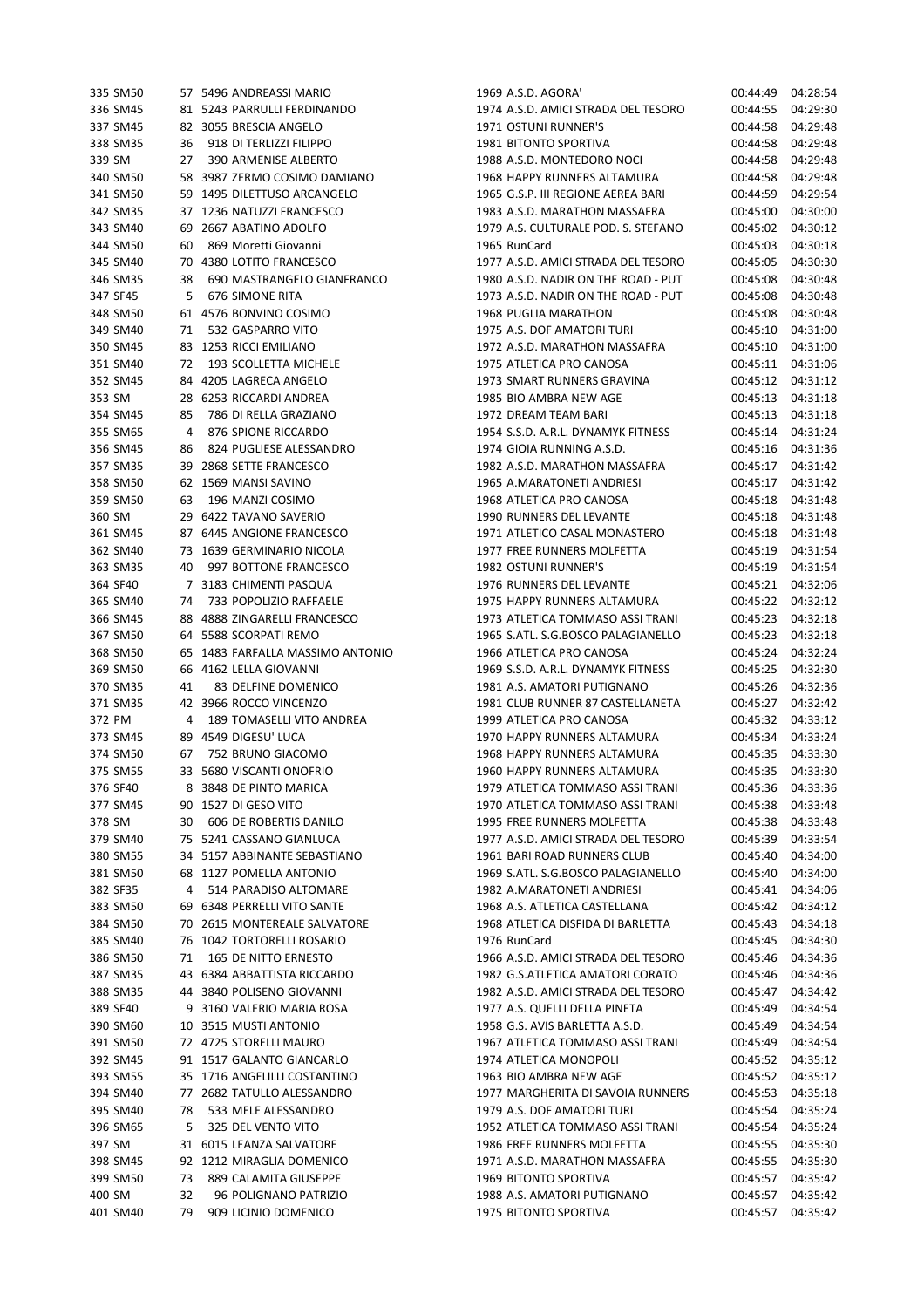| | | | | | | | | |
|---|---|---|---|---|---|---|---|---|
| 335 | SM50 | 57 | 5496 | ANDREASSI MARIO | 1969 | A.S.D. AGORA' | 00:44:49 | 04:28:54 |
| 336 | SM45 | 81 | 5243 | PARRULLI FERDINANDO | 1974 | A.S.D. AMICI STRADA DEL TESORO | 00:44:55 | 04:29:30 |
| 337 | SM45 | 82 | 3055 | BRESCIA ANGELO | 1971 | OSTUNI RUNNER'S | 00:44:58 | 04:29:48 |
| 338 | SM35 | 36 | 918 | DI TERLIZZI FILIPPO | 1981 | BITONTO SPORTIVA | 00:44:58 | 04:29:48 |
| 339 | SM | 27 | 390 | ARMENISE ALBERTO | 1988 | A.S.D. MONTEDORO NOCI | 00:44:58 | 04:29:48 |
| 340 | SM50 | 58 | 3987 | ZERMO COSIMO DAMIANO | 1968 | HAPPY RUNNERS ALTAMURA | 00:44:58 | 04:29:48 |
| 341 | SM50 | 59 | 1495 | DILETTUSO ARCANGELO | 1965 | G.S.P. III REGIONE AEREA BARI | 00:44:59 | 04:29:54 |
| 342 | SM35 | 37 | 1236 | NATUZZI FRANCESCO | 1983 | A.S.D. MARATHON MASSAFRA | 00:45:00 | 04:30:00 |
| 343 | SM40 | 69 | 2667 | ABATINO ADOLFO | 1979 | A.S. CULTURALE POD. S. STEFANO | 00:45:02 | 04:30:12 |
| 344 | SM50 | 60 | 869 | Moretti Giovanni | 1965 | RunCard | 00:45:03 | 04:30:18 |
| 345 | SM40 | 70 | 4380 | LOTITO FRANCESCO | 1977 | A.S.D. AMICI STRADA DEL TESORO | 00:45:05 | 04:30:30 |
| 346 | SM35 | 38 | 690 | MASTRANGELO GIANFRANCO | 1980 | A.S.D. NADIR ON THE ROAD - PUT | 00:45:08 | 04:30:48 |
| 347 | SF45 | 5 | 676 | SIMONE RITA | 1973 | A.S.D. NADIR ON THE ROAD - PUT | 00:45:08 | 04:30:48 |
| 348 | SM50 | 61 | 4576 | BONVINO COSIMO | 1968 | PUGLIA MARATHON | 00:45:08 | 04:30:48 |
| 349 | SM40 | 71 | 532 | GASPARRO VITO | 1975 | A.S. DOF AMATORI TURI | 00:45:10 | 04:31:00 |
| 350 | SM45 | 83 | 1253 | RICCI EMILIANO | 1972 | A.S.D. MARATHON MASSAFRA | 00:45:10 | 04:31:00 |
| 351 | SM40 | 72 | 193 | SCOLLETTA MICHELE | 1975 | ATLETICA PRO CANOSA | 00:45:11 | 04:31:06 |
| 352 | SM45 | 84 | 4205 | LAGRECA ANGELO | 1973 | SMART RUNNERS GRAVINA | 00:45:12 | 04:31:12 |
| 353 | SM | 28 | 6253 | RICCARDI ANDREA | 1985 | BIO AMBRA NEW AGE | 00:45:13 | 04:31:18 |
| 354 | SM45 | 85 | 786 | DI RELLA GRAZIANO | 1972 | DREAM TEAM BARI | 00:45:13 | 04:31:18 |
| 355 | SM65 | 4 | 876 | SPIONE RICCARDO | 1954 | S.S.D. A.R.L. DYNAMYK FITNESS | 00:45:14 | 04:31:24 |
| 356 | SM45 | 86 | 824 | PUGLIESE ALESSANDRO | 1974 | GIOIA RUNNING A.S.D. | 00:45:16 | 04:31:36 |
| 357 | SM35 | 39 | 2868 | SETTE FRANCESCO | 1982 | A.S.D. MARATHON MASSAFRA | 00:45:17 | 04:31:42 |
| 358 | SM50 | 62 | 1569 | MANSI SAVINO | 1965 | A.MARATONETI ANDRIESI | 00:45:17 | 04:31:42 |
| 359 | SM50 | 63 | 196 | MANZI COSIMO | 1968 | ATLETICA PRO CANOSA | 00:45:18 | 04:31:48 |
| 360 | SM | 29 | 6422 | TAVANO SAVERIO | 1990 | RUNNERS DEL LEVANTE | 00:45:18 | 04:31:48 |
| 361 | SM45 | 87 | 6445 | ANGIONE FRANCESCO | 1971 | ATLETICO CASAL MONASTERO | 00:45:18 | 04:31:48 |
| 362 | SM40 | 73 | 1639 | GERMINARIO NICOLA | 1977 | FREE RUNNERS MOLFETTA | 00:45:19 | 04:31:54 |
| 363 | SM35 | 40 | 997 | BOTTONE FRANCESCO | 1982 | OSTUNI RUNNER'S | 00:45:19 | 04:31:54 |
| 364 | SF40 | 7 | 3183 | CHIMENTI PASQUA | 1976 | RUNNERS DEL LEVANTE | 00:45:21 | 04:32:06 |
| 365 | SM40 | 74 | 733 | POPOLIZIO RAFFAELE | 1975 | HAPPY RUNNERS ALTAMURA | 00:45:22 | 04:32:12 |
| 366 | SM45 | 88 | 4888 | ZINGARELLI FRANCESCO | 1973 | ATLETICA TOMMASO ASSI TRANI | 00:45:23 | 04:32:18 |
| 367 | SM50 | 64 | 5588 | SCORPATI REMO | 1965 | S.ATL. S.G.BOSCO PALAGIANELLO | 00:45:23 | 04:32:18 |
| 368 | SM50 | 65 | 1483 | FARFALLA MASSIMO ANTONIO | 1966 | ATLETICA PRO CANOSA | 00:45:24 | 04:32:24 |
| 369 | SM50 | 66 | 4162 | LELLA GIOVANNI | 1969 | S.S.D. A.R.L. DYNAMYK FITNESS | 00:45:25 | 04:32:30 |
| 370 | SM35 | 41 | 83 | DELFINE DOMENICO | 1981 | A.S. AMATORI PUTIGNANO | 00:45:26 | 04:32:36 |
| 371 | SM35 | 42 | 3966 | ROCCO VINCENZO | 1981 | CLUB RUNNER 87 CASTELLANETA | 00:45:27 | 04:32:42 |
| 372 | PM | 4 | 189 | TOMASELLI VITO ANDREA | 1999 | ATLETICA PRO CANOSA | 00:45:32 | 04:33:12 |
| 373 | SM45 | 89 | 4549 | DIGESU' LUCA | 1970 | HAPPY RUNNERS ALTAMURA | 00:45:34 | 04:33:24 |
| 374 | SM50 | 67 | 752 | BRUNO GIACOMO | 1968 | HAPPY RUNNERS ALTAMURA | 00:45:35 | 04:33:30 |
| 375 | SM55 | 33 | 5680 | VISCANTI ONOFRIO | 1960 | HAPPY RUNNERS ALTAMURA | 00:45:35 | 04:33:30 |
| 376 | SF40 | 8 | 3848 | DE PINTO MARICA | 1979 | ATLETICA TOMMASO ASSI TRANI | 00:45:36 | 04:33:36 |
| 377 | SM45 | 90 | 1527 | DI GESO VITO | 1970 | ATLETICA TOMMASO ASSI TRANI | 00:45:38 | 04:33:48 |
| 378 | SM | 30 | 606 | DE ROBERTIS DANILO | 1995 | FREE RUNNERS MOLFETTA | 00:45:38 | 04:33:48 |
| 379 | SM40 | 75 | 5241 | CASSANO GIANLUCA | 1977 | A.S.D. AMICI STRADA DEL TESORO | 00:45:39 | 04:33:54 |
| 380 | SM55 | 34 | 5157 | ABBINANTE SEBASTIANO | 1961 | BARI ROAD RUNNERS CLUB | 00:45:40 | 04:34:00 |
| 381 | SM50 | 68 | 1127 | POMELLA ANTONIO | 1969 | S.ATL. S.G.BOSCO PALAGIANELLO | 00:45:40 | 04:34:00 |
| 382 | SF35 | 4 | 514 | PARADISO ALTOMARE | 1982 | A.MARATONETI ANDRIESI | 00:45:41 | 04:34:06 |
| 383 | SM50 | 69 | 6348 | PERRELLI VITO SANTE | 1968 | A.S. ATLETICA CASTELLANA | 00:45:42 | 04:34:12 |
| 384 | SM50 | 70 | 2615 | MONTEREALE SALVATORE | 1968 | ATLETICA DISFIDA DI BARLETTA | 00:45:43 | 04:34:18 |
| 385 | SM40 | 76 | 1042 | TORTORELLI ROSARIO | 1976 | RunCard | 00:45:45 | 04:34:30 |
| 386 | SM50 | 71 | 165 | DE NITTO ERNESTO | 1966 | A.S.D. AMICI STRADA DEL TESORO | 00:45:46 | 04:34:36 |
| 387 | SM35 | 43 | 6384 | ABBATTISTA RICCARDO | 1982 | G.S.ATLETICA AMATORI CORATO | 00:45:46 | 04:34:36 |
| 388 | SM35 | 44 | 3840 | POLISENO GIOVANNI | 1982 | A.S.D. AMICI STRADA DEL TESORO | 00:45:47 | 04:34:42 |
| 389 | SF40 | 9 | 3160 | VALERIO MARIA ROSA | 1977 | A.S. QUELLI DELLA PINETA | 00:45:49 | 04:34:54 |
| 390 | SM60 | 10 | 3515 | MUSTI ANTONIO | 1958 | G.S. AVIS BARLETTA A.S.D. | 00:45:49 | 04:34:54 |
| 391 | SM50 | 72 | 4725 | STORELLI MAURO | 1967 | ATLETICA TOMMASO ASSI TRANI | 00:45:49 | 04:34:54 |
| 392 | SM45 | 91 | 1517 | GALANTO GIANCARLO | 1974 | ATLETICA MONOPOLI | 00:45:52 | 04:35:12 |
| 393 | SM55 | 35 | 1716 | ANGELILLI COSTANTINO | 1963 | BIO AMBRA NEW AGE | 00:45:52 | 04:35:12 |
| 394 | SM40 | 77 | 2682 | TATULLO ALESSANDRO | 1977 | MARGHERITA DI SAVOIA RUNNERS | 00:45:53 | 04:35:18 |
| 395 | SM40 | 78 | 533 | MELE ALESSANDRO | 1979 | A.S. DOF AMATORI TURI | 00:45:54 | 04:35:24 |
| 396 | SM65 | 5 | 325 | DEL VENTO VITO | 1952 | ATLETICA TOMMASO ASSI TRANI | 00:45:54 | 04:35:24 |
| 397 | SM | 31 | 6015 | LEANZA SALVATORE | 1986 | FREE RUNNERS MOLFETTA | 00:45:55 | 04:35:30 |
| 398 | SM45 | 92 | 1212 | MIRAGLIA DOMENICO | 1971 | A.S.D. MARATHON MASSAFRA | 00:45:55 | 04:35:30 |
| 399 | SM50 | 73 | 889 | CALAMITA GIUSEPPE | 1969 | BITONTO SPORTIVA | 00:45:57 | 04:35:42 |
| 400 | SM | 32 | 96 | POLIGNANO PATRIZIO | 1988 | A.S. AMATORI PUTIGNANO | 00:45:57 | 04:35:42 |
| 401 | SM40 | 79 | 909 | LICINIO DOMENICO | 1975 | BITONTO SPORTIVA | 00:45:57 | 04:35:42 |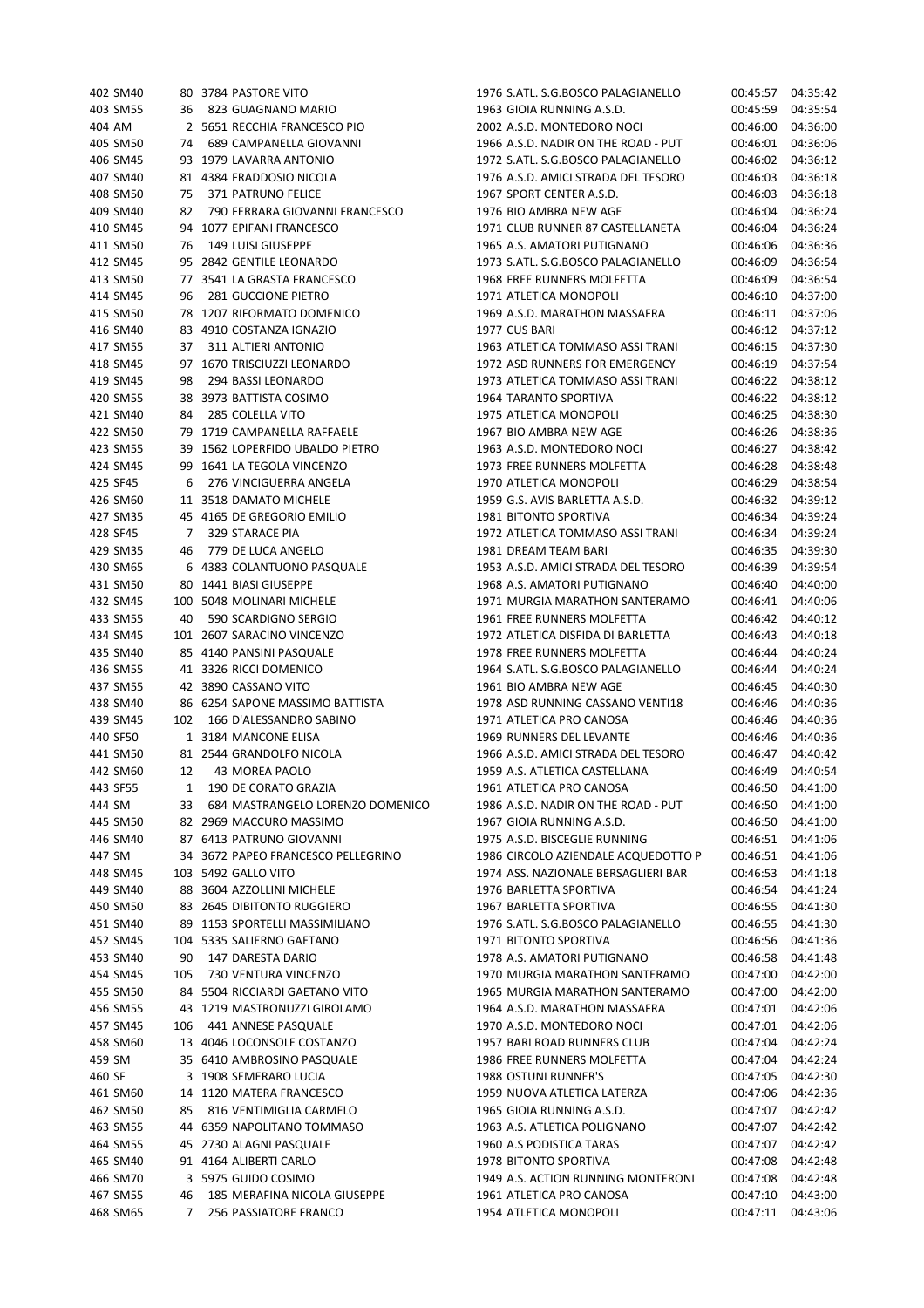| | | | | | | | | |
|---|---|---|---|---|---|---|---|---|
| 402 | SM40 | 80 | 3784 | PASTORE VITO | 1976 | S.ATL. S.G.BOSCO PALAGIANELLO | 00:45:57 | 04:35:42 |
| 403 | SM55 | 36 | 823 | GUAGNANO MARIO | 1963 | GIOIA RUNNING A.S.D. | 00:45:59 | 04:35:54 |
| 404 | AM | 2 | 5651 | RECCHIA FRANCESCO PIO | 2002 | A.S.D. MONTEDORO NOCI | 00:46:00 | 04:36:00 |
| 405 | SM50 | 74 | 689 | CAMPANELLA GIOVANNI | 1966 | A.S.D. NADIR ON THE ROAD - PUT | 00:46:01 | 04:36:06 |
| 406 | SM45 | 93 | 1979 | LAVARRA ANTONIO | 1972 | S.ATL. S.G.BOSCO PALAGIANELLO | 00:46:02 | 04:36:12 |
| 407 | SM40 | 81 | 4384 | FRADDOSIO NICOLA | 1976 | A.S.D. AMICI STRADA DEL TESORO | 00:46:03 | 04:36:18 |
| 408 | SM50 | 75 | 371 | PATRUNO FELICE | 1967 | SPORT CENTER A.S.D. | 00:46:03 | 04:36:18 |
| 409 | SM40 | 82 | 790 | FERRARA GIOVANNI FRANCESCO | 1976 | BIO AMBRA NEW AGE | 00:46:04 | 04:36:24 |
| 410 | SM45 | 94 | 1077 | EPIFANI FRANCESCO | 1971 | CLUB RUNNER 87 CASTELLANETA | 00:46:04 | 04:36:24 |
| 411 | SM50 | 76 | 149 | LUISI GIUSEPPE | 1965 | A.S. AMATORI PUTIGNANO | 00:46:06 | 04:36:36 |
| 412 | SM45 | 95 | 2842 | GENTILE LEONARDO | 1973 | S.ATL. S.G.BOSCO PALAGIANELLO | 00:46:09 | 04:36:54 |
| 413 | SM50 | 77 | 3541 | LA GRASTA FRANCESCO | 1968 | FREE RUNNERS MOLFETTA | 00:46:09 | 04:36:54 |
| 414 | SM45 | 96 | 281 | GUCCIONE PIETRO | 1971 | ATLETICA MONOPOLI | 00:46:10 | 04:37:00 |
| 415 | SM50 | 78 | 1207 | RIFORMATO DOMENICO | 1969 | A.S.D. MARATHON MASSAFRA | 00:46:11 | 04:37:06 |
| 416 | SM40 | 83 | 4910 | COSTANZA IGNAZIO | 1977 | CUS BARI | 00:46:12 | 04:37:12 |
| 417 | SM55 | 37 | 311 | ALTIERI ANTONIO | 1963 | ATLETICA TOMMASO ASSI TRANI | 00:46:15 | 04:37:30 |
| 418 | SM45 | 97 | 1670 | TRISCIUZZI LEONARDO | 1972 | ASD RUNNERS FOR EMERGENCY | 00:46:19 | 04:37:54 |
| 419 | SM45 | 98 | 294 | BASSI LEONARDO | 1973 | ATLETICA TOMMASO ASSI TRANI | 00:46:22 | 04:38:12 |
| 420 | SM55 | 38 | 3973 | BATTISTA COSIMO | 1964 | TARANTO SPORTIVA | 00:46:22 | 04:38:12 |
| 421 | SM40 | 84 | 285 | COLELLA VITO | 1975 | ATLETICA MONOPOLI | 00:46:25 | 04:38:30 |
| 422 | SM50 | 79 | 1719 | CAMPANELLA RAFFAELE | 1967 | BIO AMBRA NEW AGE | 00:46:26 | 04:38:36 |
| 423 | SM55 | 39 | 1562 | LOPERFIDO UBALDO PIETRO | 1963 | A.S.D. MONTEDORO NOCI | 00:46:27 | 04:38:42 |
| 424 | SM45 | 99 | 1641 | LA TEGOLA VINCENZO | 1973 | FREE RUNNERS MOLFETTA | 00:46:28 | 04:38:48 |
| 425 | SF45 | 6 | 276 | VINCIGUERRA ANGELA | 1970 | ATLETICA MONOPOLI | 00:46:29 | 04:38:54 |
| 426 | SM60 | 11 | 3518 | DAMATO MICHELE | 1959 | G.S. AVIS BARLETTA A.S.D. | 00:46:32 | 04:39:12 |
| 427 | SM35 | 45 | 4165 | DE GREGORIO EMILIO | 1981 | BITONTO SPORTIVA | 00:46:34 | 04:39:24 |
| 428 | SF45 | 7 | 329 | STARACE PIA | 1972 | ATLETICA TOMMASO ASSI TRANI | 00:46:34 | 04:39:24 |
| 429 | SM35 | 46 | 779 | DE LUCA ANGELO | 1981 | DREAM TEAM BARI | 00:46:35 | 04:39:30 |
| 430 | SM65 | 6 | 4383 | COLANTUONO PASQUALE | 1953 | A.S.D. AMICI STRADA DEL TESORO | 00:46:39 | 04:39:54 |
| 431 | SM50 | 80 | 1441 | BIASI GIUSEPPE | 1968 | A.S. AMATORI PUTIGNANO | 00:46:40 | 04:40:00 |
| 432 | SM45 | 100 | 5048 | MOLINARI MICHELE | 1971 | MURGIA MARATHON SANTERAMO | 00:46:41 | 04:40:06 |
| 433 | SM55 | 40 | 590 | SCARDIGNO SERGIO | 1961 | FREE RUNNERS MOLFETTA | 00:46:42 | 04:40:12 |
| 434 | SM45 | 101 | 2607 | SARACINO VINCENZO | 1972 | ATLETICA DISFIDA DI BARLETTA | 00:46:43 | 04:40:18 |
| 435 | SM40 | 85 | 4140 | PANSINI PASQUALE | 1978 | FREE RUNNERS MOLFETTA | 00:46:44 | 04:40:24 |
| 436 | SM55 | 41 | 3326 | RICCI DOMENICO | 1964 | S.ATL. S.G.BOSCO PALAGIANELLO | 00:46:44 | 04:40:24 |
| 437 | SM55 | 42 | 3890 | CASSANO VITO | 1961 | BIO AMBRA NEW AGE | 00:46:45 | 04:40:30 |
| 438 | SM40 | 86 | 6254 | SAPONE MASSIMO BATTISTA | 1978 | ASD RUNNING CASSANO VENTI18 | 00:46:46 | 04:40:36 |
| 439 | SM45 | 102 | 166 | D'ALESSANDRO SABINO | 1971 | ATLETICA PRO CANOSA | 00:46:46 | 04:40:36 |
| 440 | SF50 | 1 | 3184 | MANCONE ELISA | 1969 | RUNNERS DEL LEVANTE | 00:46:46 | 04:40:36 |
| 441 | SM50 | 81 | 2544 | GRANDOLFO NICOLA | 1966 | A.S.D. AMICI STRADA DEL TESORO | 00:46:47 | 04:40:42 |
| 442 | SM60 | 12 | 43 | MOREA PAOLO | 1959 | A.S. ATLETICA CASTELLANA | 00:46:49 | 04:40:54 |
| 443 | SF55 | 1 | 190 | DE CORATO GRAZIA | 1961 | ATLETICA PRO CANOSA | 00:46:50 | 04:41:00 |
| 444 | SM | 33 | 684 | MASTRANGELO LORENZO DOMENICO | 1986 | A.S.D. NADIR ON THE ROAD - PUT | 00:46:50 | 04:41:00 |
| 445 | SM50 | 82 | 2969 | MACCURO MASSIMO | 1967 | GIOIA RUNNING A.S.D. | 00:46:50 | 04:41:00 |
| 446 | SM40 | 87 | 6413 | PATRUNO GIOVANNI | 1975 | A.S.D. BISCEGLIE RUNNING | 00:46:51 | 04:41:06 |
| 447 | SM | 34 | 3672 | PAPEO FRANCESCO PELLEGRINO | 1986 | CIRCOLO AZIENDALE ACQUEDOTTO P | 00:46:51 | 04:41:06 |
| 448 | SM45 | 103 | 5492 | GALLO VITO | 1974 | ASS. NAZIONALE BERSAGLIERI BAR | 00:46:53 | 04:41:18 |
| 449 | SM40 | 88 | 3604 | AZZOLLINI MICHELE | 1976 | BARLETTA SPORTIVA | 00:46:54 | 04:41:24 |
| 450 | SM50 | 83 | 2645 | DIBITONTO RUGGIERO | 1967 | BARLETTA SPORTIVA | 00:46:55 | 04:41:30 |
| 451 | SM40 | 89 | 1153 | SPORTELLI MASSIMILIANO | 1976 | S.ATL. S.G.BOSCO PALAGIANELLO | 00:46:55 | 04:41:30 |
| 452 | SM45 | 104 | 5335 | SALIERNO GAETANO | 1971 | BITONTO SPORTIVA | 00:46:56 | 04:41:36 |
| 453 | SM40 | 90 | 147 | DARESTA DARIO | 1978 | A.S. AMATORI PUTIGNANO | 00:46:58 | 04:41:48 |
| 454 | SM45 | 105 | 730 | VENTURA VINCENZO | 1970 | MURGIA MARATHON SANTERAMO | 00:47:00 | 04:42:00 |
| 455 | SM50 | 84 | 5504 | RICCIARDI GAETANO VITO | 1965 | MURGIA MARATHON SANTERAMO | 00:47:00 | 04:42:00 |
| 456 | SM55 | 43 | 1219 | MASTRONUZZI GIROLAMO | 1964 | A.S.D. MARATHON MASSAFRA | 00:47:01 | 04:42:06 |
| 457 | SM45 | 106 | 441 | ANNESE PASQUALE | 1970 | A.S.D. MONTEDORO NOCI | 00:47:01 | 04:42:06 |
| 458 | SM60 | 13 | 4046 | LOCONSOLE COSTANZO | 1957 | BARI ROAD RUNNERS CLUB | 00:47:04 | 04:42:24 |
| 459 | SM | 35 | 6410 | AMBROSINO PASQUALE | 1986 | FREE RUNNERS MOLFETTA | 00:47:04 | 04:42:24 |
| 460 | SF | 3 | 1908 | SEMERARO LUCIA | 1988 | OSTUNI RUNNER'S | 00:47:05 | 04:42:30 |
| 461 | SM60 | 14 | 1120 | MATERA FRANCESCO | 1959 | NUOVA ATLETICA LATERZA | 00:47:06 | 04:42:36 |
| 462 | SM50 | 85 | 816 | VENTIMIGLIA CARMELO | 1965 | GIOIA RUNNING A.S.D. | 00:47:07 | 04:42:42 |
| 463 | SM55 | 44 | 6359 | NAPOLITANO TOMMASO | 1963 | A.S. ATLETICA POLIGNANO | 00:47:07 | 04:42:42 |
| 464 | SM55 | 45 | 2730 | ALAGNI PASQUALE | 1960 | A.S PODISTICA TARAS | 00:47:07 | 04:42:42 |
| 465 | SM40 | 91 | 4164 | ALIBERTI CARLO | 1978 | BITONTO SPORTIVA | 00:47:08 | 04:42:48 |
| 466 | SM70 | 3 | 5975 | GUIDO COSIMO | 1949 | A.S. ACTION RUNNING MONTERONI | 00:47:08 | 04:42:48 |
| 467 | SM55 | 46 | 185 | MERAFINA NICOLA GIUSEPPE | 1961 | ATLETICA PRO CANOSA | 00:47:10 | 04:43:00 |
| 468 | SM65 | 7 | 256 | PASSIATORE FRANCO | 1954 | ATLETICA MONOPOLI | 00:47:11 | 04:43:06 |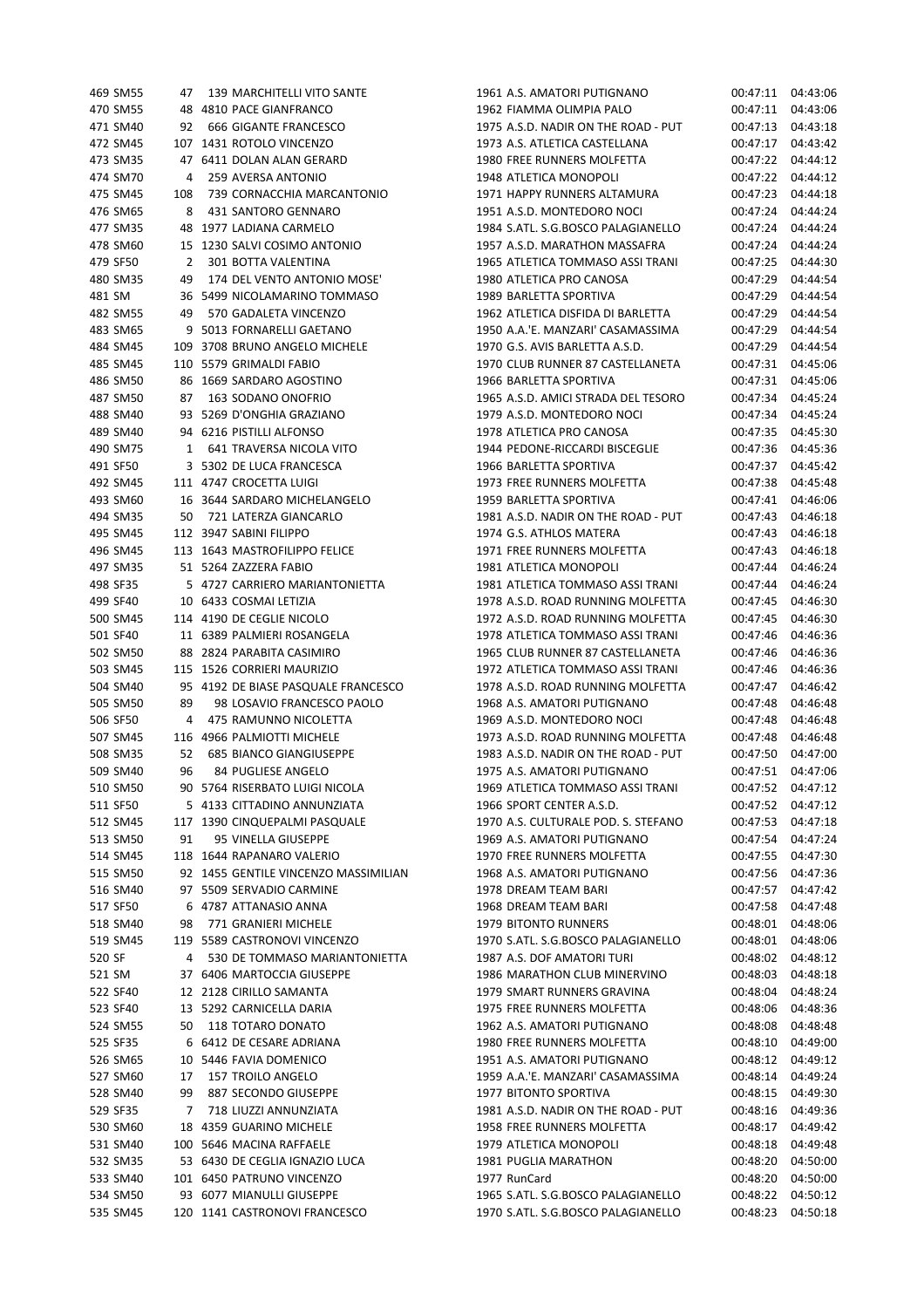| | | | | | | | |
|---|---|---|---|---|---|---|---|
| 469 | SM55 | 47 | 139 | MARCHITELLI VITO SANTE | 1961 A.S. AMATORI PUTIGNANO | 00:47:11 | 04:43:06 |
| 470 | SM55 | 48 | 4810 | PACE GIANFRANCO | 1962 FIAMMA OLIMPIA PALO | 00:47:11 | 04:43:06 |
| 471 | SM40 | 92 | 666 | GIGANTE FRANCESCO | 1975 A.S.D. NADIR ON THE ROAD - PUT | 00:47:13 | 04:43:18 |
| 472 | SM45 | 107 | 1431 | ROTOLO VINCENZO | 1973 A.S. ATLETICA CASTELLANA | 00:47:17 | 04:43:42 |
| 473 | SM35 | 47 | 6411 | DOLAN ALAN GERARD | 1980 FREE RUNNERS MOLFETTA | 00:47:22 | 04:44:12 |
| 474 | SM70 | 4 | 259 | AVERSA ANTONIO | 1948 ATLETICA MONOPOLI | 00:47:22 | 04:44:12 |
| 475 | SM45 | 108 | 739 | CORNACCHIA MARCANTONIO | 1971 HAPPY RUNNERS ALTAMURA | 00:47:23 | 04:44:18 |
| 476 | SM65 | 8 | 431 | SANTORO GENNARO | 1951 A.S.D. MONTEDORO NOCI | 00:47:24 | 04:44:24 |
| 477 | SM35 | 48 | 1977 | LADIANA CARMELO | 1984 S.ATL. S.G.BOSCO PALAGIANELLO | 00:47:24 | 04:44:24 |
| 478 | SM60 | 15 | 1230 | SALVI COSIMO ANTONIO | 1957 A.S.D. MARATHON MASSAFRA | 00:47:24 | 04:44:24 |
| 479 | SF50 | 2 | 301 | BOTTA VALENTINA | 1965 ATLETICA TOMMASO ASSI TRANI | 00:47:25 | 04:44:30 |
| 480 | SM35 | 49 | 174 | DEL VENTO ANTONIO MOSE' | 1980 ATLETICA PRO CANOSA | 00:47:29 | 04:44:54 |
| 481 | SM | 36 | 5499 | NICOLAMARINO TOMMASO | 1989 BARLETTA SPORTIVA | 00:47:29 | 04:44:54 |
| 482 | SM55 | 49 | 570 | GADALETA VINCENZO | 1962 ATLETICA DISFIDA DI BARLETTA | 00:47:29 | 04:44:54 |
| 483 | SM65 | 9 | 5013 | FORNARELLI GAETANO | 1950 A.A.'E. MANZARI' CASAMASSIMA | 00:47:29 | 04:44:54 |
| 484 | SM45 | 109 | 3708 | BRUNO ANGELO MICHELE | 1970 G.S. AVIS BARLETTA A.S.D. | 00:47:29 | 04:44:54 |
| 485 | SM45 | 110 | 5579 | GRIMALDI FABIO | 1970 CLUB RUNNER 87 CASTELLANETA | 00:47:31 | 04:45:06 |
| 486 | SM50 | 86 | 1669 | SARDARO AGOSTINO | 1966 BARLETTA SPORTIVA | 00:47:31 | 04:45:06 |
| 487 | SM50 | 87 | 163 | SODANO ONOFRIO | 1965 A.S.D. AMICI STRADA DEL TESORO | 00:47:34 | 04:45:24 |
| 488 | SM40 | 93 | 5269 | D'ONGHIA GRAZIANO | 1979 A.S.D. MONTEDORO NOCI | 00:47:34 | 04:45:24 |
| 489 | SM40 | 94 | 6216 | PISTILLI ALFONSO | 1978 ATLETICA PRO CANOSA | 00:47:35 | 04:45:30 |
| 490 | SM75 | 1 | 641 | TRAVERSA NICOLA VITO | 1944 PEDONE-RICCARDI BISCEGLIE | 00:47:36 | 04:45:36 |
| 491 | SF50 | 3 | 5302 | DE LUCA FRANCESCA | 1966 BARLETTA SPORTIVA | 00:47:37 | 04:45:42 |
| 492 | SM45 | 111 | 4747 | CROCETTA LUIGI | 1973 FREE RUNNERS MOLFETTA | 00:47:38 | 04:45:48 |
| 493 | SM60 | 16 | 3644 | SARDARO MICHELANGELO | 1959 BARLETTA SPORTIVA | 00:47:41 | 04:46:06 |
| 494 | SM35 | 50 | 721 | LATERZA GIANCARLO | 1981 A.S.D. NADIR ON THE ROAD - PUT | 00:47:43 | 04:46:18 |
| 495 | SM45 | 112 | 3947 | SABINI FILIPPO | 1974 G.S. ATHLOS MATERA | 00:47:43 | 04:46:18 |
| 496 | SM45 | 113 | 1643 | MASTROFILIPPO FELICE | 1971 FREE RUNNERS MOLFETTA | 00:47:43 | 04:46:18 |
| 497 | SM35 | 51 | 5264 | ZAZZERA FABIO | 1981 ATLETICA MONOPOLI | 00:47:44 | 04:46:24 |
| 498 | SF35 | 5 | 4727 | CARRIERO MARIANTONIETTA | 1981 ATLETICA TOMMASO ASSI TRANI | 00:47:44 | 04:46:24 |
| 499 | SF40 | 10 | 6433 | COSMAI LETIZIA | 1978 A.S.D. ROAD RUNNING MOLFETTA | 00:47:45 | 04:46:30 |
| 500 | SM45 | 114 | 4190 | DE CEGLIE NICOLO | 1972 A.S.D. ROAD RUNNING MOLFETTA | 00:47:45 | 04:46:30 |
| 501 | SF40 | 11 | 6389 | PALMIERI ROSANGELA | 1978 ATLETICA TOMMASO ASSI TRANI | 00:47:46 | 04:46:36 |
| 502 | SM50 | 88 | 2824 | PARABITA CASIMIRO | 1965 CLUB RUNNER 87 CASTELLANETA | 00:47:46 | 04:46:36 |
| 503 | SM45 | 115 | 1526 | CORRIERI MAURIZIO | 1972 ATLETICA TOMMASO ASSI TRANI | 00:47:46 | 04:46:36 |
| 504 | SM40 | 95 | 4192 | DE BIASE PASQUALE FRANCESCO | 1978 A.S.D. ROAD RUNNING MOLFETTA | 00:47:47 | 04:46:42 |
| 505 | SM50 | 89 | 98 | LOSAVIO FRANCESCO PAOLO | 1968 A.S. AMATORI PUTIGNANO | 00:47:48 | 04:46:48 |
| 506 | SF50 | 4 | 475 | RAMUNNO NICOLETTA | 1969 A.S.D. MONTEDORO NOCI | 00:47:48 | 04:46:48 |
| 507 | SM45 | 116 | 4966 | PALMIOTTI MICHELE | 1973 A.S.D. ROAD RUNNING MOLFETTA | 00:47:48 | 04:46:48 |
| 508 | SM35 | 52 | 685 | BIANCO GIANGIUSEPPE | 1983 A.S.D. NADIR ON THE ROAD - PUT | 00:47:50 | 04:47:00 |
| 509 | SM40 | 96 | 84 | PUGLIESE ANGELO | 1975 A.S. AMATORI PUTIGNANO | 00:47:51 | 04:47:06 |
| 510 | SM50 | 90 | 5764 | RISERBATO LUIGI NICOLA | 1969 ATLETICA TOMMASO ASSI TRANI | 00:47:52 | 04:47:12 |
| 511 | SF50 | 5 | 4133 | CITTADINO ANNUNZIATA | 1966 SPORT CENTER A.S.D. | 00:47:52 | 04:47:12 |
| 512 | SM45 | 117 | 1390 | CINQUEPALMI PASQUALE | 1970 A.S. CULTURALE POD. S. STEFANO | 00:47:53 | 04:47:18 |
| 513 | SM50 | 91 | 95 | VINELLA GIUSEPPE | 1969 A.S. AMATORI PUTIGNANO | 00:47:54 | 04:47:24 |
| 514 | SM45 | 118 | 1644 | RAPANARO VALERIO | 1970 FREE RUNNERS MOLFETTA | 00:47:55 | 04:47:30 |
| 515 | SM50 | 92 | 1455 | GENTILE VINCENZO MASSIMILIAN | 1968 A.S. AMATORI PUTIGNANO | 00:47:56 | 04:47:36 |
| 516 | SM40 | 97 | 5509 | SERVADIO CARMINE | 1978 DREAM TEAM BARI | 00:47:57 | 04:47:42 |
| 517 | SF50 | 6 | 4787 | ATTANASIO ANNA | 1968 DREAM TEAM BARI | 00:47:58 | 04:47:48 |
| 518 | SM40 | 98 | 771 | GRANIERI MICHELE | 1979 BITONTO RUNNERS | 00:48:01 | 04:48:06 |
| 519 | SM45 | 119 | 5589 | CASTRONOVI VINCENZO | 1970 S.ATL. S.G.BOSCO PALAGIANELLO | 00:48:01 | 04:48:06 |
| 520 | SF | 4 | 530 | DE TOMMASO MARIANTONIETTA | 1987 A.S. DOF AMATORI TURI | 00:48:02 | 04:48:12 |
| 521 | SM | 37 | 6406 | MARTOCCIA GIUSEPPE | 1986 MARATHON CLUB MINERVINO | 00:48:03 | 04:48:18 |
| 522 | SF40 | 12 | 2128 | CIRILLO SAMANTA | 1979 SMART RUNNERS GRAVINA | 00:48:04 | 04:48:24 |
| 523 | SF40 | 13 | 5292 | CARNICELLA DARIA | 1975 FREE RUNNERS MOLFETTA | 00:48:06 | 04:48:36 |
| 524 | SM55 | 50 | 118 | TOTARO DONATO | 1962 A.S. AMATORI PUTIGNANO | 00:48:08 | 04:48:48 |
| 525 | SF35 | 6 | 6412 | DE CESARE ADRIANA | 1980 FREE RUNNERS MOLFETTA | 00:48:10 | 04:49:00 |
| 526 | SM65 | 10 | 5446 | FAVIA DOMENICO | 1951 A.S. AMATORI PUTIGNANO | 00:48:12 | 04:49:12 |
| 527 | SM60 | 17 | 157 | TROILO ANGELO | 1959 A.A.'E. MANZARI' CASAMASSIMA | 00:48:14 | 04:49:24 |
| 528 | SM40 | 99 | 887 | SECONDO GIUSEPPE | 1977 BITONTO SPORTIVA | 00:48:15 | 04:49:30 |
| 529 | SF35 | 7 | 718 | LIUZZI ANNUNZIATA | 1981 A.S.D. NADIR ON THE ROAD - PUT | 00:48:16 | 04:49:36 |
| 530 | SM60 | 18 | 4359 | GUARINO MICHELE | 1958 FREE RUNNERS MOLFETTA | 00:48:17 | 04:49:42 |
| 531 | SM40 | 100 | 5646 | MACINA RAFFAELE | 1979 ATLETICA MONOPOLI | 00:48:18 | 04:49:48 |
| 532 | SM35 | 53 | 6430 | DE CEGLIA IGNAZIO LUCA | 1981 PUGLIA MARATHON | 00:48:20 | 04:50:00 |
| 533 | SM40 | 101 | 6450 | PATRUNO VINCENZO | 1977 RunCard | 00:48:20 | 04:50:00 |
| 534 | SM50 | 93 | 6077 | MIANULLI GIUSEPPE | 1965 S.ATL. S.G.BOSCO PALAGIANELLO | 00:48:22 | 04:50:12 |
| 535 | SM45 | 120 | 1141 | CASTRONOVI FRANCESCO | 1970 S.ATL. S.G.BOSCO PALAGIANELLO | 00:48:23 | 04:50:18 |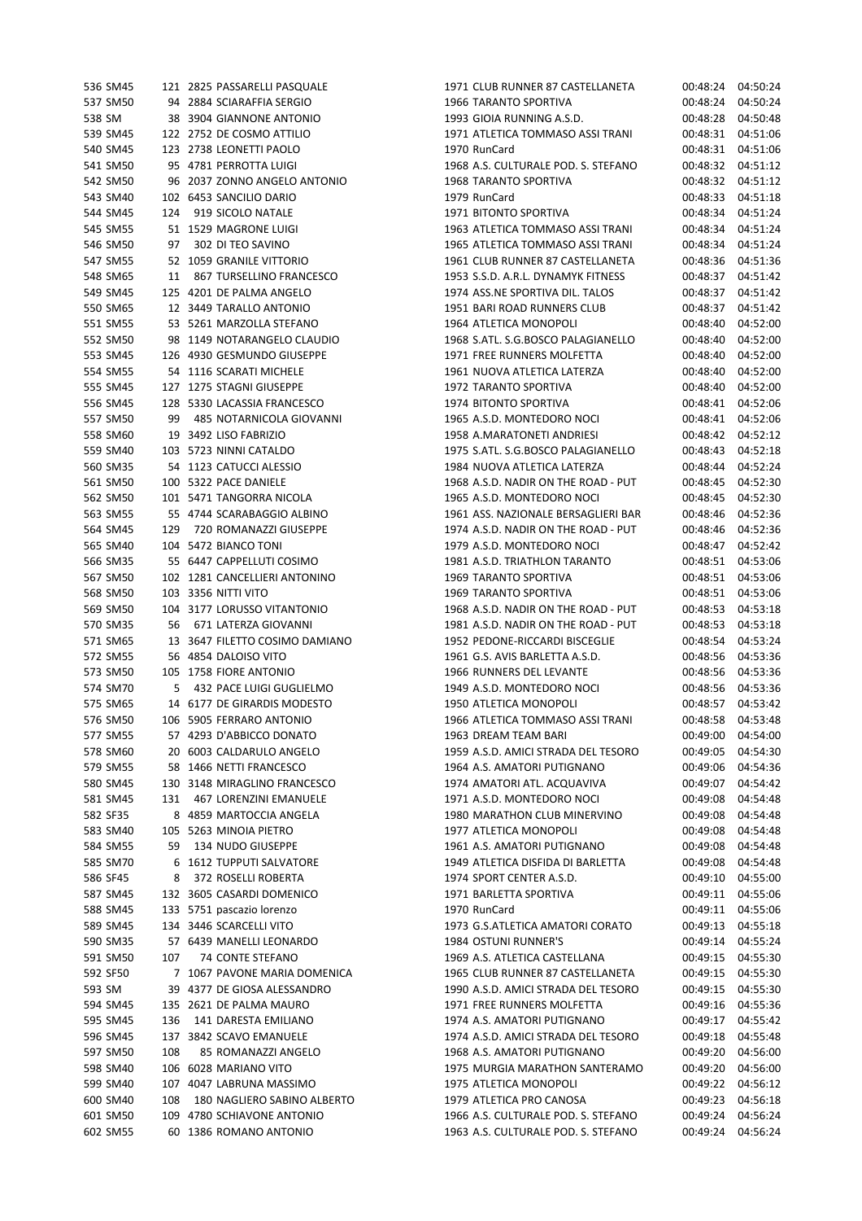| | | | | | | | | |
|---|---|---|---|---|---|---|---|---|
| 536 | SM45 | 121 | 2825 | PASSARELLI PASQUALE | 1971 | CLUB RUNNER 87 CASTELLANETA | 00:48:24 | 04:50:24 |
| 537 | SM50 | 94 | 2884 | SCIARAFFIA SERGIO | 1966 | TARANTO SPORTIVA | 00:48:24 | 04:50:24 |
| 538 | SM | 38 | 3904 | GIANNONE ANTONIO | 1993 | GIOIA RUNNING A.S.D. | 00:48:28 | 04:50:48 |
| 539 | SM45 | 122 | 2752 | DE COSMO ATTILIO | 1971 | ATLETICA TOMMASO ASSI TRANI | 00:48:31 | 04:51:06 |
| 540 | SM45 | 123 | 2738 | LEONETTI PAOLO | 1970 | RunCard | 00:48:31 | 04:51:06 |
| 541 | SM50 | 95 | 4781 | PERROTTA LUIGI | 1968 | A.S. CULTURALE POD. S. STEFANO | 00:48:32 | 04:51:12 |
| 542 | SM50 | 96 | 2037 | ZONNO ANGELO ANTONIO | 1968 | TARANTO SPORTIVA | 00:48:32 | 04:51:12 |
| 543 | SM40 | 102 | 6453 | SANCILIO DARIO | 1979 | RunCard | 00:48:33 | 04:51:18 |
| 544 | SM45 | 124 | 919 | SICOLO NATALE | 1971 | BITONTO SPORTIVA | 00:48:34 | 04:51:24 |
| 545 | SM55 | 51 | 1529 | MAGRONE LUIGI | 1963 | ATLETICA TOMMASO ASSI TRANI | 00:48:34 | 04:51:24 |
| 546 | SM50 | 97 | 302 | DI TEO SAVINO | 1965 | ATLETICA TOMMASO ASSI TRANI | 00:48:34 | 04:51:24 |
| 547 | SM55 | 52 | 1059 | GRANILE VITTORIO | 1961 | CLUB RUNNER 87 CASTELLANETA | 00:48:36 | 04:51:36 |
| 548 | SM65 | 11 | 867 | TURSELLINO FRANCESCO | 1953 | S.S.D. A.R.L. DYNAMYK FITNESS | 00:48:37 | 04:51:42 |
| 549 | SM45 | 125 | 4201 | DE PALMA ANGELO | 1974 | ASS.NE SPORTIVA DIL. TALOS | 00:48:37 | 04:51:42 |
| 550 | SM65 | 12 | 3449 | TARALLO ANTONIO | 1951 | BARI ROAD RUNNERS CLUB | 00:48:37 | 04:51:42 |
| 551 | SM55 | 53 | 5261 | MARZOLLA STEFANO | 1964 | ATLETICA MONOPOLI | 00:48:40 | 04:52:00 |
| 552 | SM50 | 98 | 1149 | NOTARANGELO CLAUDIO | 1968 | S.ATL. S.G.BOSCO PALAGIANELLO | 00:48:40 | 04:52:00 |
| 553 | SM45 | 126 | 4930 | GESMUNDO GIUSEPPE | 1971 | FREE RUNNERS MOLFETTA | 00:48:40 | 04:52:00 |
| 554 | SM55 | 54 | 1116 | SCARATI MICHELE | 1961 | NUOVA ATLETICA LATERZA | 00:48:40 | 04:52:00 |
| 555 | SM45 | 127 | 1275 | STAGNI GIUSEPPE | 1972 | TARANTO SPORTIVA | 00:48:40 | 04:52:00 |
| 556 | SM45 | 128 | 5330 | LACASSIA FRANCESCO | 1974 | BITONTO SPORTIVA | 00:48:41 | 04:52:06 |
| 557 | SM50 | 99 | 485 | NOTARNICOLA GIOVANNI | 1965 | A.S.D. MONTEDORO NOCI | 00:48:41 | 04:52:06 |
| 558 | SM60 | 19 | 3492 | LISO FABRIZIO | 1958 | A.MARATONETI ANDRIESI | 00:48:42 | 04:52:12 |
| 559 | SM40 | 103 | 5723 | NINNI CATALDO | 1975 | S.ATL. S.G.BOSCO PALAGIANELLO | 00:48:43 | 04:52:18 |
| 560 | SM35 | 54 | 1123 | CATUCCI ALESSIO | 1984 | NUOVA ATLETICA LATERZA | 00:48:44 | 04:52:24 |
| 561 | SM50 | 100 | 5322 | PACE DANIELE | 1968 | A.S.D. NADIR ON THE ROAD - PUT | 00:48:45 | 04:52:30 |
| 562 | SM50 | 101 | 5471 | TANGORRA NICOLA | 1965 | A.S.D. MONTEDORO NOCI | 00:48:45 | 04:52:30 |
| 563 | SM55 | 55 | 4744 | SCARABAGGIO ALBINO | 1961 | ASS. NAZIONALE BERSAGLIERI BAR | 00:48:46 | 04:52:36 |
| 564 | SM45 | 129 | 720 | ROMANAZZI GIUSEPPE | 1974 | A.S.D. NADIR ON THE ROAD - PUT | 00:48:46 | 04:52:36 |
| 565 | SM40 | 104 | 5472 | BIANCO TONI | 1979 | A.S.D. MONTEDORO NOCI | 00:48:47 | 04:52:42 |
| 566 | SM35 | 55 | 6447 | CAPPELLUTI COSIMO | 1981 | A.S.D. TRIATHLON TARANTO | 00:48:51 | 04:53:06 |
| 567 | SM50 | 102 | 1281 | CANCELLIERI ANTONINO | 1969 | TARANTO SPORTIVA | 00:48:51 | 04:53:06 |
| 568 | SM50 | 103 | 3356 | NITTI VITO | 1969 | TARANTO SPORTIVA | 00:48:51 | 04:53:06 |
| 569 | SM50 | 104 | 3177 | LORUSSO VITANTONIO | 1968 | A.S.D. NADIR ON THE ROAD - PUT | 00:48:53 | 04:53:18 |
| 570 | SM35 | 56 | 671 | LATERZA GIOVANNI | 1981 | A.S.D. NADIR ON THE ROAD - PUT | 00:48:53 | 04:53:18 |
| 571 | SM65 | 13 | 3647 | FILETTO COSIMO DAMIANO | 1952 | PEDONE-RICCARDI BISCEGLIE | 00:48:54 | 04:53:24 |
| 572 | SM55 | 56 | 4854 | DALOISO VITO | 1961 | G.S. AVIS BARLETTA A.S.D. | 00:48:56 | 04:53:36 |
| 573 | SM50 | 105 | 1758 | FIORE ANTONIO | 1966 | RUNNERS DEL LEVANTE | 00:48:56 | 04:53:36 |
| 574 | SM70 | 5 | 432 | PACE LUIGI GUGLIELMO | 1949 | A.S.D. MONTEDORO NOCI | 00:48:56 | 04:53:36 |
| 575 | SM65 | 14 | 6177 | DE GIRARDIS MODESTO | 1950 | ATLETICA MONOPOLI | 00:48:57 | 04:53:42 |
| 576 | SM50 | 106 | 5905 | FERRARO ANTONIO | 1966 | ATLETICA TOMMASO ASSI TRANI | 00:48:58 | 04:53:48 |
| 577 | SM55 | 57 | 4293 | D'ABBICCO DONATO | 1963 | DREAM TEAM BARI | 00:49:00 | 04:54:00 |
| 578 | SM60 | 20 | 6003 | CALDARULO ANGELO | 1959 | A.S.D. AMICI STRADA DEL TESORO | 00:49:05 | 04:54:30 |
| 579 | SM55 | 58 | 1466 | NETTI FRANCESCO | 1964 | A.S. AMATORI PUTIGNANO | 00:49:06 | 04:54:36 |
| 580 | SM45 | 130 | 3148 | MIRAGLINO FRANCESCO | 1974 | AMATORI ATL. ACQUAVIVA | 00:49:07 | 04:54:42 |
| 581 | SM45 | 131 | 467 | LORENZINI EMANUELE | 1971 | A.S.D. MONTEDORO NOCI | 00:49:08 | 04:54:48 |
| 582 | SF35 | 8 | 4859 | MARTOCCIA ANGELA | 1980 | MARATHON CLUB MINERVINO | 00:49:08 | 04:54:48 |
| 583 | SM40 | 105 | 5263 | MINOIA PIETRO | 1977 | ATLETICA MONOPOLI | 00:49:08 | 04:54:48 |
| 584 | SM55 | 59 | 134 | NUDO GIUSEPPE | 1961 | A.S. AMATORI PUTIGNANO | 00:49:08 | 04:54:48 |
| 585 | SM70 | 6 | 1612 | TUPPUTI SALVATORE | 1949 | ATLETICA DISFIDA DI BARLETTA | 00:49:08 | 04:54:48 |
| 586 | SF45 | 8 | 372 | ROSELLI ROBERTA | 1974 | SPORT CENTER A.S.D. | 00:49:10 | 04:55:00 |
| 587 | SM45 | 132 | 3605 | CASARDI DOMENICO | 1971 | BARLETTA SPORTIVA | 00:49:11 | 04:55:06 |
| 588 | SM45 | 133 | 5751 | pascazio lorenzo | 1970 | RunCard | 00:49:11 | 04:55:06 |
| 589 | SM45 | 134 | 3446 | SCARCELLI VITO | 1973 | G.S.ATLETICA AMATORI CORATO | 00:49:13 | 04:55:18 |
| 590 | SM35 | 57 | 6439 | MANELLI LEONARDO | 1984 | OSTUNI RUNNER'S | 00:49:14 | 04:55:24 |
| 591 | SM50 | 107 | 74 | CONTE STEFANO | 1969 | A.S. ATLETICA CASTELLANA | 00:49:15 | 04:55:30 |
| 592 | SF50 | 7 | 1067 | PAVONE MARIA DOMENICA | 1965 | CLUB RUNNER 87 CASTELLANETA | 00:49:15 | 04:55:30 |
| 593 | SM | 39 | 4377 | DE GIOSA ALESSANDRO | 1990 | A.S.D. AMICI STRADA DEL TESORO | 00:49:15 | 04:55:30 |
| 594 | SM45 | 135 | 2621 | DE PALMA MAURO | 1971 | FREE RUNNERS MOLFETTA | 00:49:16 | 04:55:36 |
| 595 | SM45 | 136 | 141 | DARESTA EMILIANO | 1974 | A.S. AMATORI PUTIGNANO | 00:49:17 | 04:55:42 |
| 596 | SM45 | 137 | 3842 | SCAVO EMANUELE | 1974 | A.S.D. AMICI STRADA DEL TESORO | 00:49:18 | 04:55:48 |
| 597 | SM50 | 108 | 85 | ROMANAZZI ANGELO | 1968 | A.S. AMATORI PUTIGNANO | 00:49:20 | 04:56:00 |
| 598 | SM40 | 106 | 6028 | MARIANO VITO | 1975 | MURGIA MARATHON SANTERAMO | 00:49:20 | 04:56:00 |
| 599 | SM40 | 107 | 4047 | LABRUNA MASSIMO | 1975 | ATLETICA MONOPOLI | 00:49:22 | 04:56:12 |
| 600 | SM40 | 108 | 180 | NAGLIERO SABINO ALBERTO | 1979 | ATLETICA PRO CANOSA | 00:49:23 | 04:56:18 |
| 601 | SM50 | 109 | 4780 | SCHIAVONE ANTONIO | 1966 | A.S. CULTURALE POD. S. STEFANO | 00:49:24 | 04:56:24 |
| 602 | SM55 | 60 | 1386 | ROMANO ANTONIO | 1963 | A.S. CULTURALE POD. S. STEFANO | 00:49:24 | 04:56:24 |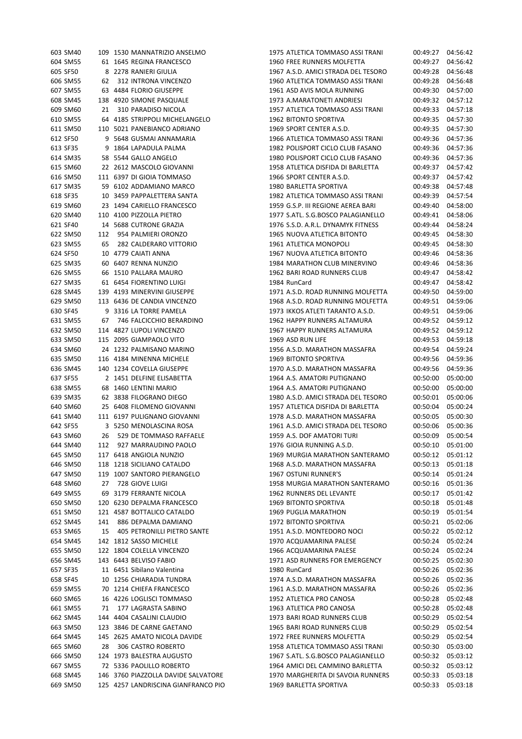| | | | | | | | | |
|---|---|---|---|---|---|---|---|---|
| 603 | SM40 | 109 | 1530 | MANNATRIZIO ANSELMO | 1975 | ATLETICA TOMMASO ASSI TRANI | 00:49:27 | 04:56:42 |
| 604 | SM55 | 61 | 1645 | REGINA FRANCESCO | 1960 | FREE RUNNERS MOLFETTA | 00:49:27 | 04:56:42 |
| 605 | SF50 | 8 | 2278 | RANIERI GIULIA | 1967 | A.S.D. AMICI STRADA DEL TESORO | 00:49:28 | 04:56:48 |
| 606 | SM55 | 62 | 312 | INTRONA VINCENZO | 1960 | ATLETICA TOMMASO ASSI TRANI | 00:49:28 | 04:56:48 |
| 607 | SM55 | 63 | 4484 | FLORIO GIUSEPPE | 1961 | ASD AVIS MOLA RUNNING | 00:49:30 | 04:57:00 |
| 608 | SM45 | 138 | 4920 | SIMONE PASQUALE | 1973 | A.MARATONETI ANDRIESI | 00:49:32 | 04:57:12 |
| 609 | SM60 | 21 | 310 | PARADISO NICOLA | 1957 | ATLETICA TOMMASO ASSI TRANI | 00:49:33 | 04:57:18 |
| 610 | SM55 | 64 | 4185 | STRIPPOLI MICHELANGELO | 1962 | BITONTO SPORTIVA | 00:49:35 | 04:57:30 |
| 611 | SM50 | 110 | 5021 | PANEBIANCO ADRIANO | 1969 | SPORT CENTER A.S.D. | 00:49:35 | 04:57:30 |
| 612 | SF50 | 9 | 5648 | GUSMAI ANNAMARIA | 1966 | ATLETICA TOMMASO ASSI TRANI | 00:49:36 | 04:57:36 |
| 613 | SF35 | 9 | 1864 | LAPADULA PALMA | 1982 | POLISPORT CICLO CLUB FASANO | 00:49:36 | 04:57:36 |
| 614 | SM35 | 58 | 5544 | GALLO ANGELO | 1980 | POLISPORT CICLO CLUB FASANO | 00:49:36 | 04:57:36 |
| 615 | SM60 | 22 | 2612 | MASCOLO GIOVANNI | 1958 | ATLETICA DISFIDA DI BARLETTA | 00:49:37 | 04:57:42 |
| 616 | SM50 | 111 | 6397 | DI GIOIA TOMMASO | 1966 | SPORT CENTER A.S.D. | 00:49:37 | 04:57:42 |
| 617 | SM35 | 59 | 6102 | ADDAMIANO MARCO | 1980 | BARLETTA SPORTIVA | 00:49:38 | 04:57:48 |
| 618 | SF35 | 10 | 3459 | PAPPALETTERA SANTA | 1982 | ATLETICA TOMMASO ASSI TRANI | 00:49:39 | 04:57:54 |
| 619 | SM60 | 23 | 1494 | CARIELLO FRANCESCO | 1959 | G.S.P. III REGIONE AEREA BARI | 00:49:40 | 04:58:00 |
| 620 | SM40 | 110 | 4100 | PIZZOLLA PIETRO | 1977 | S.ATL. S.G.BOSCO PALAGIANELLO | 00:49:41 | 04:58:06 |
| 621 | SF40 | 14 | 5688 | CUTRONE GRAZIA | 1976 | S.S.D. A.R.L. DYNAMYK FITNESS | 00:49:44 | 04:58:24 |
| 622 | SM50 | 112 | 954 | PALMIERI ORONZO | 1965 | NUOVA ATLETICA BITONTO | 00:49:45 | 04:58:30 |
| 623 | SM55 | 65 | 282 | CALDERARO VITTORIO | 1961 | ATLETICA MONOPOLI | 00:49:45 | 04:58:30 |
| 624 | SF50 | 10 | 4779 | CAIATI ANNA | 1967 | NUOVA ATLETICA BITONTO | 00:49:46 | 04:58:36 |
| 625 | SM35 | 60 | 6407 | RENNA NUNZIO | 1984 | MARATHON CLUB MINERVINO | 00:49:46 | 04:58:36 |
| 626 | SM55 | 66 | 1510 | PALLARA MAURO | 1962 | BARI ROAD RUNNERS CLUB | 00:49:47 | 04:58:42 |
| 627 | SM35 | 61 | 6454 | FIORENTINO LUIGI | 1984 | RunCard | 00:49:47 | 04:58:42 |
| 628 | SM45 | 139 | 4193 | MINERVINI GIUSEPPE | 1971 | A.S.D. ROAD RUNNING MOLFETTA | 00:49:50 | 04:59:00 |
| 629 | SM50 | 113 | 6436 | DE CANDIA VINCENZO | 1968 | A.S.D. ROAD RUNNING MOLFETTA | 00:49:51 | 04:59:06 |
| 630 | SF45 | 9 | 3316 | LA TORRE PAMELA | 1973 | IKKOS ATLETI TARANTO A.S.D. | 00:49:51 | 04:59:06 |
| 631 | SM55 | 67 | 746 | FALCICCHIO BERARDINO | 1962 | HAPPY RUNNERS ALTAMURA | 00:49:52 | 04:59:12 |
| 632 | SM50 | 114 | 4827 | LUPOLI VINCENZO | 1967 | HAPPY RUNNERS ALTAMURA | 00:49:52 | 04:59:12 |
| 633 | SM50 | 115 | 2095 | GIAMPAOLO VITO | 1969 | ASD RUN LIFE | 00:49:53 | 04:59:18 |
| 634 | SM60 | 24 | 1232 | PALMISANO MARINO | 1956 | A.S.D. MARATHON MASSAFRA | 00:49:54 | 04:59:24 |
| 635 | SM50 | 116 | 4184 | MINENNA MICHELE | 1969 | BITONTO SPORTIVA | 00:49:56 | 04:59:36 |
| 636 | SM45 | 140 | 1234 | COVELLA GIUSEPPE | 1970 | A.S.D. MARATHON MASSAFRA | 00:49:56 | 04:59:36 |
| 637 | SF55 | 2 | 1451 | DELFINE ELISABETTA | 1964 | A.S. AMATORI PUTIGNANO | 00:50:00 | 05:00:00 |
| 638 | SM55 | 68 | 1460 | LENTINI MARIO | 1964 | A.S. AMATORI PUTIGNANO | 00:50:00 | 05:00:00 |
| 639 | SM35 | 62 | 3838 | FILOGRANO DIEGO | 1980 | A.S.D. AMICI STRADA DEL TESORO | 00:50:01 | 05:00:06 |
| 640 | SM60 | 25 | 6408 | FILOMENO GIOVANNI | 1957 | ATLETICA DISFIDA DI BARLETTA | 00:50:04 | 05:00:24 |
| 641 | SM40 | 111 | 6197 | PULIGNANO GIOVANNI | 1978 | A.S.D. MARATHON MASSAFRA | 00:50:05 | 05:00:30 |
| 642 | SF55 | 3 | 5250 | MENOLASCINA ROSA | 1961 | A.S.D. AMICI STRADA DEL TESORO | 00:50:06 | 05:00:36 |
| 643 | SM60 | 26 | 529 | DE TOMMASO RAFFAELE | 1959 | A.S. DOF AMATORI TURI | 00:50:09 | 05:00:54 |
| 644 | SM40 | 112 | 927 | MARRAUDINO PAOLO | 1976 | GIOIA RUNNING A.S.D. | 00:50:10 | 05:01:00 |
| 645 | SM50 | 117 | 6418 | ANGIOLA NUNZIO | 1969 | MURGIA MARATHON SANTERAMO | 00:50:12 | 05:01:12 |
| 646 | SM50 | 118 | 1218 | SICILIANO CATALDO | 1968 | A.S.D. MARATHON MASSAFRA | 00:50:13 | 05:01:18 |
| 647 | SM50 | 119 | 1007 | SANTORO PIERANGELO | 1967 | OSTUNI RUNNER'S | 00:50:14 | 05:01:24 |
| 648 | SM60 | 27 | 728 | GIOVE LUIGI | 1958 | MURGIA MARATHON SANTERAMO | 00:50:16 | 05:01:36 |
| 649 | SM55 | 69 | 3179 | FERRANTE NICOLA | 1962 | RUNNERS DEL LEVANTE | 00:50:17 | 05:01:42 |
| 650 | SM50 | 120 | 6230 | DEPALMA FRANCESCO | 1969 | BITONTO SPORTIVA | 00:50:18 | 05:01:48 |
| 651 | SM50 | 121 | 4587 | BOTTALICO CATALDO | 1969 | PUGLIA MARATHON | 00:50:19 | 05:01:54 |
| 652 | SM45 | 141 | 886 | DEPALMA DAMIANO | 1972 | BITONTO SPORTIVA | 00:50:21 | 05:02:06 |
| 653 | SM65 | 15 | 405 | PETRONILLI PIETRO SANTE | 1951 | A.S.D. MONTEDORO NOCI | 00:50:22 | 05:02:12 |
| 654 | SM45 | 142 | 1812 | SASSO MICHELE | 1970 | ACQUAMARINA PALESE | 00:50:24 | 05:02:24 |
| 655 | SM50 | 122 | 1804 | COLELLA VINCENZO | 1966 | ACQUAMARINA PALESE | 00:50:24 | 05:02:24 |
| 656 | SM45 | 143 | 6443 | BELVISO FABIO | 1971 | ASD RUNNERS FOR EMERGENCY | 00:50:25 | 05:02:30 |
| 657 | SF35 | 11 | 6451 | Sibilano Valentina | 1980 | RunCard | 00:50:26 | 05:02:36 |
| 658 | SF45 | 10 | 1256 | CHIARADIA TUNDRA | 1974 | A.S.D. MARATHON MASSAFRA | 00:50:26 | 05:02:36 |
| 659 | SM55 | 70 | 1214 | CHIEFA FRANCESCO | 1961 | A.S.D. MARATHON MASSAFRA | 00:50:26 | 05:02:36 |
| 660 | SM65 | 16 | 4226 | LOGLISCI TOMMASO | 1952 | ATLETICA PRO CANOSA | 00:50:28 | 05:02:48 |
| 661 | SM55 | 71 | 177 | LAGRASTA SABINO | 1963 | ATLETICA PRO CANOSA | 00:50:28 | 05:02:48 |
| 662 | SM45 | 144 | 4404 | CASALINI CLAUDIO | 1973 | BARI ROAD RUNNERS CLUB | 00:50:29 | 05:02:54 |
| 663 | SM50 | 123 | 3846 | DE CARNE GAETANO | 1965 | BARI ROAD RUNNERS CLUB | 00:50:29 | 05:02:54 |
| 664 | SM45 | 145 | 2625 | AMATO NICOLA DAVIDE | 1972 | FREE RUNNERS MOLFETTA | 00:50:29 | 05:02:54 |
| 665 | SM60 | 28 | 306 | CASTRO ROBERTO | 1958 | ATLETICA TOMMASO ASSI TRANI | 00:50:30 | 05:03:00 |
| 666 | SM50 | 124 | 1973 | BALESTRA AUGUSTO | 1967 | S.ATL. S.G.BOSCO PALAGIANELLO | 00:50:32 | 05:03:12 |
| 667 | SM55 | 72 | 5336 | PAOLILLO ROBERTO | 1964 | AMICI DEL CAMMINO BARLETTA | 00:50:32 | 05:03:12 |
| 668 | SM45 | 146 | 3760 | PIAZZOLLA DAVIDE SALVATORE | 1970 | MARGHERITA DI SAVOIA RUNNERS | 00:50:33 | 05:03:18 |
| 669 | SM50 | 125 | 4257 | LANDRISCINA GIANFRANCO PIO | 1969 | BARLETTA SPORTIVA | 00:50:33 | 05:03:18 |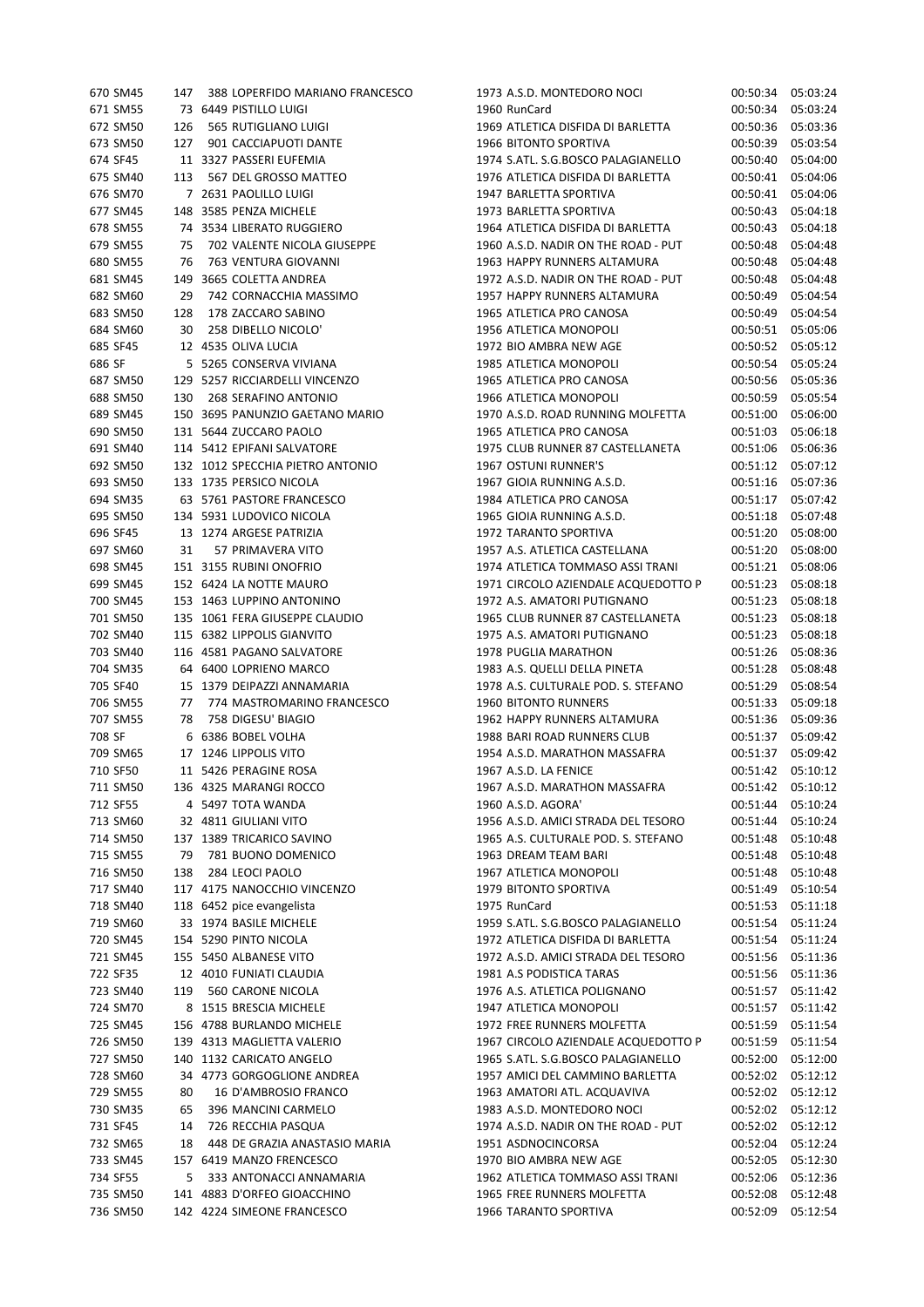| | | | | | | | |
|---|---|---|---|---|---|---|---|
| 670 | SM45 | 147 | 388 LOPERFIDO MARIANO FRANCESCO | 1973 A.S.D. MONTEDORO NOCI | 00:50:34 | 05:03:24 |
| 671 | SM55 | 73 | 6449 PISTILLO LUIGI | 1960 RunCard | 00:50:34 | 05:03:24 |
| 672 | SM50 | 126 | 565 RUTIGLIANO LUIGI | 1969 ATLETICA DISFIDA DI BARLETTA | 00:50:36 | 05:03:36 |
| 673 | SM50 | 127 | 901 CACCIAPUOTI DANTE | 1966 BITONTO SPORTIVA | 00:50:39 | 05:03:54 |
| 674 | SF45 | 11 | 3327 PASSERI EUFEMIA | 1974 S.ATL. S.G.BOSCO PALAGIANELLO | 00:50:40 | 05:04:00 |
| 675 | SM40 | 113 | 567 DEL GROSSO MATTEO | 1976 ATLETICA DISFIDA DI BARLETTA | 00:50:41 | 05:04:06 |
| 676 | SM70 | 7 | 2631 PAOLILLO LUIGI | 1947 BARLETTA SPORTIVA | 00:50:41 | 05:04:06 |
| 677 | SM45 | 148 | 3585 PENZA MICHELE | 1973 BARLETTA SPORTIVA | 00:50:43 | 05:04:18 |
| 678 | SM55 | 74 | 3534 LIBERATO RUGGIERO | 1964 ATLETICA DISFIDA DI BARLETTA | 00:50:43 | 05:04:18 |
| 679 | SM55 | 75 | 702 VALENTE NICOLA GIUSEPPE | 1960 A.S.D. NADIR ON THE ROAD - PUT | 00:50:48 | 05:04:48 |
| 680 | SM55 | 76 | 763 VENTURA GIOVANNI | 1963 HAPPY RUNNERS ALTAMURA | 00:50:48 | 05:04:48 |
| 681 | SM45 | 149 | 3665 COLETTA ANDREA | 1972 A.S.D. NADIR ON THE ROAD - PUT | 00:50:48 | 05:04:48 |
| 682 | SM60 | 29 | 742 CORNACCHIA MASSIMO | 1957 HAPPY RUNNERS ALTAMURA | 00:50:49 | 05:04:54 |
| 683 | SM50 | 128 | 178 ZACCARO SABINO | 1965 ATLETICA PRO CANOSA | 00:50:49 | 05:04:54 |
| 684 | SM60 | 30 | 258 DIBELLO NICOLO' | 1956 ATLETICA MONOPOLI | 00:50:51 | 05:05:06 |
| 685 | SF45 | 12 | 4535 OLIVA LUCIA | 1972 BIO AMBRA NEW AGE | 00:50:52 | 05:05:12 |
| 686 | SF | 5 | 5265 CONSERVA VIVIANA | 1985 ATLETICA MONOPOLI | 00:50:54 | 05:05:24 |
| 687 | SM50 | 129 | 5257 RICCIARDELLI VINCENZO | 1965 ATLETICA PRO CANOSA | 00:50:56 | 05:05:36 |
| 688 | SM50 | 130 | 268 SERAFINO ANTONIO | 1966 ATLETICA MONOPOLI | 00:50:59 | 05:05:54 |
| 689 | SM45 | 150 | 3695 PANUNZIO GAETANO MARIO | 1970 A.S.D. ROAD RUNNING MOLFETTA | 00:51:00 | 05:06:00 |
| 690 | SM50 | 131 | 5644 ZUCCARO PAOLO | 1965 ATLETICA PRO CANOSA | 00:51:03 | 05:06:18 |
| 691 | SM40 | 114 | 5412 EPIFANI SALVATORE | 1975 CLUB RUNNER 87 CASTELLANETA | 00:51:06 | 05:06:36 |
| 692 | SM50 | 132 | 1012 SPECCHIA PIETRO ANTONIO | 1967 OSTUNI RUNNER'S | 00:51:12 | 05:07:12 |
| 693 | SM50 | 133 | 1735 PERSICO NICOLA | 1967 GIOIA RUNNING A.S.D. | 00:51:16 | 05:07:36 |
| 694 | SM35 | 63 | 5761 PASTORE FRANCESCO | 1984 ATLETICA PRO CANOSA | 00:51:17 | 05:07:42 |
| 695 | SM50 | 134 | 5931 LUDOVICO NICOLA | 1965 GIOIA RUNNING A.S.D. | 00:51:18 | 05:07:48 |
| 696 | SF45 | 13 | 1274 ARGESE PATRIZIA | 1972 TARANTO SPORTIVA | 00:51:20 | 05:08:00 |
| 697 | SM60 | 31 | 57 PRIMAVERA VITO | 1957 A.S. ATLETICA CASTELLANA | 00:51:20 | 05:08:00 |
| 698 | SM45 | 151 | 3155 RUBINI ONOFRIO | 1974 ATLETICA TOMMASO ASSI TRANI | 00:51:21 | 05:08:06 |
| 699 | SM45 | 152 | 6424 LA NOTTE MAURO | 1971 CIRCOLO AZIENDALE ACQUEDOTTO P | 00:51:23 | 05:08:18 |
| 700 | SM45 | 153 | 1463 LUPPINO ANTONINO | 1972 A.S. AMATORI PUTIGNANO | 00:51:23 | 05:08:18 |
| 701 | SM50 | 135 | 1061 FERA GIUSEPPE CLAUDIO | 1965 CLUB RUNNER 87 CASTELLANETA | 00:51:23 | 05:08:18 |
| 702 | SM40 | 115 | 6382 LIPPOLIS GIANVITO | 1975 A.S. AMATORI PUTIGNANO | 00:51:23 | 05:08:18 |
| 703 | SM40 | 116 | 4581 PAGANO SALVATORE | 1978 PUGLIA MARATHON | 00:51:26 | 05:08:36 |
| 704 | SM35 | 64 | 6400 LOPRIENO MARCO | 1983 A.S. QUELLI DELLA PINETA | 00:51:28 | 05:08:48 |
| 705 | SF40 | 15 | 1379 DEIPAZZI ANNAMARIA | 1978 A.S. CULTURALE POD. S. STEFANO | 00:51:29 | 05:08:54 |
| 706 | SM55 | 77 | 774 MASTROMARINO FRANCESCO | 1960 BITONTO RUNNERS | 00:51:33 | 05:09:18 |
| 707 | SM55 | 78 | 758 DIGESU' BIAGIO | 1962 HAPPY RUNNERS ALTAMURA | 00:51:36 | 05:09:36 |
| 708 | SF | 6 | 6386 BOBEL VOLHA | 1988 BARI ROAD RUNNERS CLUB | 00:51:37 | 05:09:42 |
| 709 | SM65 | 17 | 1246 LIPPOLIS VITO | 1954 A.S.D. MARATHON MASSAFRA | 00:51:37 | 05:09:42 |
| 710 | SF50 | 11 | 5426 PERAGINE ROSA | 1967 A.S.D. LA FENICE | 00:51:42 | 05:10:12 |
| 711 | SM50 | 136 | 4325 MARANGI ROCCO | 1967 A.S.D. MARATHON MASSAFRA | 00:51:42 | 05:10:12 |
| 712 | SF55 | 4 | 5497 TOTA WANDA | 1960 A.S.D. AGORA' | 00:51:44 | 05:10:24 |
| 713 | SM60 | 32 | 4811 GIULIANI VITO | 1956 A.S.D. AMICI STRADA DEL TESORO | 00:51:44 | 05:10:24 |
| 714 | SM50 | 137 | 1389 TRICARICO SAVINO | 1965 A.S. CULTURALE POD. S. STEFANO | 00:51:48 | 05:10:48 |
| 715 | SM55 | 79 | 781 BUONO DOMENICO | 1963 DREAM TEAM BARI | 00:51:48 | 05:10:48 |
| 716 | SM50 | 138 | 284 LEOCI PAOLO | 1967 ATLETICA MONOPOLI | 00:51:48 | 05:10:48 |
| 717 | SM40 | 117 | 4175 NANOCCHIO VINCENZO | 1979 BITONTO SPORTIVA | 00:51:49 | 05:10:54 |
| 718 | SM40 | 118 | 6452 pice evangelista | 1975 RunCard | 00:51:53 | 05:11:18 |
| 719 | SM60 | 33 | 1974 BASILE MICHELE | 1959 S.ATL. S.G.BOSCO PALAGIANELLO | 00:51:54 | 05:11:24 |
| 720 | SM45 | 154 | 5290 PINTO NICOLA | 1972 ATLETICA DISFIDA DI BARLETTA | 00:51:54 | 05:11:24 |
| 721 | SM45 | 155 | 5450 ALBANESE VITO | 1972 A.S.D. AMICI STRADA DEL TESORO | 00:51:56 | 05:11:36 |
| 722 | SF35 | 12 | 4010 FUNIATI CLAUDIA | 1981 A.S PODISTICA TARAS | 00:51:56 | 05:11:36 |
| 723 | SM40 | 119 | 560 CARONE NICOLA | 1976 A.S. ATLETICA POLIGNANO | 00:51:57 | 05:11:42 |
| 724 | SM70 | 8 | 1515 BRESCIA MICHELE | 1947 ATLETICA MONOPOLI | 00:51:57 | 05:11:42 |
| 725 | SM45 | 156 | 4788 BURLANDO MICHELE | 1972 FREE RUNNERS MOLFETTA | 00:51:59 | 05:11:54 |
| 726 | SM50 | 139 | 4313 MAGLIETTA VALERIO | 1967 CIRCOLO AZIENDALE ACQUEDOTTO P | 00:51:59 | 05:11:54 |
| 727 | SM50 | 140 | 1132 CARICATO ANGELO | 1965 S.ATL. S.G.BOSCO PALAGIANELLO | 00:52:00 | 05:12:00 |
| 728 | SM60 | 34 | 4773 GORGOGLIONE ANDREA | 1957 AMICI DEL CAMMINO BARLETTA | 00:52:02 | 05:12:12 |
| 729 | SM55 | 80 | 16 D'AMBROSIO FRANCO | 1963 AMATORI ATL. ACQUAVIVA | 00:52:02 | 05:12:12 |
| 730 | SM35 | 65 | 396 MANCINI CARMELO | 1983 A.S.D. MONTEDORO NOCI | 00:52:02 | 05:12:12 |
| 731 | SF45 | 14 | 726 RECCHIA PASQUA | 1974 A.S.D. NADIR ON THE ROAD - PUT | 00:52:02 | 05:12:12 |
| 732 | SM65 | 18 | 448 DE GRAZIA ANASTASIO MARIA | 1951 ASDNOCINCORSA | 00:52:04 | 05:12:24 |
| 733 | SM45 | 157 | 6419 MANZO FRENCESCO | 1970 BIO AMBRA NEW AGE | 00:52:05 | 05:12:30 |
| 734 | SF55 | 5 | 333 ANTONACCI ANNAMARIA | 1962 ATLETICA TOMMASO ASSI TRANI | 00:52:06 | 05:12:36 |
| 735 | SM50 | 141 | 4883 D'ORFEO GIOACCHINO | 1965 FREE RUNNERS MOLFETTA | 00:52:08 | 05:12:48 |
| 736 | SM50 | 142 | 4224 SIMEONE FRANCESCO | 1966 TARANTO SPORTIVA | 00:52:09 | 05:12:54 |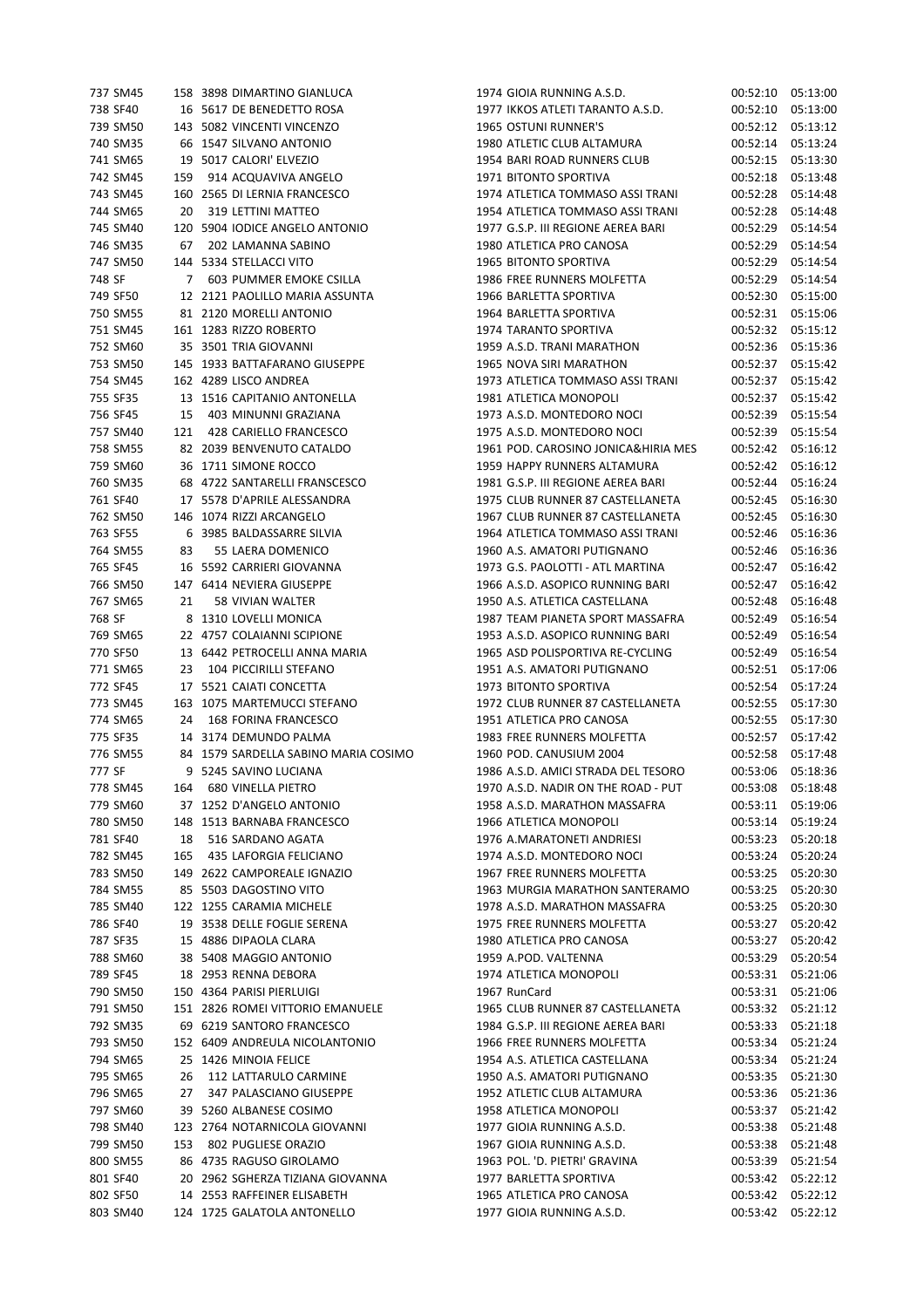| | | | | | | | | |
|---|---|---|---|---|---|---|---|---|
| 737 | SM45 | 158 | 3898 | DIMARTINO GIANLUCA | 1974 | GIOIA RUNNING A.S.D. | 00:52:10 | 05:13:00 |
| 738 | SF40 | 16 | 5617 | DE BENEDETTO ROSA | 1977 | IKKOS ATLETI TARANTO A.S.D. | 00:52:10 | 05:13:00 |
| 739 | SM50 | 143 | 5082 | VINCENTI VINCENZO | 1965 | OSTUNI RUNNER'S | 00:52:12 | 05:13:12 |
| 740 | SM35 | 66 | 1547 | SILVANO ANTONIO | 1980 | ATLETIC CLUB ALTAMURA | 00:52:14 | 05:13:24 |
| 741 | SM65 | 19 | 5017 | CALORI' ELVEZIO | 1954 | BARI ROAD RUNNERS CLUB | 00:52:15 | 05:13:30 |
| 742 | SM45 | 159 | 914 | ACQUAVIVA ANGELO | 1971 | BITONTO SPORTIVA | 00:52:18 | 05:13:48 |
| 743 | SM45 | 160 | 2565 | DI LERNIA FRANCESCO | 1974 | ATLETICA TOMMASO ASSI TRANI | 00:52:28 | 05:14:48 |
| 744 | SM65 | 20 | 319 | LETTINI MATTEO | 1954 | ATLETICA TOMMASO ASSI TRANI | 00:52:28 | 05:14:48 |
| 745 | SM40 | 120 | 5904 | IODICE ANGELO ANTONIO | 1977 | G.S.P. III REGIONE AEREA BARI | 00:52:29 | 05:14:54 |
| 746 | SM35 | 67 | 202 | LAMANNA SABINO | 1980 | ATLETICA PRO CANOSA | 00:52:29 | 05:14:54 |
| 747 | SM50 | 144 | 5334 | STELLACCI VITO | 1965 | BITONTO SPORTIVA | 00:52:29 | 05:14:54 |
| 748 | SF | 7 | 603 | PUMMER EMOKE CSILLA | 1986 | FREE RUNNERS MOLFETTA | 00:52:29 | 05:14:54 |
| 749 | SF50 | 12 | 2121 | PAOLILLO MARIA ASSUNTA | 1966 | BARLETTA SPORTIVA | 00:52:30 | 05:15:00 |
| 750 | SM55 | 81 | 2120 | MORELLI ANTONIO | 1964 | BARLETTA SPORTIVA | 00:52:31 | 05:15:06 |
| 751 | SM45 | 161 | 1283 | RIZZO ROBERTO | 1974 | TARANTO SPORTIVA | 00:52:32 | 05:15:12 |
| 752 | SM60 | 35 | 3501 | TRIA GIOVANNI | 1959 | A.S.D. TRANI MARATHON | 00:52:36 | 05:15:36 |
| 753 | SM50 | 145 | 1933 | BATTAFARANO GIUSEPPE | 1965 | NOVA SIRI MARATHON | 00:52:37 | 05:15:42 |
| 754 | SM45 | 162 | 4289 | LISCO ANDREA | 1973 | ATLETICA TOMMASO ASSI TRANI | 00:52:37 | 05:15:42 |
| 755 | SF35 | 13 | 1516 | CAPITANIO ANTONELLA | 1981 | ATLETICA MONOPOLI | 00:52:37 | 05:15:42 |
| 756 | SF45 | 15 | 403 | MINUNNI GRAZIANA | 1973 | A.S.D. MONTEDORO NOCI | 00:52:39 | 05:15:54 |
| 757 | SM40 | 121 | 428 | CARIELLO FRANCESCO | 1975 | A.S.D. MONTEDORO NOCI | 00:52:39 | 05:15:54 |
| 758 | SM55 | 82 | 2039 | BENVENUTO CATALDO | 1961 | POD. CAROSINO JONICA&HIRIA MES | 00:52:42 | 05:16:12 |
| 759 | SM60 | 36 | 1711 | SIMONE ROCCO | 1959 | HAPPY RUNNERS ALTAMURA | 00:52:42 | 05:16:12 |
| 760 | SM35 | 68 | 4722 | SANTARELLI FRANSCESCO | 1981 | G.S.P. III REGIONE AEREA BARI | 00:52:44 | 05:16:24 |
| 761 | SF40 | 17 | 5578 | D'APRILE ALESSANDRA | 1975 | CLUB RUNNER 87 CASTELLANETA | 00:52:45 | 05:16:30 |
| 762 | SM50 | 146 | 1074 | RIZZI ARCANGELO | 1967 | CLUB RUNNER 87 CASTELLANETA | 00:52:45 | 05:16:30 |
| 763 | SF55 | 6 | 3985 | BALDASSARRE SILVIA | 1964 | ATLETICA TOMMASO ASSI TRANI | 00:52:46 | 05:16:36 |
| 764 | SM55 | 83 | 55 | LAERA DOMENICO | 1960 | A.S. AMATORI PUTIGNANO | 00:52:46 | 05:16:36 |
| 765 | SF45 | 16 | 5592 | CARRIERI GIOVANNA | 1973 | G.S. PAOLOTTI - ATL MARTINA | 00:52:47 | 05:16:42 |
| 766 | SM50 | 147 | 6414 | NEVIERA GIUSEPPE | 1966 | A.S.D. ASOPICO RUNNING BARI | 00:52:47 | 05:16:42 |
| 767 | SM65 | 21 | 58 | VIVIAN WALTER | 1950 | A.S. ATLETICA CASTELLANA | 00:52:48 | 05:16:48 |
| 768 | SF | 8 | 1310 | LOVELLI MONICA | 1987 | TEAM PIANETA SPORT MASSAFRA | 00:52:49 | 05:16:54 |
| 769 | SM65 | 22 | 4757 | COLAIANNI SCIPIONE | 1953 | A.S.D. ASOPICO RUNNING BARI | 00:52:49 | 05:16:54 |
| 770 | SF50 | 13 | 6442 | PETROCELLI ANNA MARIA | 1965 | ASD POLISPORTIVA RE-CYCLING | 00:52:49 | 05:16:54 |
| 771 | SM65 | 23 | 104 | PICCIRILLI STEFANO | 1951 | A.S. AMATORI PUTIGNANO | 00:52:51 | 05:17:06 |
| 772 | SF45 | 17 | 5521 | CAIATI CONCETTA | 1973 | BITONTO SPORTIVA | 00:52:54 | 05:17:24 |
| 773 | SM45 | 163 | 1075 | MARTEMUCCI STEFANO | 1972 | CLUB RUNNER 87 CASTELLANETA | 00:52:55 | 05:17:30 |
| 774 | SM65 | 24 | 168 | FORINA FRANCESCO | 1951 | ATLETICA PRO CANOSA | 00:52:55 | 05:17:30 |
| 775 | SF35 | 14 | 3174 | DEMUNDO PALMA | 1983 | FREE RUNNERS MOLFETTA | 00:52:57 | 05:17:42 |
| 776 | SM55 | 84 | 1579 | SARDELLA SABINO MARIA COSIMO | 1960 | POD. CANUSIUM 2004 | 00:52:58 | 05:17:48 |
| 777 | SF | 9 | 5245 | SAVINO LUCIANA | 1986 | A.S.D. AMICI STRADA DEL TESORO | 00:53:06 | 05:18:36 |
| 778 | SM45 | 164 | 680 | VINELLA PIETRO | 1970 | A.S.D. NADIR ON THE ROAD - PUT | 00:53:08 | 05:18:48 |
| 779 | SM60 | 37 | 1252 | D'ANGELO ANTONIO | 1958 | A.S.D. MARATHON MASSAFRA | 00:53:11 | 05:19:06 |
| 780 | SM50 | 148 | 1513 | BARNABA FRANCESCO | 1966 | ATLETICA MONOPOLI | 00:53:14 | 05:19:24 |
| 781 | SF40 | 18 | 516 | SARDANO AGATA | 1976 | A.MARATONETI ANDRIESI | 00:53:23 | 05:20:18 |
| 782 | SM45 | 165 | 435 | LAFORGIA FELICIANO | 1974 | A.S.D. MONTEDORO NOCI | 00:53:24 | 05:20:24 |
| 783 | SM50 | 149 | 2622 | CAMPOREALE IGNAZIO | 1967 | FREE RUNNERS MOLFETTA | 00:53:25 | 05:20:30 |
| 784 | SM55 | 85 | 5503 | DAGOSTINO VITO | 1963 | MURGIA MARATHON SANTERAMO | 00:53:25 | 05:20:30 |
| 785 | SM40 | 122 | 1255 | CARAMIA MICHELE | 1978 | A.S.D. MARATHON MASSAFRA | 00:53:25 | 05:20:30 |
| 786 | SF40 | 19 | 3538 | DELLE FOGLIE SERENA | 1975 | FREE RUNNERS MOLFETTA | 00:53:27 | 05:20:42 |
| 787 | SF35 | 15 | 4886 | DIPAOLA CLARA | 1980 | ATLETICA PRO CANOSA | 00:53:27 | 05:20:42 |
| 788 | SM60 | 38 | 5408 | MAGGIO ANTONIO | 1959 | A.POD. VALTENNA | 00:53:29 | 05:20:54 |
| 789 | SF45 | 18 | 2953 | RENNA DEBORA | 1974 | ATLETICA MONOPOLI | 00:53:31 | 05:21:06 |
| 790 | SM50 | 150 | 4364 | PARISI PIERLUIGI | 1967 | RunCard | 00:53:31 | 05:21:06 |
| 791 | SM50 | 151 | 2826 | ROMEI VITTORIO EMANUELE | 1965 | CLUB RUNNER 87 CASTELLANETA | 00:53:32 | 05:21:12 |
| 792 | SM35 | 69 | 6219 | SANTORO FRANCESCO | 1984 | G.S.P. III REGIONE AEREA BARI | 00:53:33 | 05:21:18 |
| 793 | SM50 | 152 | 6409 | ANDREULA NICOLANTONIO | 1966 | FREE RUNNERS MOLFETTA | 00:53:34 | 05:21:24 |
| 794 | SM65 | 25 | 1426 | MINOIA FELICE | 1954 | A.S. ATLETICA CASTELLANA | 00:53:34 | 05:21:24 |
| 795 | SM65 | 26 | 112 | LATTARULO CARMINE | 1950 | A.S. AMATORI PUTIGNANO | 00:53:35 | 05:21:30 |
| 796 | SM65 | 27 | 347 | PALASCIANO GIUSEPPE | 1952 | ATLETIC CLUB ALTAMURA | 00:53:36 | 05:21:36 |
| 797 | SM60 | 39 | 5260 | ALBANESE COSIMO | 1958 | ATLETICA MONOPOLI | 00:53:37 | 05:21:42 |
| 798 | SM40 | 123 | 2764 | NOTARNICOLA GIOVANNI | 1977 | GIOIA RUNNING A.S.D. | 00:53:38 | 05:21:48 |
| 799 | SM50 | 153 | 802 | PUGLIESE ORAZIO | 1967 | GIOIA RUNNING A.S.D. | 00:53:38 | 05:21:48 |
| 800 | SM55 | 86 | 4735 | RAGUSO GIROLAMO | 1963 | POL. 'D. PIETRI' GRAVINA | 00:53:39 | 05:21:54 |
| 801 | SF40 | 20 | 2962 | SGHERZA TIZIANA GIOVANNA | 1977 | BARLETTA SPORTIVA | 00:53:42 | 05:22:12 |
| 802 | SF50 | 14 | 2553 | RAFFEINER ELISABETH | 1965 | ATLETICA PRO CANOSA | 00:53:42 | 05:22:12 |
| 803 | SM40 | 124 | 1725 | GALATOLA ANTONELLO | 1977 | GIOIA RUNNING A.S.D. | 00:53:42 | 05:22:12 |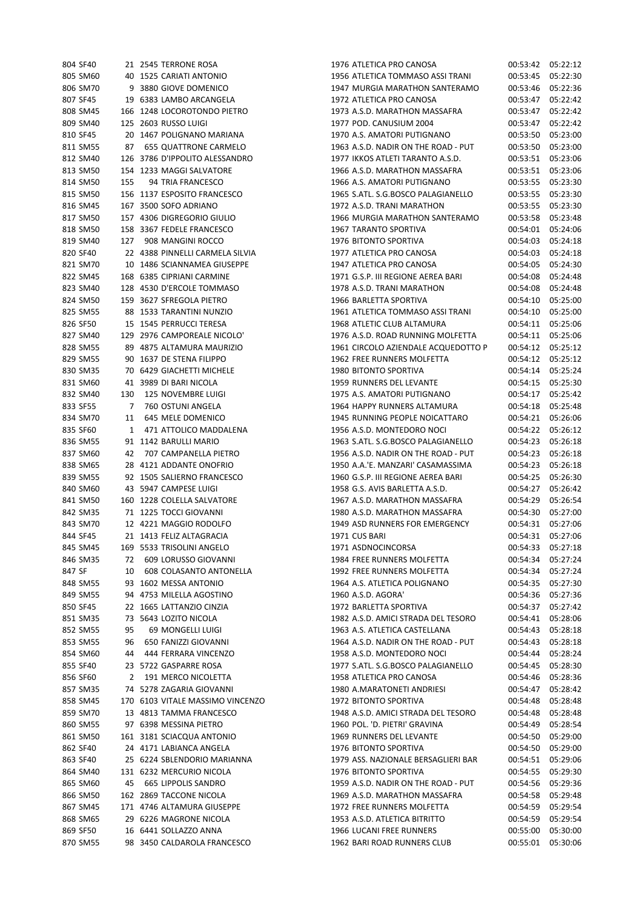| | | | | | | | | |
|---|---|---|---|---|---|---|---|---|
| 804 | SF40 | 21 | 2545 | TERRONE ROSA | 1976 | ATLETICA PRO CANOSA | 00:53:42 | 05:22:12 |
| 805 | SM60 | 40 | 1525 | CARIATI ANTONIO | 1956 | ATLETICA TOMMASO ASSI TRANI | 00:53:45 | 05:22:30 |
| 806 | SM70 | 9 | 3880 | GIOVE DOMENICO | 1947 | MURGIA MARATHON SANTERAMO | 00:53:46 | 05:22:36 |
| 807 | SF45 | 19 | 6383 | LAMBO ARCANGELA | 1972 | ATLETICA PRO CANOSA | 00:53:47 | 05:22:42 |
| 808 | SM45 | 166 | 1248 | LOCOROTONDO PIETRO | 1973 | A.S.D. MARATHON MASSAFRA | 00:53:47 | 05:22:42 |
| 809 | SM40 | 125 | 2603 | RUSSO LUIGI | 1977 | POD. CANUSIUM 2004 | 00:53:47 | 05:22:42 |
| 810 | SF45 | 20 | 1467 | POLIGNANO MARIANA | 1970 | A.S. AMATORI PUTIGNANO | 00:53:50 | 05:23:00 |
| 811 | SM55 | 87 | 655 | QUATTRONE CARMELO | 1963 | A.S.D. NADIR ON THE ROAD - PUT | 00:53:50 | 05:23:00 |
| 812 | SM40 | 126 | 3786 | D'IPPOLITO ALESSANDRO | 1977 | IKKOS ATLETI TARANTO A.S.D. | 00:53:51 | 05:23:06 |
| 813 | SM50 | 154 | 1233 | MAGGI SALVATORE | 1966 | A.S.D. MARATHON MASSAFRA | 00:53:51 | 05:23:06 |
| 814 | SM50 | 155 | 94 | TRIA FRANCESCO | 1966 | A.S. AMATORI PUTIGNANO | 00:53:55 | 05:23:30 |
| 815 | SM50 | 156 | 1137 | ESPOSITO FRANCESCO | 1965 | S.ATL. S.G.BOSCO PALAGIANELLO | 00:53:55 | 05:23:30 |
| 816 | SM45 | 167 | 3500 | SOFO ADRIANO | 1972 | A.S.D. TRANI MARATHON | 00:53:55 | 05:23:30 |
| 817 | SM50 | 157 | 4306 | DIGREGORIO GIULIO | 1966 | MURGIA MARATHON SANTERAMO | 00:53:58 | 05:23:48 |
| 818 | SM50 | 158 | 3367 | FEDELE FRANCESCO | 1967 | TARANTO SPORTIVA | 00:54:01 | 05:24:06 |
| 819 | SM40 | 127 | 908 | MANGINI ROCCO | 1976 | BITONTO SPORTIVA | 00:54:03 | 05:24:18 |
| 820 | SF40 | 22 | 4388 | PINNELLI CARMELA SILVIA | 1977 | ATLETICA PRO CANOSA | 00:54:03 | 05:24:18 |
| 821 | SM70 | 10 | 1486 | SCIANNAMEA GIUSEPPE | 1947 | ATLETICA PRO CANOSA | 00:54:05 | 05:24:30 |
| 822 | SM45 | 168 | 6385 | CIPRIANI CARMINE | 1971 | G.S.P. III REGIONE AEREA BARI | 00:54:08 | 05:24:48 |
| 823 | SM40 | 128 | 4530 | D'ERCOLE TOMMASO | 1978 | A.S.D. TRANI MARATHON | 00:54:08 | 05:24:48 |
| 824 | SM50 | 159 | 3627 | SFREGOLA PIETRO | 1966 | BARLETTA SPORTIVA | 00:54:10 | 05:25:00 |
| 825 | SM55 | 88 | 1533 | TARANTINI NUNZIO | 1961 | ATLETICA TOMMASO ASSI TRANI | 00:54:10 | 05:25:00 |
| 826 | SF50 | 15 | 1545 | PERRUCCI TERESA | 1968 | ATLETIC CLUB ALTAMURA | 00:54:11 | 05:25:06 |
| 827 | SM40 | 129 | 2976 | CAMPOREALE NICOLO' | 1976 | A.S.D. ROAD RUNNING MOLFETTA | 00:54:11 | 05:25:06 |
| 828 | SM55 | 89 | 4875 | ALTAMURA MAURIZIO | 1961 | CIRCOLO AZIENDALE ACQUEDOTTO P | 00:54:12 | 05:25:12 |
| 829 | SM55 | 90 | 1637 | DE STENA FILIPPO | 1962 | FREE RUNNERS MOLFETTA | 00:54:12 | 05:25:12 |
| 830 | SM35 | 70 | 6429 | GIACHETTI MICHELE | 1980 | BITONTO SPORTIVA | 00:54:14 | 05:25:24 |
| 831 | SM60 | 41 | 3989 | DI BARI NICOLA | 1959 | RUNNERS DEL LEVANTE | 00:54:15 | 05:25:30 |
| 832 | SM40 | 130 | 125 | NOVEMBRE LUIGI | 1975 | A.S. AMATORI PUTIGNANO | 00:54:17 | 05:25:42 |
| 833 | SF55 | 7 | 760 | OSTUNI ANGELA | 1964 | HAPPY RUNNERS ALTAMURA | 00:54:18 | 05:25:48 |
| 834 | SM70 | 11 | 645 | MELE DOMENICO | 1945 | RUNNING PEOPLE NOICATTARO | 00:54:21 | 05:26:06 |
| 835 | SF60 | 1 | 471 | ATTOLICO MADDALENA | 1956 | A.S.D. MONTEDORO NOCI | 00:54:22 | 05:26:12 |
| 836 | SM55 | 91 | 1142 | BARULLI MARIO | 1963 | S.ATL. S.G.BOSCO PALAGIANELLO | 00:54:23 | 05:26:18 |
| 837 | SM60 | 42 | 707 | CAMPANELLA PIETRO | 1956 | A.S.D. NADIR ON THE ROAD - PUT | 00:54:23 | 05:26:18 |
| 838 | SM65 | 28 | 4121 | ADDANTE ONOFRIO | 1950 | A.A.'E. MANZARI' CASAMASSIMA | 00:54:23 | 05:26:18 |
| 839 | SM55 | 92 | 1505 | SALIERNO FRANCESCO | 1960 | G.S.P. III REGIONE AEREA BARI | 00:54:25 | 05:26:30 |
| 840 | SM60 | 43 | 5947 | CAMPESE LUIGI | 1958 | G.S. AVIS BARLETTA A.S.D. | 00:54:27 | 05:26:42 |
| 841 | SM50 | 160 | 1228 | COLELLA SALVATORE | 1967 | A.S.D. MARATHON MASSAFRA | 00:54:29 | 05:26:54 |
| 842 | SM35 | 71 | 1225 | TOCCI GIOVANNI | 1980 | A.S.D. MARATHON MASSAFRA | 00:54:30 | 05:27:00 |
| 843 | SM70 | 12 | 4221 | MAGGIO RODOLFO | 1949 | ASD RUNNERS FOR EMERGENCY | 00:54:31 | 05:27:06 |
| 844 | SF45 | 21 | 1413 | FELIZ ALTAGRACIA | 1971 | CUS BARI | 00:54:31 | 05:27:06 |
| 845 | SM45 | 169 | 5533 | TRISOLINI ANGELO | 1971 | ASDNOCINCORSA | 00:54:33 | 05:27:18 |
| 846 | SM35 | 72 | 609 | LORUSSO GIOVANNI | 1984 | FREE RUNNERS MOLFETTA | 00:54:34 | 05:27:24 |
| 847 | SF | 10 | 608 | COLASANTO ANTONELLA | 1992 | FREE RUNNERS MOLFETTA | 00:54:34 | 05:27:24 |
| 848 | SM55 | 93 | 1602 | MESSA ANTONIO | 1964 | A.S. ATLETICA POLIGNANO | 00:54:35 | 05:27:30 |
| 849 | SM55 | 94 | 4753 | MILELLA AGOSTINO | 1960 | A.S.D. AGORA' | 00:54:36 | 05:27:36 |
| 850 | SF45 | 22 | 1665 | LATTANZIO CINZIA | 1972 | BARLETTA SPORTIVA | 00:54:37 | 05:27:42 |
| 851 | SM35 | 73 | 5643 | LOZITO NICOLA | 1982 | A.S.D. AMICI STRADA DEL TESORO | 00:54:41 | 05:28:06 |
| 852 | SM55 | 95 | 69 | MONGELLI LUIGI | 1963 | A.S. ATLETICA CASTELLANA | 00:54:43 | 05:28:18 |
| 853 | SM55 | 96 | 650 | FANIZZI GIOVANNI | 1964 | A.S.D. NADIR ON THE ROAD - PUT | 00:54:43 | 05:28:18 |
| 854 | SM60 | 44 | 444 | FERRARA VINCENZO | 1958 | A.S.D. MONTEDORO NOCI | 00:54:44 | 05:28:24 |
| 855 | SF40 | 23 | 5722 | GASPARRE ROSA | 1977 | S.ATL. S.G.BOSCO PALAGIANELLO | 00:54:45 | 05:28:30 |
| 856 | SF60 | 2 | 191 | MERCO NICOLETTA | 1958 | ATLETICA PRO CANOSA | 00:54:46 | 05:28:36 |
| 857 | SM35 | 74 | 5278 | ZAGARIA GIOVANNI | 1980 | A.MARATONETI ANDRIESI | 00:54:47 | 05:28:42 |
| 858 | SM45 | 170 | 6103 | VITALE MASSIMO VINCENZO | 1972 | BITONTO SPORTIVA | 00:54:48 | 05:28:48 |
| 859 | SM70 | 13 | 4813 | TAMMA FRANCESCO | 1948 | A.S.D. AMICI STRADA DEL TESORO | 00:54:48 | 05:28:48 |
| 860 | SM55 | 97 | 6398 | MESSINA PIETRO | 1960 | POL. 'D. PIETRI' GRAVINA | 00:54:49 | 05:28:54 |
| 861 | SM50 | 161 | 3181 | SCIACQUA ANTONIO | 1969 | RUNNERS DEL LEVANTE | 00:54:50 | 05:29:00 |
| 862 | SF40 | 24 | 4171 | LABIANCA ANGELA | 1976 | BITONTO SPORTIVA | 00:54:50 | 05:29:00 |
| 863 | SF40 | 25 | 6224 | SBLENDORIO MARIANNA | 1979 | ASS. NAZIONALE BERSAGLIERI BAR | 00:54:51 | 05:29:06 |
| 864 | SM40 | 131 | 6232 | MERCURIO NICOLA | 1976 | BITONTO SPORTIVA | 00:54:55 | 05:29:30 |
| 865 | SM60 | 45 | 665 | LIPPOLIS SANDRO | 1959 | A.S.D. NADIR ON THE ROAD - PUT | 00:54:56 | 05:29:36 |
| 866 | SM50 | 162 | 2869 | TACCONE NICOLA | 1969 | A.S.D. MARATHON MASSAFRA | 00:54:58 | 05:29:48 |
| 867 | SM45 | 171 | 4746 | ALTAMURA GIUSEPPE | 1972 | FREE RUNNERS MOLFETTA | 00:54:59 | 05:29:54 |
| 868 | SM65 | 29 | 6226 | MAGRONE NICOLA | 1953 | A.S.D. ATLETICA BITRITTO | 00:54:59 | 05:29:54 |
| 869 | SF50 | 16 | 6441 | SOLLAZZO ANNA | 1966 | LUCANI FREE RUNNERS | 00:55:00 | 05:30:00 |
| 870 | SM55 | 98 | 3450 | CALDAROLA FRANCESCO | 1962 | BARI ROAD RUNNERS CLUB | 00:55:01 | 05:30:06 |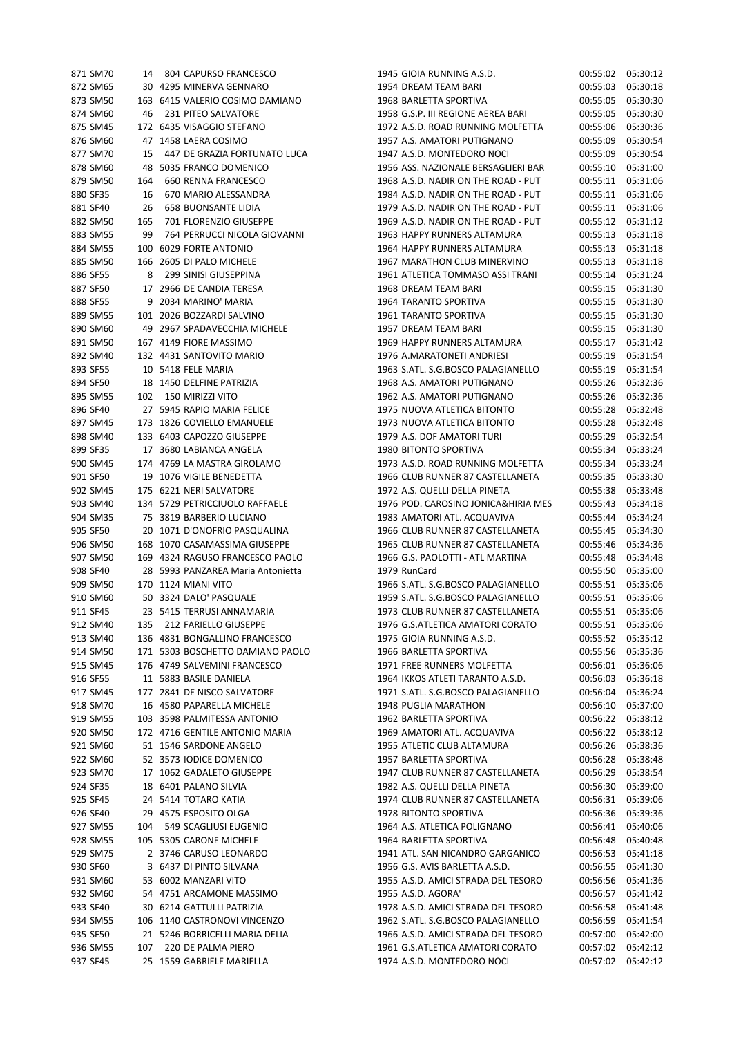| | | | | | | | | |
|---|---|---|---|---|---|---|---|---|
| 871 | SM70 | 14 | 804 | CAPURSO FRANCESCO | 1945 | GIOIA RUNNING A.S.D. | 00:55:02 | 05:30:12 |
| 872 | SM65 | 30 | 4295 | MINERVA GENNARO | 1954 | DREAM TEAM BARI | 00:55:03 | 05:30:18 |
| 873 | SM50 | 163 | 6415 | VALERIO COSIMO DAMIANO | 1968 | BARLETTA SPORTIVA | 00:55:05 | 05:30:30 |
| 874 | SM60 | 46 | 231 | PITEO SALVATORE | 1958 | G.S.P. III REGIONE AEREA BARI | 00:55:05 | 05:30:30 |
| 875 | SM45 | 172 | 6435 | VISAGGIO STEFANO | 1972 | A.S.D. ROAD RUNNING MOLFETTA | 00:55:06 | 05:30:36 |
| 876 | SM60 | 47 | 1458 | LAERA COSIMO | 1957 | A.S. AMATORI PUTIGNANO | 00:55:09 | 05:30:54 |
| 877 | SM70 | 15 | 447 | DE GRAZIA FORTUNATO LUCA | 1947 | A.S.D. MONTEDORO NOCI | 00:55:09 | 05:30:54 |
| 878 | SM60 | 48 | 5035 | FRANCO DOMENICO | 1956 | ASS. NAZIONALE BERSAGLIERI BAR | 00:55:10 | 05:31:00 |
| 879 | SM50 | 164 | 660 | RENNA FRANCESCO | 1968 | A.S.D. NADIR ON THE ROAD - PUT | 00:55:11 | 05:31:06 |
| 880 | SF35 | 16 | 670 | MARIO ALESSANDRA | 1984 | A.S.D. NADIR ON THE ROAD - PUT | 00:55:11 | 05:31:06 |
| 881 | SF40 | 26 | 658 | BUONSANTE LIDIA | 1979 | A.S.D. NADIR ON THE ROAD - PUT | 00:55:11 | 05:31:06 |
| 882 | SM50 | 165 | 701 | FLORENZIO GIUSEPPE | 1969 | A.S.D. NADIR ON THE ROAD - PUT | 00:55:12 | 05:31:12 |
| 883 | SM55 | 99 | 764 | PERRUCCI NICOLA GIOVANNI | 1963 | HAPPY RUNNERS ALTAMURA | 00:55:13 | 05:31:18 |
| 884 | SM55 | 100 | 6029 | FORTE ANTONIO | 1964 | HAPPY RUNNERS ALTAMURA | 00:55:13 | 05:31:18 |
| 885 | SM50 | 166 | 2605 | DI PALO MICHELE | 1967 | MARATHON CLUB MINERVINO | 00:55:13 | 05:31:18 |
| 886 | SF55 | 8 | 299 | SINISI GIUSEPPINA | 1961 | ATLETICA TOMMASO ASSI TRANI | 00:55:14 | 05:31:24 |
| 887 | SF50 | 17 | 2966 | DE CANDIA TERESA | 1968 | DREAM TEAM BARI | 00:55:15 | 05:31:30 |
| 888 | SF55 | 9 | 2034 | MARINO' MARIA | 1964 | TARANTO SPORTIVA | 00:55:15 | 05:31:30 |
| 889 | SM55 | 101 | 2026 | BOZZARDI SALVINO | 1961 | TARANTO SPORTIVA | 00:55:15 | 05:31:30 |
| 890 | SM60 | 49 | 2967 | SPADAVECCHIA MICHELE | 1957 | DREAM TEAM BARI | 00:55:15 | 05:31:30 |
| 891 | SM50 | 167 | 4149 | FIORE MASSIMO | 1969 | HAPPY RUNNERS ALTAMURA | 00:55:17 | 05:31:42 |
| 892 | SM40 | 132 | 4431 | SANTOVITO MARIO | 1976 | A.MARATONETI ANDRIESI | 00:55:19 | 05:31:54 |
| 893 | SF55 | 10 | 5418 | FELE MARIA | 1963 | S.ATL. S.G.BOSCO PALAGIANELLO | 00:55:19 | 05:31:54 |
| 894 | SF50 | 18 | 1450 | DELFINE PATRIZIA | 1968 | A.S. AMATORI PUTIGNANO | 00:55:26 | 05:32:36 |
| 895 | SM55 | 102 | 150 | MIRIZZI VITO | 1962 | A.S. AMATORI PUTIGNANO | 00:55:26 | 05:32:36 |
| 896 | SF40 | 27 | 5945 | RAPIO MARIA FELICE | 1975 | NUOVA ATLETICA BITONTO | 00:55:28 | 05:32:48 |
| 897 | SM45 | 173 | 1826 | COVIELLO EMANUELE | 1973 | NUOVA ATLETICA BITONTO | 00:55:28 | 05:32:48 |
| 898 | SM40 | 133 | 6403 | CAPOZZO GIUSEPPE | 1979 | A.S. DOF AMATORI TURI | 00:55:29 | 05:32:54 |
| 899 | SF35 | 17 | 3680 | LABIANCA ANGELA | 1980 | BITONTO SPORTIVA | 00:55:34 | 05:33:24 |
| 900 | SM45 | 174 | 4769 | LA MASTRA GIROLAMO | 1973 | A.S.D. ROAD RUNNING MOLFETTA | 00:55:34 | 05:33:24 |
| 901 | SF50 | 19 | 1076 | VIGILE BENEDETTA | 1966 | CLUB RUNNER 87 CASTELLANETA | 00:55:35 | 05:33:30 |
| 902 | SM45 | 175 | 6221 | NERI SALVATORE | 1972 | A.S. QUELLI DELLA PINETA | 00:55:38 | 05:33:48 |
| 903 | SM40 | 134 | 5729 | PETRICCIUOLO RAFFAELE | 1976 | POD. CAROSINO JONICA&HIRIA MES | 00:55:43 | 05:34:18 |
| 904 | SM35 | 75 | 3819 | BARBERIO LUCIANO | 1983 | AMATORI ATL. ACQUAVIVA | 00:55:44 | 05:34:24 |
| 905 | SF50 | 20 | 1071 | D'ONOFRIO PASQUALINA | 1966 | CLUB RUNNER 87 CASTELLANETA | 00:55:45 | 05:34:30 |
| 906 | SM50 | 168 | 1070 | CASAMASSIMA GIUSEPPE | 1965 | CLUB RUNNER 87 CASTELLANETA | 00:55:46 | 05:34:36 |
| 907 | SM50 | 169 | 4324 | RAGUSO FRANCESCO PAOLO | 1966 | G.S. PAOLOTTI - ATL MARTINA | 00:55:48 | 05:34:48 |
| 908 | SF40 | 28 | 5993 | PANZAREA Maria Antonietta | 1979 | RunCard | 00:55:50 | 05:35:00 |
| 909 | SM50 | 170 | 1124 | MIANI VITO | 1966 | S.ATL. S.G.BOSCO PALAGIANELLO | 00:55:51 | 05:35:06 |
| 910 | SM60 | 50 | 3324 | DALO' PASQUALE | 1959 | S.ATL. S.G.BOSCO PALAGIANELLO | 00:55:51 | 05:35:06 |
| 911 | SF45 | 23 | 5415 | TERRUSI ANNAMARIA | 1973 | CLUB RUNNER 87 CASTELLANETA | 00:55:51 | 05:35:06 |
| 912 | SM40 | 135 | 212 | FARIELLO GIUSEPPE | 1976 | G.S.ATLETICA AMATORI CORATO | 00:55:51 | 05:35:06 |
| 913 | SM40 | 136 | 4831 | BONGALLINO FRANCESCO | 1975 | GIOIA RUNNING A.S.D. | 00:55:52 | 05:35:12 |
| 914 | SM50 | 171 | 5303 | BOSCHETTO DAMIANO PAOLO | 1966 | BARLETTA SPORTIVA | 00:55:56 | 05:35:36 |
| 915 | SM45 | 176 | 4749 | SALVEMINI FRANCESCO | 1971 | FREE RUNNERS MOLFETTA | 00:56:01 | 05:36:06 |
| 916 | SF55 | 11 | 5883 | BASILE DANIELA | 1964 | IKKOS ATLETI TARANTO A.S.D. | 00:56:03 | 05:36:18 |
| 917 | SM45 | 177 | 2841 | DE NISCO SALVATORE | 1971 | S.ATL. S.G.BOSCO PALAGIANELLO | 00:56:04 | 05:36:24 |
| 918 | SM70 | 16 | 4580 | PAPARELLA MICHELE | 1948 | PUGLIA MARATHON | 00:56:10 | 05:37:00 |
| 919 | SM55 | 103 | 3598 | PALMITESSA ANTONIO | 1962 | BARLETTA SPORTIVA | 00:56:22 | 05:38:12 |
| 920 | SM50 | 172 | 4716 | GENTILE ANTONIO MARIA | 1969 | AMATORI ATL. ACQUAVIVA | 00:56:22 | 05:38:12 |
| 921 | SM60 | 51 | 1546 | SARDONE ANGELO | 1955 | ATLETIC CLUB ALTAMURA | 00:56:26 | 05:38:36 |
| 922 | SM60 | 52 | 3573 | IODICE DOMENICO | 1957 | BARLETTA SPORTIVA | 00:56:28 | 05:38:48 |
| 923 | SM70 | 17 | 1062 | GADALETO GIUSEPPE | 1947 | CLUB RUNNER 87 CASTELLANETA | 00:56:29 | 05:38:54 |
| 924 | SF35 | 18 | 6401 | PALANO SILVIA | 1982 | A.S. QUELLI DELLA PINETA | 00:56:30 | 05:39:00 |
| 925 | SF45 | 24 | 5414 | TOTARO KATIA | 1974 | CLUB RUNNER 87 CASTELLANETA | 00:56:31 | 05:39:06 |
| 926 | SF40 | 29 | 4575 | ESPOSITO OLGA | 1978 | BITONTO SPORTIVA | 00:56:36 | 05:39:36 |
| 927 | SM55 | 104 | 549 | SCAGLIUSI EUGENIO | 1964 | A.S. ATLETICA POLIGNANO | 00:56:41 | 05:40:06 |
| 928 | SM55 | 105 | 5305 | CARONE MICHELE | 1964 | BARLETTA SPORTIVA | 00:56:48 | 05:40:48 |
| 929 | SM75 | 2 | 3746 | CARUSO LEONARDO | 1941 | ATL. SAN NICANDRO GARGANICO | 00:56:53 | 05:41:18 |
| 930 | SF60 | 3 | 6437 | DI PINTO SILVANA | 1956 | G.S. AVIS BARLETTA A.S.D. | 00:56:55 | 05:41:30 |
| 931 | SM60 | 53 | 6002 | MANZARI VITO | 1955 | A.S.D. AMICI STRADA DEL TESORO | 00:56:56 | 05:41:36 |
| 932 | SM60 | 54 | 4751 | ARCAMONE MASSIMO | 1955 | A.S.D. AGORA' | 00:56:57 | 05:41:42 |
| 933 | SF40 | 30 | 6214 | GATTULLI PATRIZIA | 1978 | A.S.D. AMICI STRADA DEL TESORO | 00:56:58 | 05:41:48 |
| 934 | SM55 | 106 | 1140 | CASTRONOVI VINCENZO | 1962 | S.ATL. S.G.BOSCO PALAGIANELLO | 00:56:59 | 05:41:54 |
| 935 | SF50 | 21 | 5246 | BORRICELLI MARIA DELIA | 1966 | A.S.D. AMICI STRADA DEL TESORO | 00:57:00 | 05:42:00 |
| 936 | SM55 | 107 | 220 | DE PALMA PIERO | 1961 | G.S.ATLETICA AMATORI CORATO | 00:57:02 | 05:42:12 |
| 937 | SF45 | 25 | 1559 | GABRIELE MARIELLA | 1974 | A.S.D. MONTEDORO NOCI | 00:57:02 | 05:42:12 |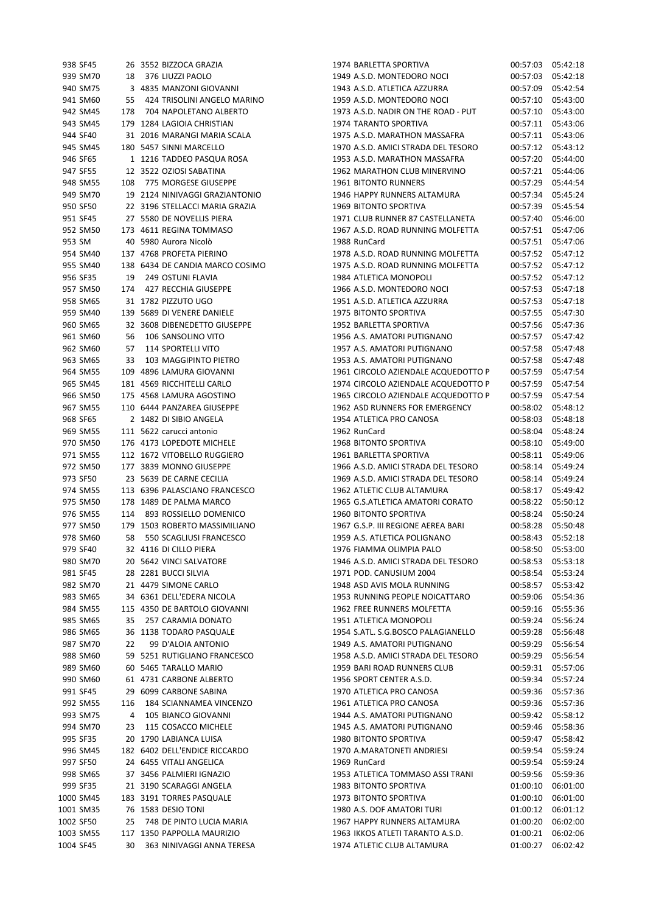| | | | | | | | |
|---|---|---|---|---|---|---|---|
| 938 SF45 | 26 | 3552 | BIZZOCA GRAZIA | 1974 | BARLETTA SPORTIVA | 00:57:03 | 05:42:18 |
| 939 SM70 | 18 | 376 | LIUZZI PAOLO | 1949 | A.S.D. MONTEDORO NOCI | 00:57:03 | 05:42:18 |
| 940 SM75 | 3 | 4835 | MANZONI GIOVANNI | 1943 | A.S.D. ATLETICA AZZURRA | 00:57:09 | 05:42:54 |
| 941 SM60 | 55 | 424 | TRISOLINI ANGELO MARINO | 1959 | A.S.D. MONTEDORO NOCI | 00:57:10 | 05:43:00 |
| 942 SM45 | 178 | 704 | NAPOLETANO ALBERTO | 1973 | A.S.D. NADIR ON THE ROAD - PUT | 00:57:10 | 05:43:00 |
| 943 SM45 | 179 | 1284 | LAGIOIA CHRISTIAN | 1974 | TARANTO SPORTIVA | 00:57:11 | 05:43:06 |
| 944 SF40 | 31 | 2016 | MARANGI MARIA SCALA | 1975 | A.S.D. MARATHON MASSAFRA | 00:57:11 | 05:43:06 |
| 945 SM45 | 180 | 5457 | SINNI MARCELLO | 1970 | A.S.D. AMICI STRADA DEL TESORO | 00:57:12 | 05:43:12 |
| 946 SF65 | 1 | 1216 | TADDEO PASQUA ROSA | 1953 | A.S.D. MARATHON MASSAFRA | 00:57:20 | 05:44:00 |
| 947 SF55 | 12 | 3522 | OZIOSI SABATINA | 1962 | MARATHON CLUB MINERVINO | 00:57:21 | 05:44:06 |
| 948 SM55 | 108 | 775 | MORGESE GIUSEPPE | 1961 | BITONTO RUNNERS | 00:57:29 | 05:44:54 |
| 949 SM70 | 19 | 2124 | NINIVAGGI GRAZIANTONIO | 1946 | HAPPY RUNNERS ALTAMURA | 00:57:34 | 05:45:24 |
| 950 SF50 | 22 | 3196 | STELLACCI MARIA GRAZIA | 1969 | BITONTO SPORTIVA | 00:57:39 | 05:45:54 |
| 951 SF45 | 27 | 5580 | DE NOVELLIS PIERA | 1971 | CLUB RUNNER 87 CASTELLANETA | 00:57:40 | 05:46:00 |
| 952 SM50 | 173 | 4611 | REGINA TOMMASO | 1967 | A.S.D. ROAD RUNNING MOLFETTA | 00:57:51 | 05:47:06 |
| 953 SM | 40 | 5980 | Aurora Nicolò | 1988 | RunCard | 00:57:51 | 05:47:06 |
| 954 SM40 | 137 | 4768 | PROFETA PIERINO | 1978 | A.S.D. ROAD RUNNING MOLFETTA | 00:57:52 | 05:47:12 |
| 955 SM40 | 138 | 6434 | DE CANDIA MARCO COSIMO | 1975 | A.S.D. ROAD RUNNING MOLFETTA | 00:57:52 | 05:47:12 |
| 956 SF35 | 19 | 249 | OSTUNI FLAVIA | 1984 | ATLETICA MONOPOLI | 00:57:52 | 05:47:12 |
| 957 SM50 | 174 | 427 | RECCHIA GIUSEPPE | 1966 | A.S.D. MONTEDORO NOCI | 00:57:53 | 05:47:18 |
| 958 SM65 | 31 | 1782 | PIZZUTO UGO | 1951 | A.S.D. ATLETICA AZZURRA | 00:57:53 | 05:47:18 |
| 959 SM40 | 139 | 5689 | DI VENERE DANIELE | 1975 | BITONTO SPORTIVA | 00:57:55 | 05:47:30 |
| 960 SM65 | 32 | 3608 | DIBENEDETTO GIUSEPPE | 1952 | BARLETTA SPORTIVA | 00:57:56 | 05:47:36 |
| 961 SM60 | 56 | 106 | SANSOLINO VITO | 1956 | A.S. AMATORI PUTIGNANO | 00:57:57 | 05:47:42 |
| 962 SM60 | 57 | 114 | SPORTELLI VITO | 1957 | A.S. AMATORI PUTIGNANO | 00:57:58 | 05:47:48 |
| 963 SM65 | 33 | 103 | MAGGIPINTO PIETRO | 1953 | A.S. AMATORI PUTIGNANO | 00:57:58 | 05:47:48 |
| 964 SM55 | 109 | 4896 | LAMURA GIOVANNI | 1961 | CIRCOLO AZIENDALE ACQUEDOTTO P | 00:57:59 | 05:47:54 |
| 965 SM45 | 181 | 4569 | RICCHITELLI CARLO | 1974 | CIRCOLO AZIENDALE ACQUEDOTTO P | 00:57:59 | 05:47:54 |
| 966 SM50 | 175 | 4568 | LAMURA AGOSTINO | 1965 | CIRCOLO AZIENDALE ACQUEDOTTO P | 00:57:59 | 05:47:54 |
| 967 SM55 | 110 | 6444 | PANZAREA GIUSEPPE | 1962 | ASD RUNNERS FOR EMERGENCY | 00:58:02 | 05:48:12 |
| 968 SF65 | 2 | 1482 | DI SIBIO ANGELA | 1954 | ATLETICA PRO CANOSA | 00:58:03 | 05:48:18 |
| 969 SM55 | 111 | 5622 | carucci antonio | 1962 | RunCard | 00:58:04 | 05:48:24 |
| 970 SM50 | 176 | 4173 | LOPEDOTE MICHELE | 1968 | BITONTO SPORTIVA | 00:58:10 | 05:49:00 |
| 971 SM55 | 112 | 1672 | VITOBELLO RUGGIERO | 1961 | BARLETTA SPORTIVA | 00:58:11 | 05:49:06 |
| 972 SM50 | 177 | 3839 | MONNO GIUSEPPE | 1966 | A.S.D. AMICI STRADA DEL TESORO | 00:58:14 | 05:49:24 |
| 973 SF50 | 23 | 5639 | DE CARNE CECILIA | 1969 | A.S.D. AMICI STRADA DEL TESORO | 00:58:14 | 05:49:24 |
| 974 SM55 | 113 | 6396 | PALASCIANO FRANCESCO | 1962 | ATLETIC CLUB ALTAMURA | 00:58:17 | 05:49:42 |
| 975 SM50 | 178 | 1489 | DE PALMA MARCO | 1965 | G.S.ATLETICA AMATORI CORATO | 00:58:22 | 05:50:12 |
| 976 SM55 | 114 | 893 | ROSSIELLO DOMENICO | 1960 | BITONTO SPORTIVA | 00:58:24 | 05:50:24 |
| 977 SM50 | 179 | 1503 | ROBERTO MASSIMILIANO | 1967 | G.S.P. III REGIONE AEREA BARI | 00:58:28 | 05:50:48 |
| 978 SM60 | 58 | 550 | SCAGLIUSI FRANCESCO | 1959 | A.S. ATLETICA POLIGNANO | 00:58:43 | 05:52:18 |
| 979 SF40 | 32 | 4116 | DI CILLO PIERA | 1976 | FIAMMA OLIMPIA PALO | 00:58:50 | 05:53:00 |
| 980 SM70 | 20 | 5642 | VINCI SALVATORE | 1946 | A.S.D. AMICI STRADA DEL TESORO | 00:58:53 | 05:53:18 |
| 981 SF45 | 28 | 2281 | BUCCI SILVIA | 1971 | POD. CANUSIUM 2004 | 00:58:54 | 05:53:24 |
| 982 SM70 | 21 | 4479 | SIMONE CARLO | 1948 | ASD AVIS MOLA RUNNING | 00:58:57 | 05:53:42 |
| 983 SM65 | 34 | 6361 | DELL'EDERA NICOLA | 1953 | RUNNING PEOPLE NOICATTARO | 00:59:06 | 05:54:36 |
| 984 SM55 | 115 | 4350 | DE BARTOLO GIOVANNI | 1962 | FREE RUNNERS MOLFETTA | 00:59:16 | 05:55:36 |
| 985 SM65 | 35 | 257 | CARAMIA DONATO | 1951 | ATLETICA MONOPOLI | 00:59:24 | 05:56:24 |
| 986 SM65 | 36 | 1138 | TODARO PASQUALE | 1954 | S.ATL. S.G.BOSCO PALAGIANELLO | 00:59:28 | 05:56:48 |
| 987 SM70 | 22 | 99 | D'ALOIA ANTONIO | 1949 | A.S. AMATORI PUTIGNANO | 00:59:29 | 05:56:54 |
| 988 SM60 | 59 | 5251 | RUTIGLIANO FRANCESCO | 1958 | A.S.D. AMICI STRADA DEL TESORO | 00:59:29 | 05:56:54 |
| 989 SM60 | 60 | 5465 | TARALLO MARIO | 1959 | BARI ROAD RUNNERS CLUB | 00:59:31 | 05:57:06 |
| 990 SM60 | 61 | 4731 | CARBONE ALBERTO | 1956 | SPORT CENTER A.S.D. | 00:59:34 | 05:57:24 |
| 991 SF45 | 29 | 6099 | CARBONE SABINA | 1970 | ATLETICA PRO CANOSA | 00:59:36 | 05:57:36 |
| 992 SM55 | 116 | 184 | SCIANNAMEA VINCENZO | 1961 | ATLETICA PRO CANOSA | 00:59:36 | 05:57:36 |
| 993 SM75 | 4 | 105 | BIANCO GIOVANNI | 1944 | A.S. AMATORI PUTIGNANO | 00:59:42 | 05:58:12 |
| 994 SM70 | 23 | 115 | COSACCO MICHELE | 1945 | A.S. AMATORI PUTIGNANO | 00:59:46 | 05:58:36 |
| 995 SF35 | 20 | 1790 | LABIANCA LUISA | 1980 | BITONTO SPORTIVA | 00:59:47 | 05:58:42 |
| 996 SM45 | 182 | 6402 | DELL'ENDICE RICCARDO | 1970 | A.MARATONETI ANDRIESI | 00:59:54 | 05:59:24 |
| 997 SF50 | 24 | 6455 | VITALI ANGELICA | 1969 | RunCard | 00:59:54 | 05:59:24 |
| 998 SM65 | 37 | 3456 | PALMIERI IGNAZIO | 1953 | ATLETICA TOMMASO ASSI TRANI | 00:59:56 | 05:59:36 |
| 999 SF35 | 21 | 3190 | SCARAGGI ANGELA | 1983 | BITONTO SPORTIVA | 01:00:10 | 06:01:00 |
| 1000 SM45 | 183 | 3191 | TORRES PASQUALE | 1973 | BITONTO SPORTIVA | 01:00:10 | 06:01:00 |
| 1001 SM35 | 76 | 1583 | DESIO TONI | 1980 | A.S. DOF AMATORI TURI | 01:00:12 | 06:01:12 |
| 1002 SF50 | 25 | 748 | DE PINTO LUCIA MARIA | 1967 | HAPPY RUNNERS ALTAMURA | 01:00:20 | 06:02:00 |
| 1003 SM55 | 117 | 1350 | PAPPOLLA MAURIZIO | 1963 | IKKOS ATLETI TARANTO A.S.D. | 01:00:21 | 06:02:06 |
| 1004 SF45 | 30 | 363 | NINIVAGGI ANNA TERESA | 1974 | ATLETIC CLUB ALTAMURA | 01:00:27 | 06:02:42 |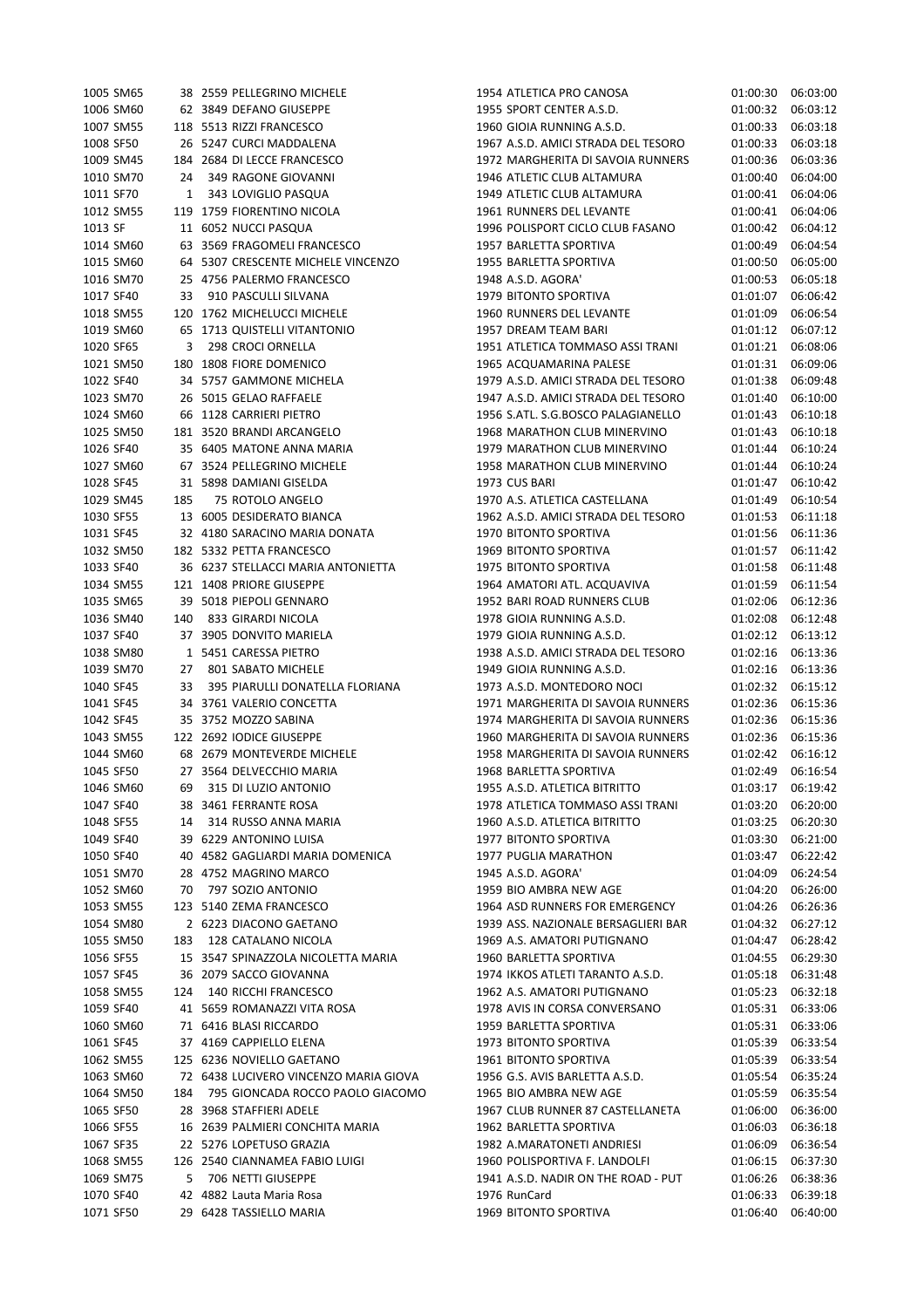| | | | | | | | |
|---|---|---|---|---|---|---|---|
| 1005 | SM65 | 38 | 2559 | PELLEGRINO MICHELE | 1954 ATLETICA PRO CANOSA | 01:00:30 | 06:03:00 |
| 1006 | SM60 | 62 | 3849 | DEFANO GIUSEPPE | 1955 SPORT CENTER A.S.D. | 01:00:32 | 06:03:12 |
| 1007 | SM55 | 118 | 5513 | RIZZI FRANCESCO | 1960 GIOIA RUNNING A.S.D. | 01:00:33 | 06:03:18 |
| 1008 | SF50 | 26 | 5247 | CURCI MADDALENA | 1967 A.S.D. AMICI STRADA DEL TESORO | 01:00:33 | 06:03:18 |
| 1009 | SM45 | 184 | 2684 | DI LECCE FRANCESCO | 1972 MARGHERITA DI SAVOIA RUNNERS | 01:00:36 | 06:03:36 |
| 1010 | SM70 | 24 | 349 | RAGONE GIOVANNI | 1946 ATLETIC CLUB ALTAMURA | 01:00:40 | 06:04:00 |
| 1011 | SF70 | 1 | 343 | LOVIGLIO PASQUA | 1949 ATLETIC CLUB ALTAMURA | 01:00:41 | 06:04:06 |
| 1012 | SM55 | 119 | 1759 | FIORENTINO NICOLA | 1961 RUNNERS DEL LEVANTE | 01:00:41 | 06:04:06 |
| 1013 | SF | 11 | 6052 | NUCCI PASQUA | 1996 POLISPORT CICLO CLUB FASANO | 01:00:42 | 06:04:12 |
| 1014 | SM60 | 63 | 3569 | FRAGOMELI FRANCESCO | 1957 BARLETTA SPORTIVA | 01:00:49 | 06:04:54 |
| 1015 | SM60 | 64 | 5307 | CRESCENTE MICHELE VINCENZO | 1955 BARLETTA SPORTIVA | 01:00:50 | 06:05:00 |
| 1016 | SM70 | 25 | 4756 | PALERMO FRANCESCO | 1948 A.S.D. AGORA' | 01:00:53 | 06:05:18 |
| 1017 | SF40 | 33 | 910 | PASCULLI SILVANA | 1979 BITONTO SPORTIVA | 01:01:07 | 06:06:42 |
| 1018 | SM55 | 120 | 1762 | MICHELUCCI MICHELE | 1960 RUNNERS DEL LEVANTE | 01:01:09 | 06:06:54 |
| 1019 | SM60 | 65 | 1713 | QUISTELLI VITANTONIO | 1957 DREAM TEAM BARI | 01:01:12 | 06:07:12 |
| 1020 | SF65 | 3 | 298 | CROCI ORNELLA | 1951 ATLETICA TOMMASO ASSI TRANI | 01:01:21 | 06:08:06 |
| 1021 | SM50 | 180 | 1808 | FIORE DOMENICO | 1965 ACQUAMARINA PALESE | 01:01:31 | 06:09:06 |
| 1022 | SF40 | 34 | 5757 | GAMMONE MICHELA | 1979 A.S.D. AMICI STRADA DEL TESORO | 01:01:38 | 06:09:48 |
| 1023 | SM70 | 26 | 5015 | GELAO RAFFAELE | 1947 A.S.D. AMICI STRADA DEL TESORO | 01:01:40 | 06:10:00 |
| 1024 | SM60 | 66 | 1128 | CARRIERI PIETRO | 1956 S.ATL. S.G.BOSCO PALAGIANELLO | 01:01:43 | 06:10:18 |
| 1025 | SM50 | 181 | 3520 | BRANDI ARCANGELO | 1968 MARATHON CLUB MINERVINO | 01:01:43 | 06:10:18 |
| 1026 | SF40 | 35 | 6405 | MATONE ANNA MARIA | 1979 MARATHON CLUB MINERVINO | 01:01:44 | 06:10:24 |
| 1027 | SM60 | 67 | 3524 | PELLEGRINO MICHELE | 1958 MARATHON CLUB MINERVINO | 01:01:44 | 06:10:24 |
| 1028 | SF45 | 31 | 5898 | DAMIANI GISELDA | 1973 CUS BARI | 01:01:47 | 06:10:42 |
| 1029 | SM45 | 185 | 75 | ROTOLO ANGELO | 1970 A.S. ATLETICA CASTELLANA | 01:01:49 | 06:10:54 |
| 1030 | SF55 | 13 | 6005 | DESIDERATO BIANCA | 1962 A.S.D. AMICI STRADA DEL TESORO | 01:01:53 | 06:11:18 |
| 1031 | SF45 | 32 | 4180 | SARACINO MARIA DONATA | 1970 BITONTO SPORTIVA | 01:01:56 | 06:11:36 |
| 1032 | SM50 | 182 | 5332 | PETTA FRANCESCO | 1969 BITONTO SPORTIVA | 01:01:57 | 06:11:42 |
| 1033 | SF40 | 36 | 6237 | STELLACCI MARIA ANTONIETTA | 1975 BITONTO SPORTIVA | 01:01:58 | 06:11:48 |
| 1034 | SM55 | 121 | 1408 | PRIORE GIUSEPPE | 1964 AMATORI ATL. ACQUAVIVA | 01:01:59 | 06:11:54 |
| 1035 | SM65 | 39 | 5018 | PIEPOLI GENNARO | 1952 BARI ROAD RUNNERS CLUB | 01:02:06 | 06:12:36 |
| 1036 | SM40 | 140 | 833 | GIRARDI NICOLA | 1978 GIOIA RUNNING A.S.D. | 01:02:08 | 06:12:48 |
| 1037 | SF40 | 37 | 3905 | DONVITO MARIELA | 1979 GIOIA RUNNING A.S.D. | 01:02:12 | 06:13:12 |
| 1038 | SM80 | 1 | 5451 | CARESSA PIETRO | 1938 A.S.D. AMICI STRADA DEL TESORO | 01:02:16 | 06:13:36 |
| 1039 | SM70 | 27 | 801 | SABATO MICHELE | 1949 GIOIA RUNNING A.S.D. | 01:02:16 | 06:13:36 |
| 1040 | SF45 | 33 | 395 | PIARULLI DONATELLA FLORIANA | 1973 A.S.D. MONTEDORO NOCI | 01:02:32 | 06:15:12 |
| 1041 | SF45 | 34 | 3761 | VALERIO CONCETTA | 1971 MARGHERITA DI SAVOIA RUNNERS | 01:02:36 | 06:15:36 |
| 1042 | SF45 | 35 | 3752 | MOZZO SABINA | 1974 MARGHERITA DI SAVOIA RUNNERS | 01:02:36 | 06:15:36 |
| 1043 | SM55 | 122 | 2692 | IODICE GIUSEPPE | 1960 MARGHERITA DI SAVOIA RUNNERS | 01:02:36 | 06:15:36 |
| 1044 | SM60 | 68 | 2679 | MONTEVERDE MICHELE | 1958 MARGHERITA DI SAVOIA RUNNERS | 01:02:42 | 06:16:12 |
| 1045 | SF50 | 27 | 3564 | DELVECCHIO MARIA | 1968 BARLETTA SPORTIVA | 01:02:49 | 06:16:54 |
| 1046 | SM60 | 69 | 315 | DI LUZIO ANTONIO | 1955 A.S.D. ATLETICA BITRITTO | 01:03:17 | 06:19:42 |
| 1047 | SF40 | 38 | 3461 | FERRANTE ROSA | 1978 ATLETICA TOMMASO ASSI TRANI | 01:03:20 | 06:20:00 |
| 1048 | SF55 | 14 | 314 | RUSSO ANNA MARIA | 1960 A.S.D. ATLETICA BITRITTO | 01:03:25 | 06:20:30 |
| 1049 | SF40 | 39 | 6229 | ANTONINO LUISA | 1977 BITONTO SPORTIVA | 01:03:30 | 06:21:00 |
| 1050 | SF40 | 40 | 4582 | GAGLIARDI MARIA DOMENICA | 1977 PUGLIA MARATHON | 01:03:47 | 06:22:42 |
| 1051 | SM70 | 28 | 4752 | MAGRINO MARCO | 1945 A.S.D. AGORA' | 01:04:09 | 06:24:54 |
| 1052 | SM60 | 70 | 797 | SOZIO ANTONIO | 1959 BIO AMBRA NEW AGE | 01:04:20 | 06:26:00 |
| 1053 | SM55 | 123 | 5140 | ZEMA FRANCESCO | 1964 ASD RUNNERS FOR EMERGENCY | 01:04:26 | 06:26:36 |
| 1054 | SM80 | 2 | 6223 | DIACONO GAETANO | 1939 ASS. NAZIONALE BERSAGLIERI BAR | 01:04:32 | 06:27:12 |
| 1055 | SM50 | 183 | 128 | CATALANO NICOLA | 1969 A.S. AMATORI PUTIGNANO | 01:04:47 | 06:28:42 |
| 1056 | SF55 | 15 | 3547 | SPINAZZOLA NICOLETTA MARIA | 1960 BARLETTA SPORTIVA | 01:04:55 | 06:29:30 |
| 1057 | SF45 | 36 | 2079 | SACCO GIOVANNA | 1974 IKKOS ATLETI TARANTO A.S.D. | 01:05:18 | 06:31:48 |
| 1058 | SM55 | 124 | 140 | RICCHI FRANCESCO | 1962 A.S. AMATORI PUTIGNANO | 01:05:23 | 06:32:18 |
| 1059 | SF40 | 41 | 5659 | ROMANAZZI VITA ROSA | 1978 AVIS IN CORSA CONVERSANO | 01:05:31 | 06:33:06 |
| 1060 | SM60 | 71 | 6416 | BLASI RICCARDO | 1959 BARLETTA SPORTIVA | 01:05:31 | 06:33:06 |
| 1061 | SF45 | 37 | 4169 | CAPPIELLO ELENA | 1973 BITONTO SPORTIVA | 01:05:39 | 06:33:54 |
| 1062 | SM55 | 125 | 6236 | NOVIELLO GAETANO | 1961 BITONTO SPORTIVA | 01:05:39 | 06:33:54 |
| 1063 | SM60 | 72 | 6438 | LUCIVERO VINCENZO MARIA GIOVA | 1956 G.S. AVIS BARLETTA A.S.D. | 01:05:54 | 06:35:24 |
| 1064 | SM50 | 184 | 795 | GIONCADA ROCCO PAOLO GIACOMO | 1965 BIO AMBRA NEW AGE | 01:05:59 | 06:35:54 |
| 1065 | SF50 | 28 | 3968 | STAFFIERI ADELE | 1967 CLUB RUNNER 87 CASTELLANETA | 01:06:00 | 06:36:00 |
| 1066 | SF55 | 16 | 2639 | PALMIERI CONCHITA MARIA | 1962 BARLETTA SPORTIVA | 01:06:03 | 06:36:18 |
| 1067 | SF35 | 22 | 5276 | LOPETUSO GRAZIA | 1982 A.MARATONETI ANDRIESI | 01:06:09 | 06:36:54 |
| 1068 | SM55 | 126 | 2540 | CIANNAMEA FABIO LUIGI | 1960 POLISPORTIVA F. LANDOLFI | 01:06:15 | 06:37:30 |
| 1069 | SM75 | 5 | 706 | NETTI GIUSEPPE | 1941 A.S.D. NADIR ON THE ROAD - PUT | 01:06:26 | 06:38:36 |
| 1070 | SF40 | 42 | 4882 | Lauta Maria Rosa | 1976 RunCard | 01:06:33 | 06:39:18 |
| 1071 | SF50 | 29 | 6428 | TASSIELLO MARIA | 1969 BITONTO SPORTIVA | 01:06:40 | 06:40:00 |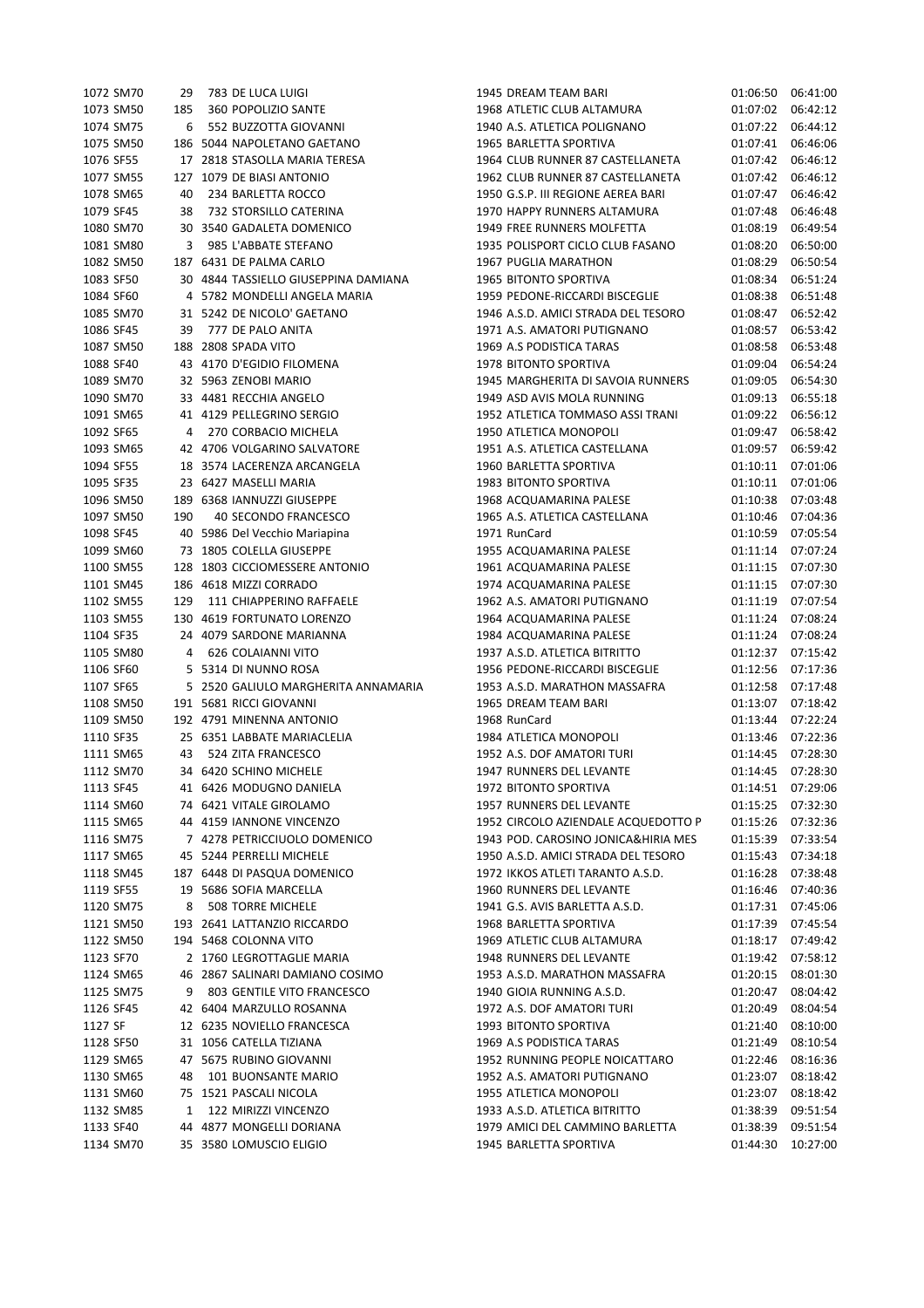| | | | | | | | | |
|---|---|---|---|---|---|---|---|---|
| 1072 | SM70 | 29 | 783 | DE LUCA LUIGI | 1945 | DREAM TEAM BARI | 01:06:50 | 06:41:00 |
| 1073 | SM50 | 185 | 360 | POPOLIZIO SANTE | 1968 | ATLETIC CLUB ALTAMURA | 01:07:02 | 06:42:12 |
| 1074 | SM75 | 6 | 552 | BUZZOTTA GIOVANNI | 1940 | A.S. ATLETICA POLIGNANO | 01:07:22 | 06:44:12 |
| 1075 | SM50 | 186 | 5044 | NAPOLETANO GAETANO | 1965 | BARLETTA SPORTIVA | 01:07:41 | 06:46:06 |
| 1076 | SF55 | 17 | 2818 | STASOLLA MARIA TERESA | 1964 | CLUB RUNNER 87 CASTELLANETA | 01:07:42 | 06:46:12 |
| 1077 | SM55 | 127 | 1079 | DE BIASI ANTONIO | 1962 | CLUB RUNNER 87 CASTELLANETA | 01:07:42 | 06:46:12 |
| 1078 | SM65 | 40 | 234 | BARLETTA ROCCO | 1950 | G.S.P. III REGIONE AEREA BARI | 01:07:47 | 06:46:42 |
| 1079 | SF45 | 38 | 732 | STORSILLO CATERINA | 1970 | HAPPY RUNNERS ALTAMURA | 01:07:48 | 06:46:48 |
| 1080 | SM70 | 30 | 3540 | GADALETA DOMENICO | 1949 | FREE RUNNERS MOLFETTA | 01:08:19 | 06:49:54 |
| 1081 | SM80 | 3 | 985 | L'ABBATE STEFANO | 1935 | POLISPORT CICLO CLUB FASANO | 01:08:20 | 06:50:00 |
| 1082 | SM50 | 187 | 6431 | DE PALMA CARLO | 1967 | PUGLIA MARATHON | 01:08:29 | 06:50:54 |
| 1083 | SF50 | 30 | 4844 | TASSIELLO GIUSEPPINA DAMIANA | 1965 | BITONTO SPORTIVA | 01:08:34 | 06:51:24 |
| 1084 | SF60 | 4 | 5782 | MONDELLI ANGELA MARIA | 1959 | PEDONE-RICCARDI BISCEGLIE | 01:08:38 | 06:51:48 |
| 1085 | SM70 | 31 | 5242 | DE NICOLO' GAETANO | 1946 | A.S.D. AMICI STRADA DEL TESORO | 01:08:47 | 06:52:42 |
| 1086 | SF45 | 39 | 777 | DE PALO ANITA | 1971 | A.S. AMATORI PUTIGNANO | 01:08:57 | 06:53:42 |
| 1087 | SM50 | 188 | 2808 | SPADA VITO | 1969 | A.S PODISTICA TARAS | 01:08:58 | 06:53:48 |
| 1088 | SF40 | 43 | 4170 | D'EGIDIO FILOMENA | 1978 | BITONTO SPORTIVA | 01:09:04 | 06:54:24 |
| 1089 | SM70 | 32 | 5963 | ZENOBI MARIO | 1945 | MARGHERITA DI SAVOIA RUNNERS | 01:09:05 | 06:54:30 |
| 1090 | SM70 | 33 | 4481 | RECCHIA ANGELO | 1949 | ASD AVIS MOLA RUNNING | 01:09:13 | 06:55:18 |
| 1091 | SM65 | 41 | 4129 | PELLEGRINO SERGIO | 1952 | ATLETICA TOMMASO ASSI TRANI | 01:09:22 | 06:56:12 |
| 1092 | SF65 | 4 | 270 | CORBACIO MICHELA | 1950 | ATLETICA MONOPOLI | 01:09:47 | 06:58:42 |
| 1093 | SM65 | 42 | 4706 | VOLGARINO SALVATORE | 1951 | A.S. ATLETICA CASTELLANA | 01:09:57 | 06:59:42 |
| 1094 | SF55 | 18 | 3574 | LACERENZA ARCANGELA | 1960 | BARLETTA SPORTIVA | 01:10:11 | 07:01:06 |
| 1095 | SF35 | 23 | 6427 | MASELLI MARIA | 1983 | BITONTO SPORTIVA | 01:10:11 | 07:01:06 |
| 1096 | SM50 | 189 | 6368 | IANNUZZI GIUSEPPE | 1968 | ACQUAMARINA PALESE | 01:10:38 | 07:03:48 |
| 1097 | SM50 | 190 | 40 | SECONDO FRANCESCO | 1965 | A.S. ATLETICA CASTELLANA | 01:10:46 | 07:04:36 |
| 1098 | SF45 | 40 | 5986 | Del Vecchio Mariapina | 1971 | RunCard | 01:10:59 | 07:05:54 |
| 1099 | SM60 | 73 | 1805 | COLELLA GIUSEPPE | 1955 | ACQUAMARINA PALESE | 01:11:14 | 07:07:24 |
| 1100 | SM55 | 128 | 1803 | CICCIOMESSERE ANTONIO | 1961 | ACQUAMARINA PALESE | 01:11:15 | 07:07:30 |
| 1101 | SM45 | 186 | 4618 | MIZZI CORRADO | 1974 | ACQUAMARINA PALESE | 01:11:15 | 07:07:30 |
| 1102 | SM55 | 129 | 111 | CHIAPPERINO RAFFAELE | 1962 | A.S. AMATORI PUTIGNANO | 01:11:19 | 07:07:54 |
| 1103 | SM55 | 130 | 4619 | FORTUNATO LORENZO | 1964 | ACQUAMARINA PALESE | 01:11:24 | 07:08:24 |
| 1104 | SF35 | 24 | 4079 | SARDONE MARIANNA | 1984 | ACQUAMARINA PALESE | 01:11:24 | 07:08:24 |
| 1105 | SM80 | 4 | 626 | COLAIANNI VITO | 1937 | A.S.D. ATLETICA BITRITTO | 01:12:37 | 07:15:42 |
| 1106 | SF60 | 5 | 5314 | DI NUNNO ROSA | 1956 | PEDONE-RICCARDI BISCEGLIE | 01:12:56 | 07:17:36 |
| 1107 | SF65 | 5 | 2520 | GALIULO MARGHERITA ANNAMARIA | 1953 | A.S.D. MARATHON MASSAFRA | 01:12:58 | 07:17:48 |
| 1108 | SM50 | 191 | 5681 | RICCI GIOVANNI | 1965 | DREAM TEAM BARI | 01:13:07 | 07:18:42 |
| 1109 | SM50 | 192 | 4791 | MINENNA ANTONIO | 1968 | RunCard | 01:13:44 | 07:22:24 |
| 1110 | SF35 | 25 | 6351 | LABBATE MARIACLELIA | 1984 | ATLETICA MONOPOLI | 01:13:46 | 07:22:36 |
| 1111 | SM65 | 43 | 524 | ZITA FRANCESCO | 1952 | A.S. DOF AMATORI TURI | 01:14:45 | 07:28:30 |
| 1112 | SM70 | 34 | 6420 | SCHINO MICHELE | 1947 | RUNNERS DEL LEVANTE | 01:14:45 | 07:28:30 |
| 1113 | SF45 | 41 | 6426 | MODUGNO DANIELA | 1972 | BITONTO SPORTIVA | 01:14:51 | 07:29:06 |
| 1114 | SM60 | 74 | 6421 | VITALE GIROLAMO | 1957 | RUNNERS DEL LEVANTE | 01:15:25 | 07:32:30 |
| 1115 | SM65 | 44 | 4159 | IANNONE VINCENZO | 1952 | CIRCOLO AZIENDALE ACQUEDOTTO P | 01:15:26 | 07:32:36 |
| 1116 | SM75 | 7 | 4278 | PETRICCIUOLO DOMENICO | 1943 | POD. CAROSINO JONICA&HIRIA MES | 01:15:39 | 07:33:54 |
| 1117 | SM65 | 45 | 5244 | PERRELLI MICHELE | 1950 | A.S.D. AMICI STRADA DEL TESORO | 01:15:43 | 07:34:18 |
| 1118 | SM45 | 187 | 6448 | DI PASQUA DOMENICO | 1972 | IKKOS ATLETI TARANTO A.S.D. | 01:16:28 | 07:38:48 |
| 1119 | SF55 | 19 | 5686 | SOFIA MARCELLA | 1960 | RUNNERS DEL LEVANTE | 01:16:46 | 07:40:36 |
| 1120 | SM75 | 8 | 508 | TORRE MICHELE | 1941 | G.S. AVIS BARLETTA A.S.D. | 01:17:31 | 07:45:06 |
| 1121 | SM50 | 193 | 2641 | LATTANZIO RICCARDO | 1968 | BARLETTA SPORTIVA | 01:17:39 | 07:45:54 |
| 1122 | SM50 | 194 | 5468 | COLONNA VITO | 1969 | ATLETIC CLUB ALTAMURA | 01:18:17 | 07:49:42 |
| 1123 | SF70 | 2 | 1760 | LEGROTTAGLIE MARIA | 1948 | RUNNERS DEL LEVANTE | 01:19:42 | 07:58:12 |
| 1124 | SM65 | 46 | 2867 | SALINARI DAMIANO COSIMO | 1953 | A.S.D. MARATHON MASSAFRA | 01:20:15 | 08:01:30 |
| 1125 | SM75 | 9 | 803 | GENTILE VITO FRANCESCO | 1940 | GIOIA RUNNING A.S.D. | 01:20:47 | 08:04:42 |
| 1126 | SF45 | 42 | 6404 | MARZULLO ROSANNA | 1972 | A.S. DOF AMATORI TURI | 01:20:49 | 08:04:54 |
| 1127 | SF | 12 | 6235 | NOVIELLO FRANCESCA | 1993 | BITONTO SPORTIVA | 01:21:40 | 08:10:00 |
| 1128 | SF50 | 31 | 1056 | CATELLA TIZIANA | 1969 | A.S PODISTICA TARAS | 01:21:49 | 08:10:54 |
| 1129 | SM65 | 47 | 5675 | RUBINO GIOVANNI | 1952 | RUNNING PEOPLE NOICATTARO | 01:22:46 | 08:16:36 |
| 1130 | SM65 | 48 | 101 | BUONSANTE MARIO | 1952 | A.S. AMATORI PUTIGNANO | 01:23:07 | 08:18:42 |
| 1131 | SM60 | 75 | 1521 | PASCALI NICOLA | 1955 | ATLETICA MONOPOLI | 01:23:07 | 08:18:42 |
| 1132 | SM85 | 1 | 122 | MIRIZZI VINCENZO | 1933 | A.S.D. ATLETICA BITRITTO | 01:38:39 | 09:51:54 |
| 1133 | SF40 | 44 | 4877 | MONGELLI DORIANA | 1979 | AMICI DEL CAMMINO BARLETTA | 01:38:39 | 09:51:54 |
| 1134 | SM70 | 35 | 3580 | LOMUSCIO ELIGIO | 1945 | BARLETTA SPORTIVA | 01:44:30 | 10:27:00 |